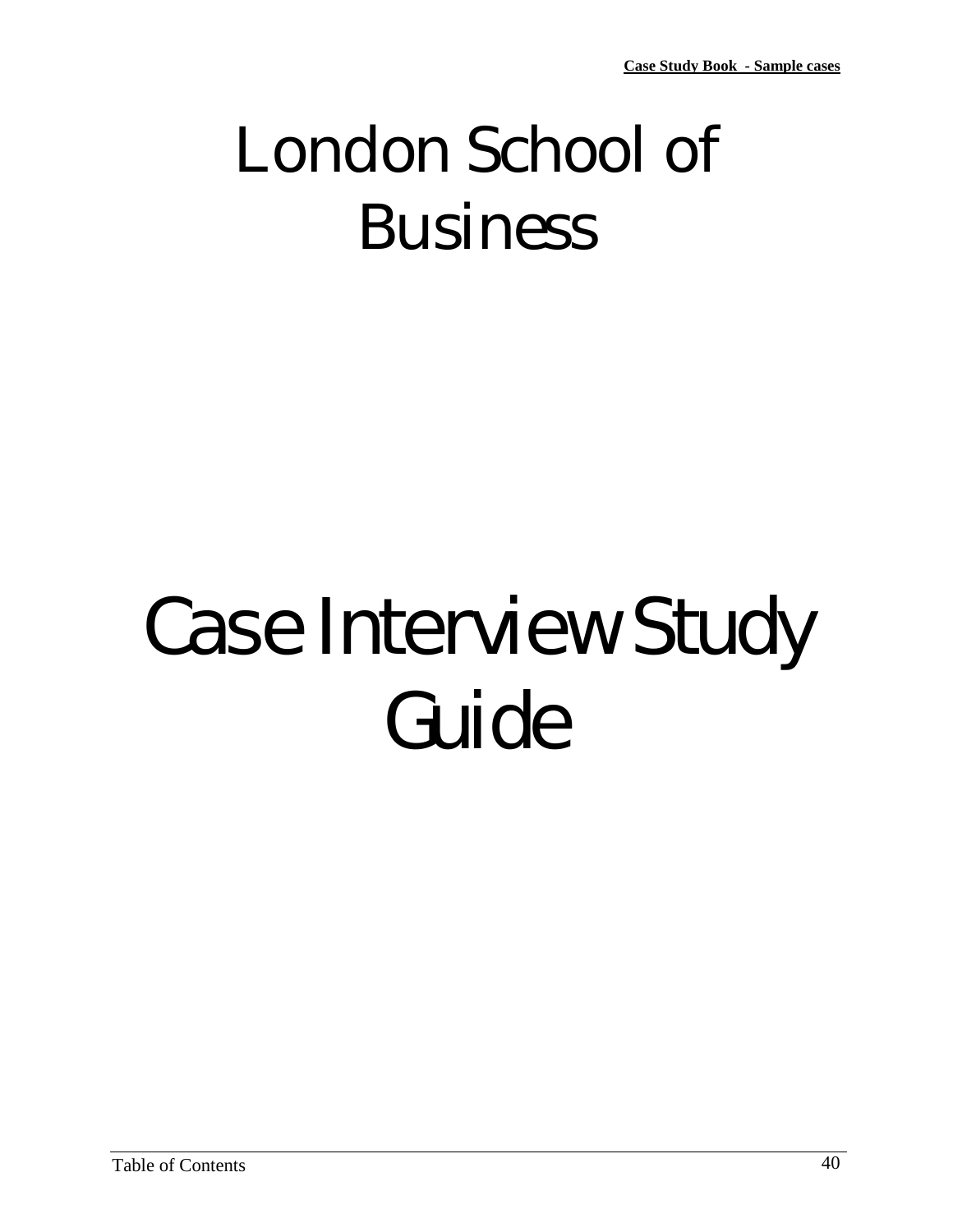# London School of Business

# Case Interview Study Guide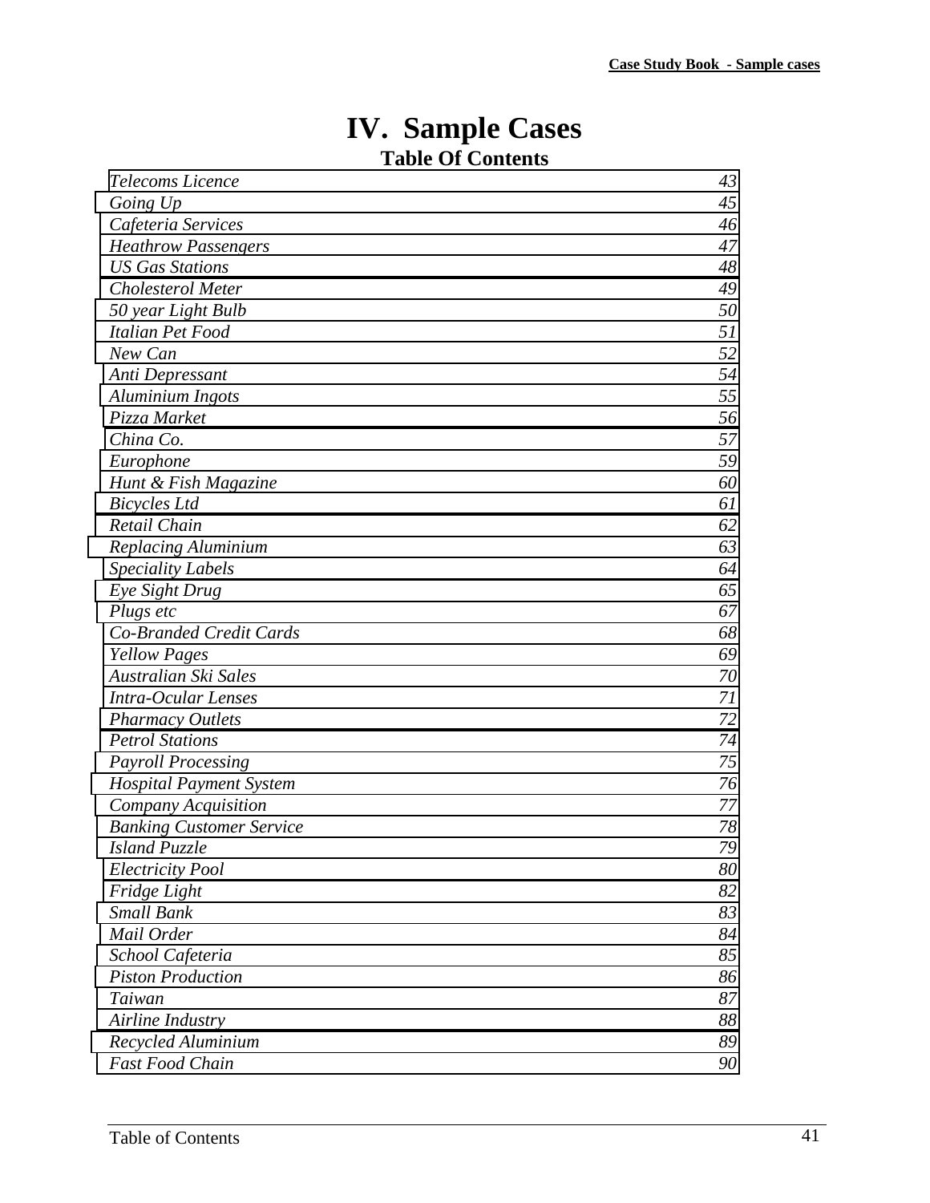# IV. Sample Cases

## Table Of Contents

| | |
|---|---|
| *Telecoms Licence* | *43* |
| *Going Up* | *45* |
| *Cafeteria Services* | *46* |
| *Heathrow Passengers* | *47* |
| *US Gas Stations* | *48* |
| *Cholesterol Meter* | *49* |
| *50 year Light Bulb* | *50* |
| *Italian Pet Food* | *51* |
| *New Can* | *52* |
| *Anti Depressant* | *54* |
| *Aluminium Ingots* | *55* |
| *Pizza Market* | *56* |
| *China Co.* | *57* |
| *Europhone* | *59* |
| *Hunt & Fish Magazine* | *60* |
| *Bicycles Ltd* | *61* |
| *Retail Chain* | *62* |
| *Replacing Aluminium* | *63* |
| *Speciality Labels* | *64* |
| *Eye Sight Drug* | *65* |
| *Plugs etc* | *67* |
| *Co-Branded Credit Cards* | *68* |
| *Yellow Pages* | *69* |
| *Australian Ski Sales* | *70* |
| *Intra-Ocular Lenses* | *71* |
| *Pharmacy Outlets* | *72* |
| *Petrol Stations* | *74* |
| *Payroll Processing* | *75* |
| *Hospital Payment System* | *76* |
| *Company Acquisition* | *77* |
| *Banking Customer Service* | *78* |
| *Island Puzzle* | *79* |
| *Electricity Pool* | *80* |
| *Fridge Light* | *82* |
| *Small Bank* | *83* |
| *Mail Order* | *84* |
| *School Cafeteria* | *85* |
| *Piston Production* | *86* |
| *Taiwan* | *87* |
| *Airline Industry* | *88* |
| *Recycled Aluminium* | *89* |
| *Fast Food Chain* | *90* |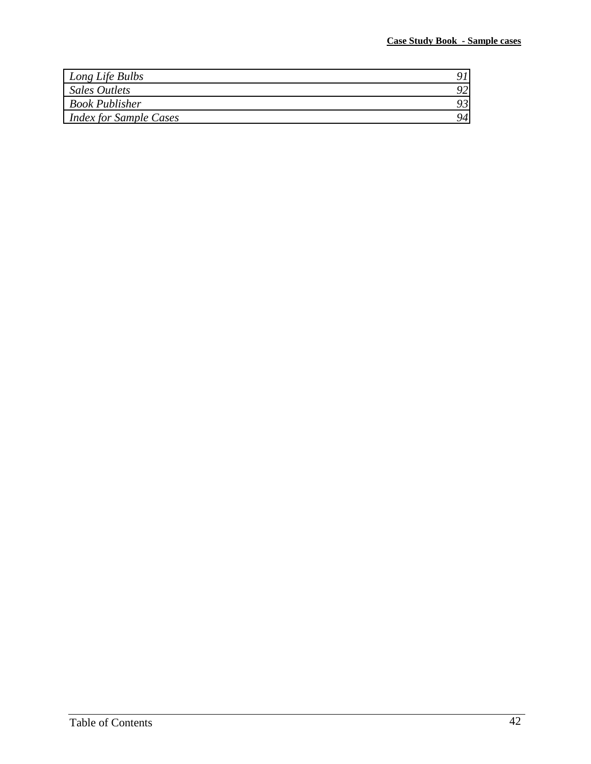| | |
|---|---|
| *Long Life Bulbs* | *91* |
| *Sales Outlets* | *92* |
| *Book Publisher* | *93* |
| *Index for Sample Cases* | *94* |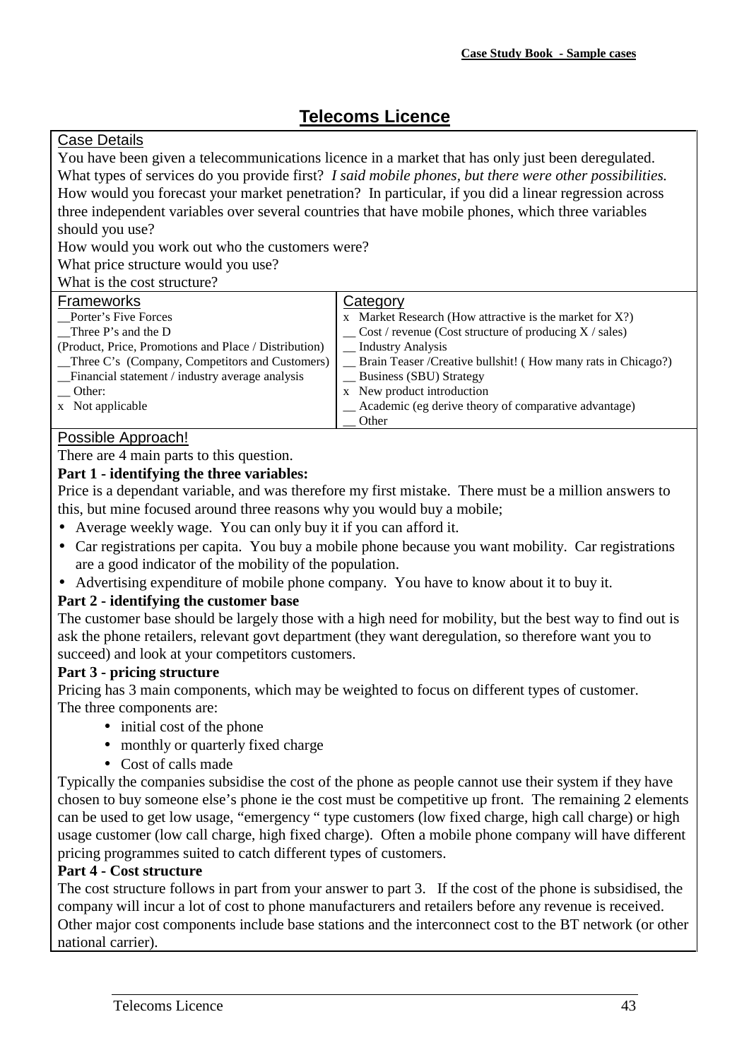# Telecoms Licence

## Case Details

You have been given a telecommunications licence in a market that has only just been deregulated. What types of services do you provide first? *I said mobile phones, but there were other possibilities.* How would you forecast your market penetration? In particular, if you did a linear regression across three independent variables over several countries that have mobile phones, which three variables should you use?

How would you work out who the customers were?

What price structure would you use?

What is the cost structure?

| Frameworks | Category |
|---|---|
| __Porter's Five Forces | x Market Research (How attractive is the market for X?) |
| __Three P's and the D | __ Cost / revenue (Cost structure of producing X / sales) |
| (Product, Price, Promotions and Place / Distribution) | __ Industry Analysis |
| __Three C's (Company, Competitors and Customers) | __ Brain Teaser /Creative bullshit! ( How many rats in Chicago?) |
| __Financial statement / industry average analysis | __ Business (SBU) Strategy |
| __ Other: | x New product introduction |
| x Not applicable | __ Academic (eg derive theory of comparative advantage) |
| | __ Other |

## Possible Approach!

There are 4 main parts to this question.

**Part 1 - identifying the three variables:**

Price is a dependant variable, and was therefore my first mistake. There must be a million answers to this, but mine focused around three reasons why you would buy a mobile;

- Average weekly wage. You can only buy it if you can afford it.
- Car registrations per capita. You buy a mobile phone because you want mobility. Car registrations are a good indicator of the mobility of the population.
- Advertising expenditure of mobile phone company. You have to know about it to buy it.

**Part 2 - identifying the customer base**

The customer base should be largely those with a high need for mobility, but the best way to find out is ask the phone retailers, relevant govt department (they want deregulation, so therefore want you to succeed) and look at your competitors customers.

**Part 3 - pricing structure**

Pricing has 3 main components, which may be weighted to focus on different types of customer. The three components are:

- initial cost of the phone
- monthly or quarterly fixed charge
- Cost of calls made

Typically the companies subsidise the cost of the phone as people cannot use their system if they have chosen to buy someone else's phone ie the cost must be competitive up front. The remaining 2 elements can be used to get low usage, "emergency " type customers (low fixed charge, high call charge) or high usage customer (low call charge, high fixed charge). Often a mobile phone company will have different pricing programmes suited to catch different types of customers.

**Part 4 - Cost structure**

The cost structure follows in part from your answer to part 3. If the cost of the phone is subsidised, the company will incur a lot of cost to phone manufacturers and retailers before any revenue is received. Other major cost components include base stations and the interconnect cost to the BT network (or other national carrier).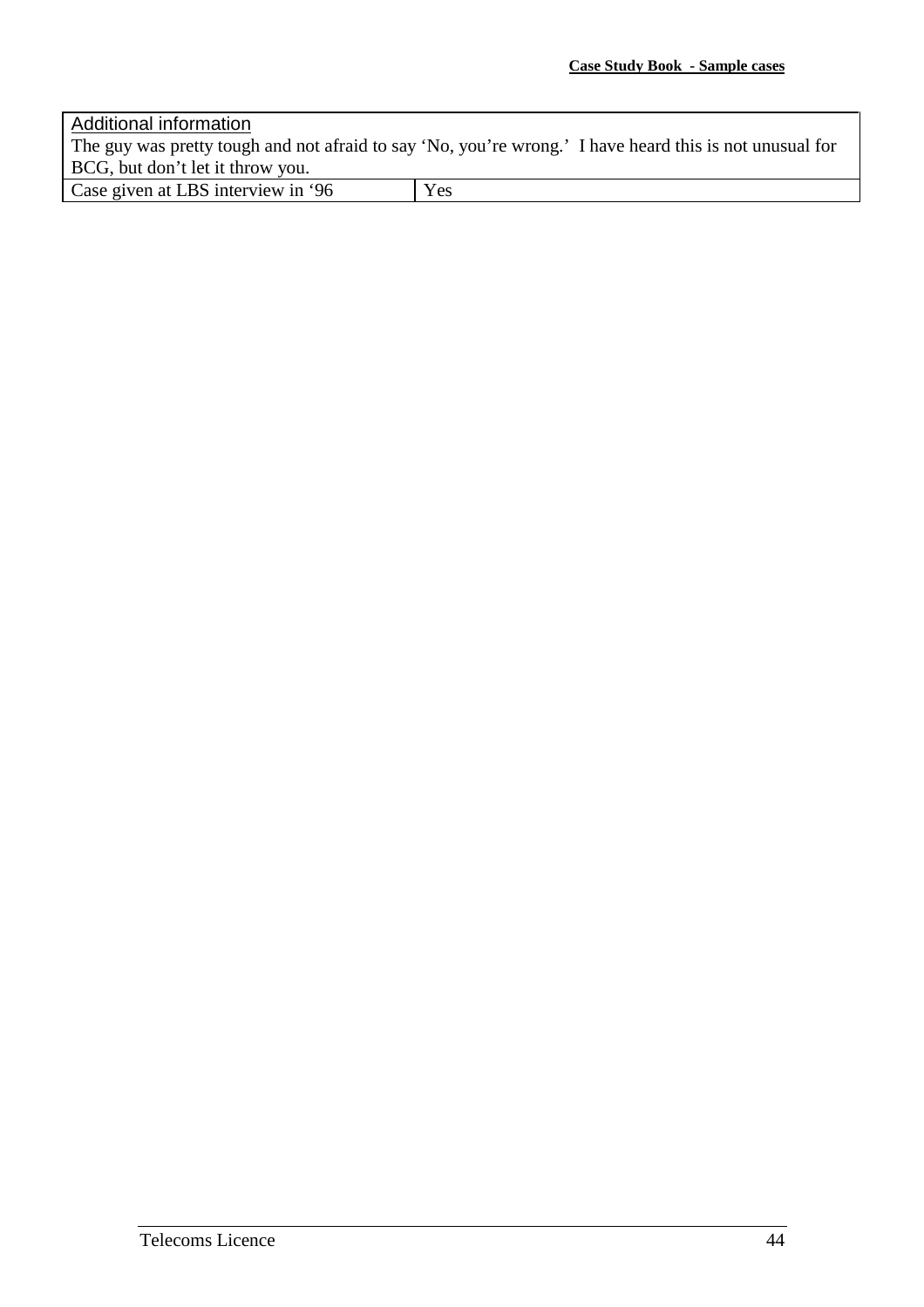Additional information

The guy was pretty tough and not afraid to say 'No, you're wrong.' I have heard this is not unusual for BCG, but don't let it throw you.

| Case given at LBS interview in '96 | Yes |
|---|---|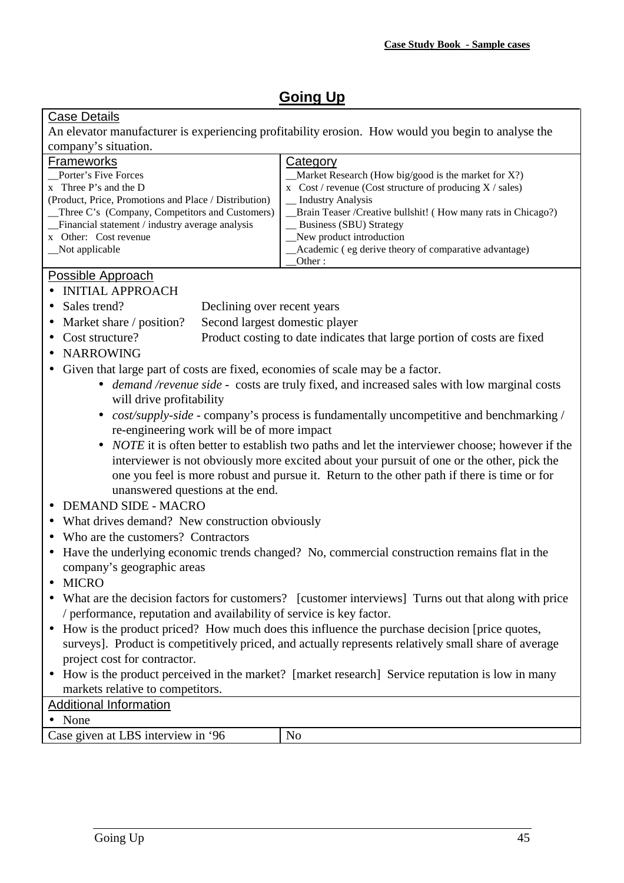# Going Up

**Case Details**

An elevator manufacturer is experiencing profitability erosion. How would you begin to analyse the company's situation.

| Frameworks | Category |
| --- | --- |
| __Porter's Five Forces | __Market Research (How big/good is the market for X?) |
| x Three P's and the D (Product, Price, Promotions and Place / Distribution) | x Cost / revenue (Cost structure of producing X / sales) |
| __Three C's (Company, Competitors and Customers) | __ Industry Analysis |
| __Financial statement / industry average analysis | __Brain Teaser /Creative bullshit! ( How many rats in Chicago?) |
| x Other: Cost revenue | __ Business (SBU) Strategy |
| __Not applicable | __New product introduction |
| | __Academic ( eg derive theory of comparative advantage) |
| | __Other : |

**Possible Approach**

- INITIAL APPROACH
- Sales trend? Declining over recent years
- Market share / position? Second largest domestic player
- Cost structure? Product costing to date indicates that large portion of costs are fixed
- NARROWING
- Given that large part of costs are fixed, economies of scale may be a factor.
  - *demand /revenue side* - costs are truly fixed, and increased sales with low marginal costs will drive profitability
  - *cost/supply-side* - company's process is fundamentally uncompetitive and benchmarking / re-engineering work will be of more impact
  - *NOTE* it is often better to establish two paths and let the interviewer choose; however if the interviewer is not obviously more excited about your pursuit of one or the other, pick the one you feel is more robust and pursue it. Return to the other path if there is time or for unanswered questions at the end.
- DEMAND SIDE - MACRO
- What drives demand? New construction obviously
- Who are the customers? Contractors
- Have the underlying economic trends changed? No, commercial construction remains flat in the company's geographic areas
- MICRO
- What are the decision factors for customers? [customer interviews] Turns out that along with price / performance, reputation and availability of service is key factor.
- How is the product priced? How much does this influence the purchase decision [price quotes, surveys]. Product is competitively priced, and actually represents relatively small share of average project cost for contractor.
- How is the product perceived in the market? [market research] Service reputation is low in many markets relative to competitors.

**Additional Information**

- None

| Case given at LBS interview in '96 | No |
| --- | --- |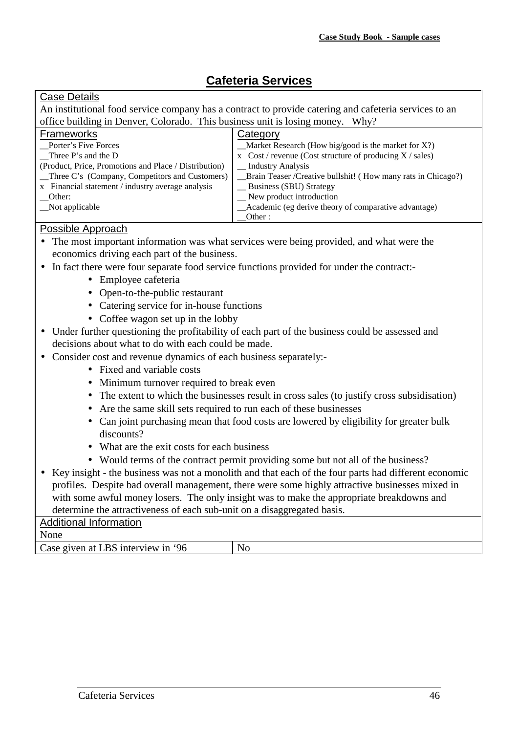# Cafeteria Services

**Case Details**

An institutional food service company has a contract to provide catering and cafeteria services to an office building in Denver, Colorado. This business unit is losing money. Why?

| Frameworks | Category |
|---|---|
| __Porter's Five Forces | __Market Research (How big/good is the market for X?) |
| __Three P's and the D (Product, Price, Promotions and Place / Distribution) | x Cost / revenue (Cost structure of producing X / sales) |
| __Three C's (Company, Competitors and Customers) | __ Industry Analysis |
| x Financial statement / industry average analysis | __Brain Teaser /Creative bullshit! ( How many rats in Chicago?) |
| __Other: | __ Business (SBU) Strategy |
| __Not applicable | __ New product introduction |
| | __Academic (eg derive theory of comparative advantage) |
| | __Other : |

**Possible Approach**

- The most important information was what services were being provided, and what were the economics driving each part of the business.
- In fact there were four separate food service functions provided for under the contract:-
  - Employee cafeteria
  - Open-to-the-public restaurant
  - Catering service for in-house functions
  - Coffee wagon set up in the lobby
- Under further questioning the profitability of each part of the business could be assessed and decisions about what to do with each could be made.
- Consider cost and revenue dynamics of each business separately:-
  - Fixed and variable costs
  - Minimum turnover required to break even
  - The extent to which the businesses result in cross sales (to justify cross subsidisation)
  - Are the same skill sets required to run each of these businesses
  - Can joint purchasing mean that food costs are lowered by eligibility for greater bulk discounts?
  - What are the exit costs for each business
  - Would terms of the contract permit providing some but not all of the business?
- Key insight - the business was not a monolith and that each of the four parts had different economic profiles. Despite bad overall management, there were some highly attractive businesses mixed in with some awful money losers. The only insight was to make the appropriate breakdowns and determine the attractiveness of each sub-unit on a disaggregated basis.

**Additional Information**

None

| Case given at LBS interview in '96 | No |
|---|---|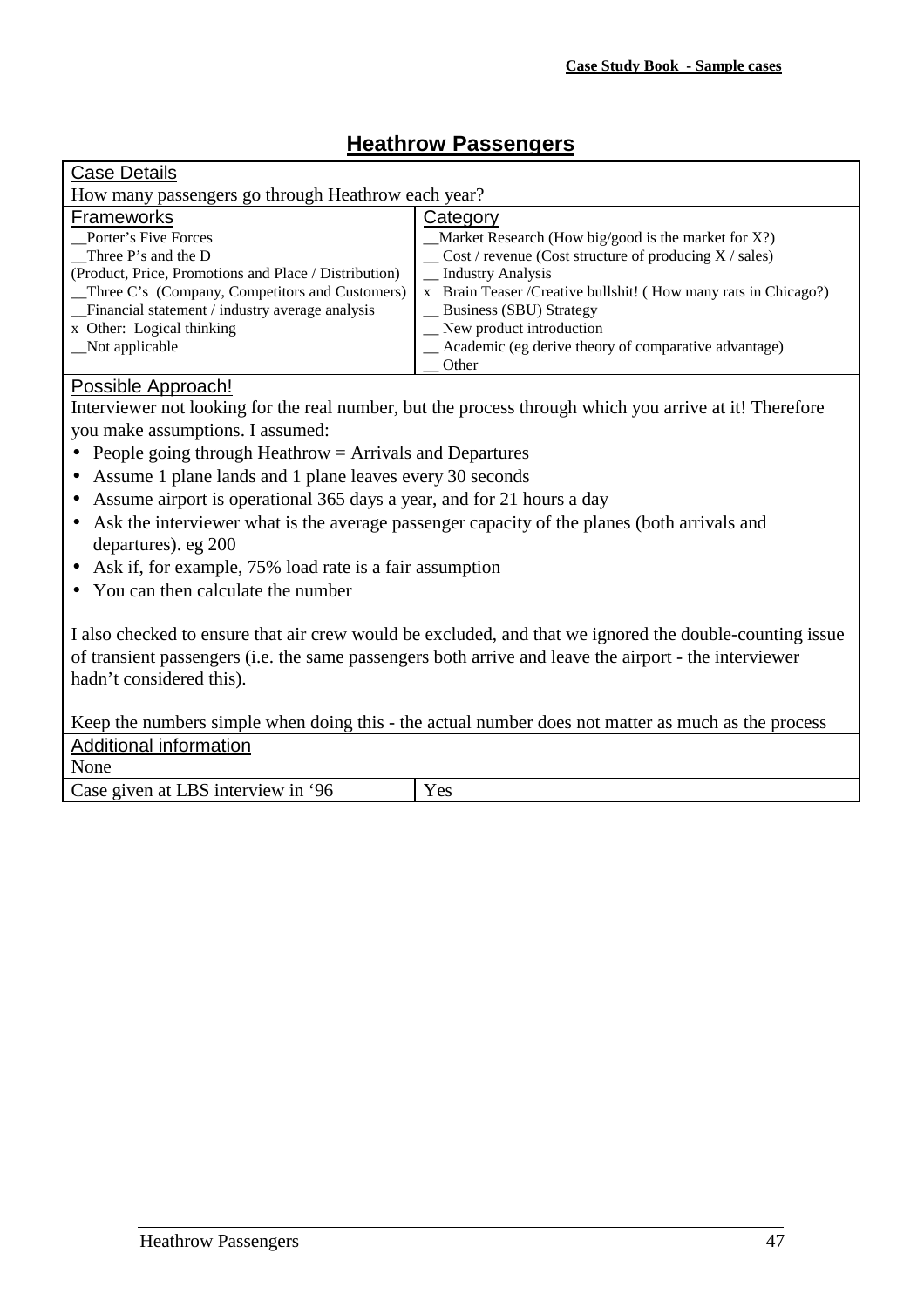# Heathrow Passengers

**Case Details**

How many passengers go through Heathrow each year?

| Frameworks | Category |
|---|---|
| __Porter's Five Forces | __Market Research (How big/good is the market for X?) |
| __Three P's and the D | __ Cost / revenue (Cost structure of producing X / sales) |
| (Product, Price, Promotions and Place / Distribution) | __ Industry Analysis |
| __Three C's (Company, Competitors and Customers) | x Brain Teaser /Creative bullshit! ( How many rats in Chicago?) |
| __Financial statement / industry average analysis | __ Business (SBU) Strategy |
| x Other: Logical thinking | __ New product introduction |
| __Not applicable | __ Academic (eg derive theory of comparative advantage) |
| | __ Other |

**Possible Approach!**

Interviewer not looking for the real number, but the process through which you arrive at it! Therefore you make assumptions. I assumed:

- People going through Heathrow = Arrivals and Departures
- Assume 1 plane lands and 1 plane leaves every 30 seconds
- Assume airport is operational 365 days a year, and for 21 hours a day
- Ask the interviewer what is the average passenger capacity of the planes (both arrivals and departures). eg 200
- Ask if, for example, 75% load rate is a fair assumption
- You can then calculate the number

I also checked to ensure that air crew would be excluded, and that we ignored the double-counting issue of transient passengers (i.e. the same passengers both arrive and leave the airport - the interviewer hadn't considered this).

Keep the numbers simple when doing this - the actual number does not matter as much as the process

**Additional information**

None

| Case given at LBS interview in '96 | Yes |
|---|---|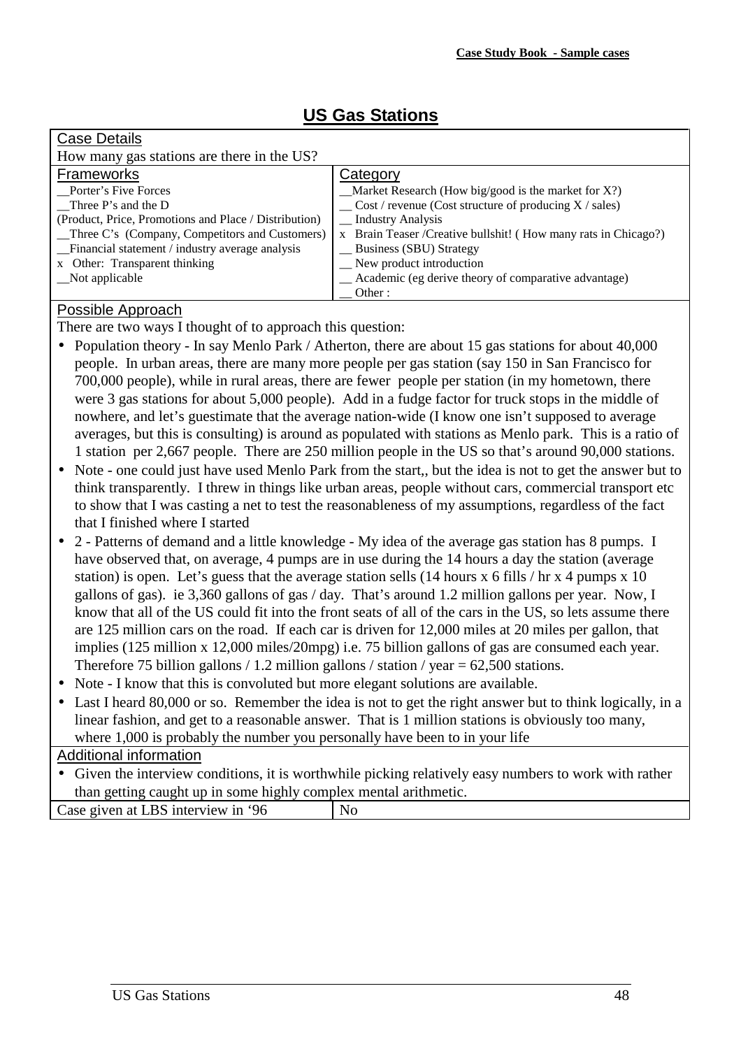# US Gas Stations

**Case Details**

How many gas stations are there in the US?

| Frameworks | Category |
|---|---|
| __Porter's Five Forces | __Market Research (How big/good is the market for X?) |
| __Three P's and the D (Product, Price, Promotions and Place / Distribution) | __ Cost / revenue (Cost structure of producing X / sales) |
| __Three C's (Company, Competitors and Customers) | __ Industry Analysis |
| __Financial statement / industry average analysis | x Brain Teaser /Creative bullshit! ( How many rats in Chicago?) |
| x Other: Transparent thinking | __ Business (SBU) Strategy |
| __Not applicable | __ New product introduction |
| | __ Academic (eg derive theory of comparative advantage) |
| | __ Other : |

**Possible Approach**

There are two ways I thought of to approach this question:

- Population theory - In say Menlo Park / Atherton, there are about 15 gas stations for about 40,000 people. In urban areas, there are many more people per gas station (say 150 in San Francisco for 700,000 people), while in rural areas, there are fewer people per station (in my hometown, there were 3 gas stations for about 5,000 people). Add in a fudge factor for truck stops in the middle of nowhere, and let's guestimate that the average nation-wide (I know one isn't supposed to average averages, but this is consulting) is around as populated with stations as Menlo park. This is a ratio of 1 station per 2,667 people. There are 250 million people in the US so that's around 90,000 stations.
- Note - one could just have used Menlo Park from the start,, but the idea is not to get the answer but to think transparently. I threw in things like urban areas, people without cars, commercial transport etc to show that I was casting a net to test the reasonableness of my assumptions, regardless of the fact that I finished where I started
- 2 - Patterns of demand and a little knowledge - My idea of the average gas station has 8 pumps. I have observed that, on average, 4 pumps are in use during the 14 hours a day the station (average station) is open. Let's guess that the average station sells (14 hours x 6 fills / hr x 4 pumps x 10 gallons of gas). ie 3,360 gallons of gas / day. That's around 1.2 million gallons per year. Now, I know that all of the US could fit into the front seats of all of the cars in the US, so lets assume there are 125 million cars on the road. If each car is driven for 12,000 miles at 20 miles per gallon, that implies (125 million x 12,000 miles/20mpg) i.e. 75 billion gallons of gas are consumed each year. Therefore 75 billion gallons / 1.2 million gallons / station / year = 62,500 stations.
- Note - I know that this is convoluted but more elegant solutions are available.
- Last I heard 80,000 or so. Remember the idea is not to get the right answer but to think logically, in a linear fashion, and get to a reasonable answer. That is 1 million stations is obviously too many, where 1,000 is probably the number you personally have been to in your life

**Additional information**

- Given the interview conditions, it is worthwhile picking relatively easy numbers to work with rather than getting caught up in some highly complex mental arithmetic.

| Case given at LBS interview in '96 | No |
|---|---|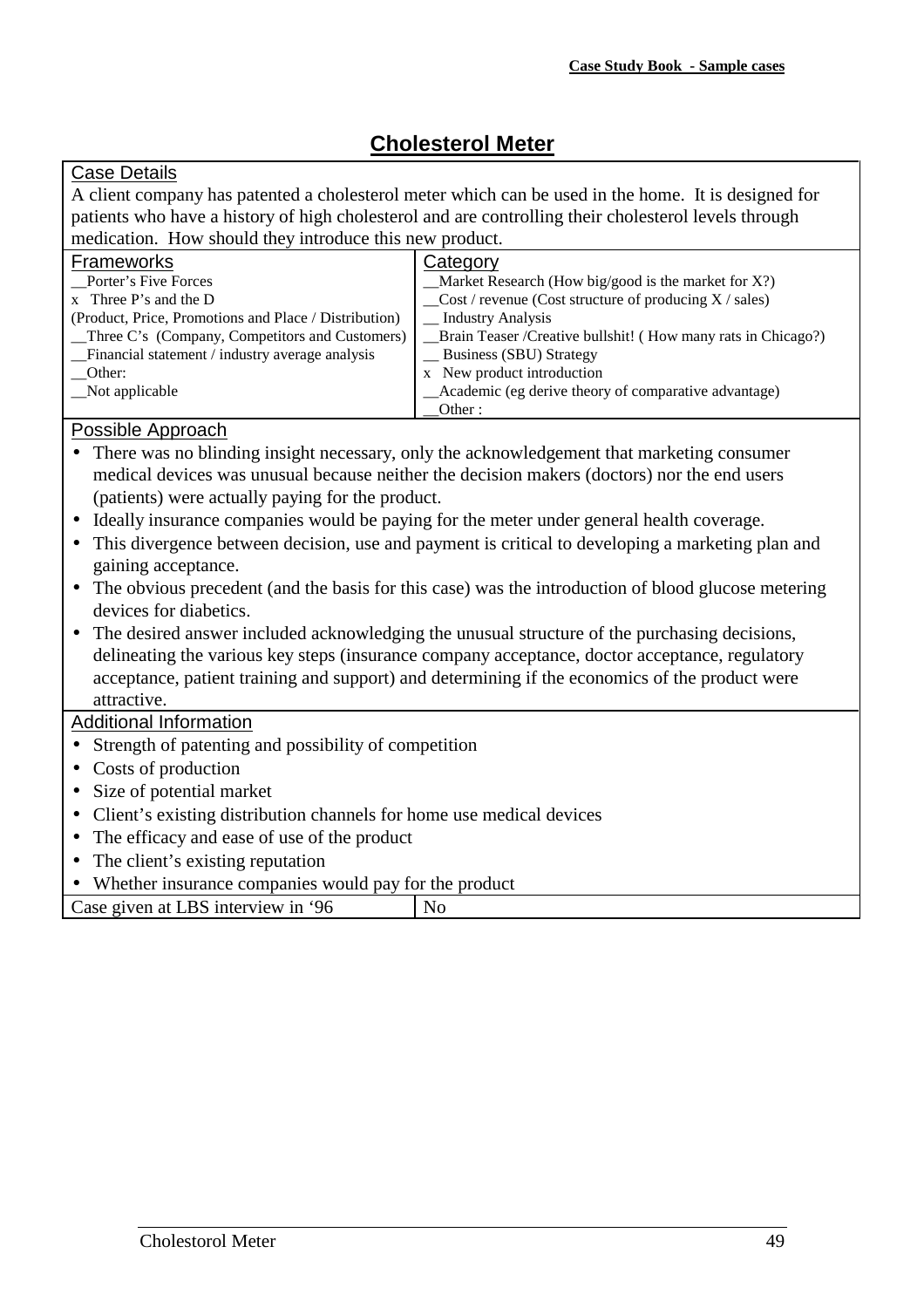# Cholesterol Meter

**Case Details**

A client company has patented a cholesterol meter which can be used in the home. It is designed for patients who have a history of high cholesterol and are controlling their cholesterol levels through medication. How should they introduce this new product.

| Frameworks | Category |
|---|---|
| __Porter's Five Forces | __Market Research (How big/good is the market for X?) |
| x Three P's and the D (Product, Price, Promotions and Place / Distribution) | __Cost / revenue (Cost structure of producing X / sales) |
| __Three C's (Company, Competitors and Customers) | __ Industry Analysis |
| __Financial statement / industry average analysis | __Brain Teaser /Creative bullshit! ( How many rats in Chicago?) |
| __Other: | __ Business (SBU) Strategy |
| __Not applicable | x New product introduction |
| | __Academic (eg derive theory of comparative advantage) |
| | __Other : |

**Possible Approach**

- There was no blinding insight necessary, only the acknowledgement that marketing consumer medical devices was unusual because neither the decision makers (doctors) nor the end users (patients) were actually paying for the product.
- Ideally insurance companies would be paying for the meter under general health coverage.
- This divergence between decision, use and payment is critical to developing a marketing plan and gaining acceptance.
- The obvious precedent (and the basis for this case) was the introduction of blood glucose metering devices for diabetics.
- The desired answer included acknowledging the unusual structure of the purchasing decisions, delineating the various key steps (insurance company acceptance, doctor acceptance, regulatory acceptance, patient training and support) and determining if the economics of the product were attractive.

**Additional Information**

- Strength of patenting and possibility of competition
- Costs of production
- Size of potential market
- Client's existing distribution channels for home use medical devices
- The efficacy and ease of use of the product
- The client's existing reputation
- Whether insurance companies would pay for the product

| Case given at LBS interview in '96 | No |
|---|---|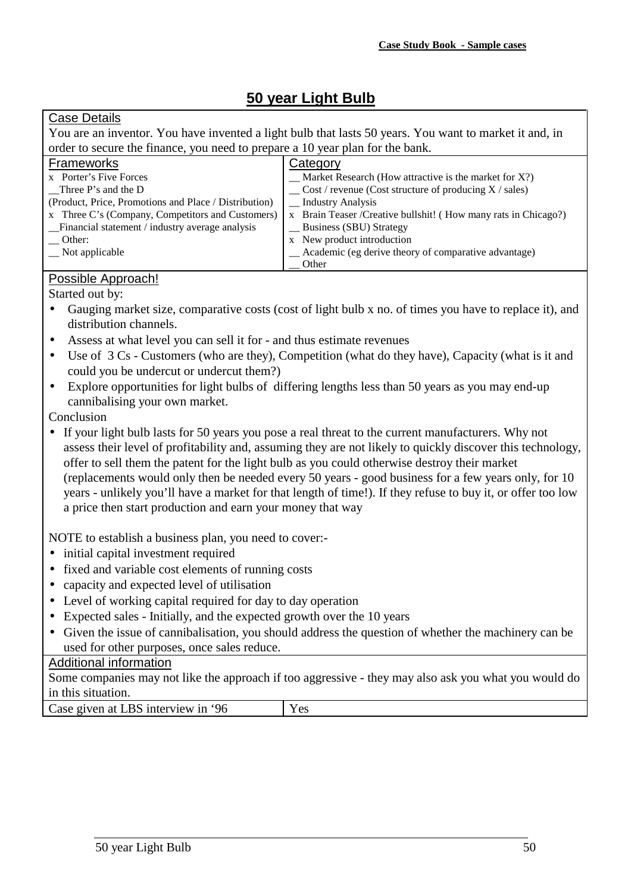# 50 year Light Bulb

## Case Details

You are an inventor. You have invented a light bulb that lasts 50 years. You want to market it and, in order to secure the finance, you need to prepare a 10 year plan for the bank.

| Frameworks | Category |
|---|---|
| x Porter's Five Forces | __ Market Research (How attractive is the market for X?) |
| __Three P's and the D | __ Cost / revenue (Cost structure of producing X / sales) |
| (Product, Price, Promotions and Place / Distribution) | __ Industry Analysis |
| x Three C's (Company, Competitors and Customers) | x Brain Teaser /Creative bullshit! ( How many rats in Chicago?) |
| __Financial statement / industry average analysis | __ Business (SBU) Strategy |
| __ Other: | x New product introduction |
| __ Not applicable | __ Academic (eg derive theory of comparative advantage) |
| | __ Other |

## Possible Approach!

Started out by:

- Gauging market size, comparative costs (cost of light bulb x no. of times you have to replace it), and distribution channels.
- Assess at what level you can sell it for - and thus estimate revenues
- Use of 3 Cs - Customers (who are they), Competition (what do they have), Capacity (what is it and could you be undercut or undercut them?)
- Explore opportunities for light bulbs of differing lengths less than 50 years as you may end-up cannibalising your own market.

Conclusion

- If your light bulb lasts for 50 years you pose a real threat to the current manufacturers. Why not assess their level of profitability and, assuming they are not likely to quickly discover this technology, offer to sell them the patent for the light bulb as you could otherwise destroy their market (replacements would only then be needed every 50 years - good business for a few years only, for 10 years - unlikely you'll have a market for that length of time!). If they refuse to buy it, or offer too low a price then start production and earn your money that way

NOTE to establish a business plan, you need to cover:-

- initial capital investment required
- fixed and variable cost elements of running costs
- capacity and expected level of utilisation
- Level of working capital required for day to day operation
- Expected sales - Initially, and the expected growth over the 10 years
- Given the issue of cannibalisation, you should address the question of whether the machinery can be used for other purposes, once sales reduce.

## Additional information

Some companies may not like the approach if too aggressive - they may also ask you what you would do in this situation.

| Case given at LBS interview in '96 | Yes |
|---|---|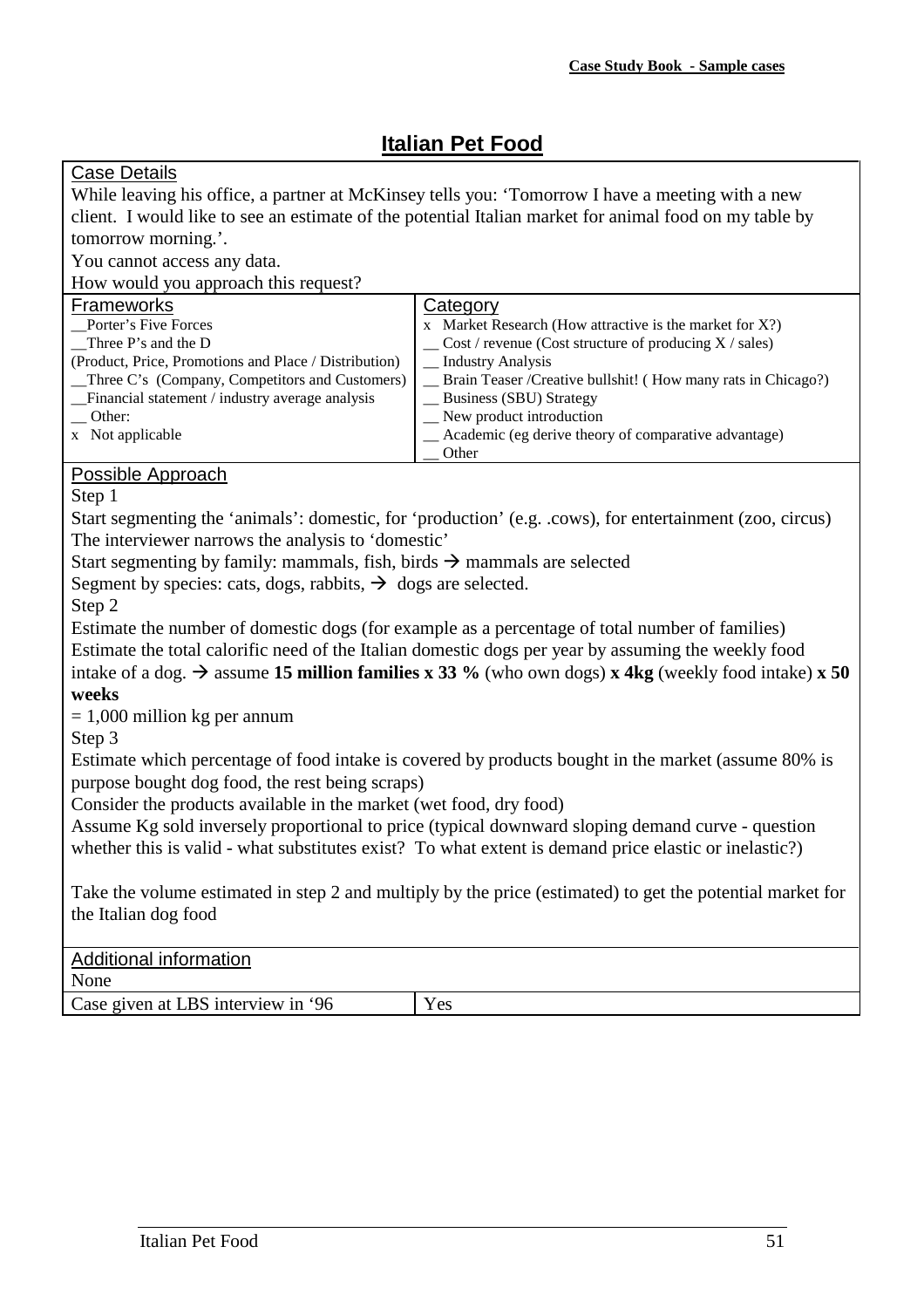# Italian Pet Food

## Case Details

While leaving his office, a partner at McKinsey tells you: 'Tomorrow I have a meeting with a new client. I would like to see an estimate of the potential Italian market for animal food on my table by tomorrow morning.'.

You cannot access any data.

How would you approach this request?

| Frameworks | Category |
|---|---|
| __Porter's Five Forces | x Market Research (How attractive is the market for X?) |
| __Three P's and the D (Product, Price, Promotions and Place / Distribution) | __ Cost / revenue (Cost structure of producing X / sales) |
| __Three C's (Company, Competitors and Customers) | __ Industry Analysis |
| __Financial statement / industry average analysis | __ Brain Teaser /Creative bullshit! ( How many rats in Chicago?) |
| __ Other: | __ Business (SBU) Strategy |
| x Not applicable | __ New product introduction |
| | __ Academic (eg derive theory of comparative advantage) |
| | __ Other |

## Possible Approach

Step 1

Start segmenting the 'animals': domestic, for 'production' (e.g. .cows), for entertainment (zoo, circus)

The interviewer narrows the analysis to 'domestic'

Start segmenting by family: mammals, fish, birds → mammals are selected

Segment by species: cats, dogs, rabbits, → dogs are selected.

Step 2

Estimate the number of domestic dogs (for example as a percentage of total number of families)

Estimate the total calorific need of the Italian domestic dogs per year by assuming the weekly food intake of a dog. → assume **15 million families x 33 %** (who own dogs) **x 4kg** (weekly food intake) **x 50 weeks**

= 1,000 million kg per annum

Step 3

Estimate which percentage of food intake is covered by products bought in the market (assume 80% is purpose bought dog food, the rest being scraps)

Consider the products available in the market (wet food, dry food)

Assume Kg sold inversely proportional to price (typical downward sloping demand curve - question whether this is valid - what substitutes exist? To what extent is demand price elastic or inelastic?)

Take the volume estimated in step 2 and multiply by the price (estimated) to get the potential market for the Italian dog food

## Additional information

None

| Case given at LBS interview in '96 | Yes |
|---|---|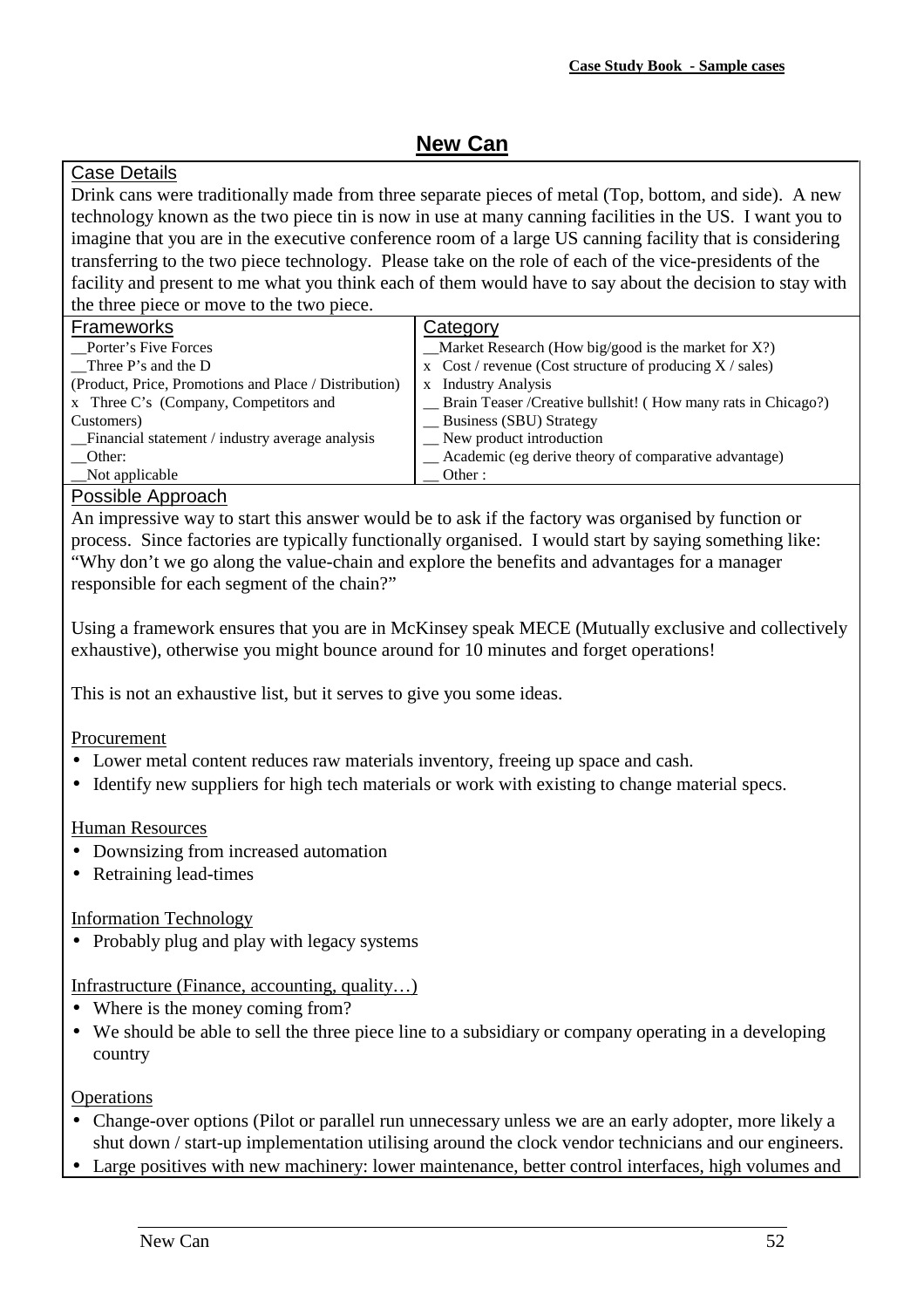# New Can

## Case Details

Drink cans were traditionally made from three separate pieces of metal (Top, bottom, and side). A new technology known as the two piece tin is now in use at many canning facilities in the US. I want you to imagine that you are in the executive conference room of a large US canning facility that is considering transferring to the two piece technology. Please take on the role of each of the vice-presidents of the facility and present to me what you think each of them would have to say about the decision to stay with the three piece or move to the two piece.

| Frameworks | Category |
|---|---|
| __Porter's Five Forces | __Market Research (How big/good is the market for X?) |
| __Three P's and the D (Product, Price, Promotions and Place / Distribution) | x Cost / revenue (Cost structure of producing X / sales) |
| x Three C's (Company, Competitors and Customers) | x Industry Analysis |
| __Financial statement / industry average analysis | __ Brain Teaser /Creative bullshit! ( How many rats in Chicago?) |
| __Other: | __ Business (SBU) Strategy |
| __Not applicable | __ New product introduction |
| | __ Academic (eg derive theory of comparative advantage) |
| | __ Other : |

## Possible Approach

An impressive way to start this answer would be to ask if the factory was organised by function or process. Since factories are typically functionally organised. I would start by saying something like: "Why don't we go along the value-chain and explore the benefits and advantages for a manager responsible for each segment of the chain?"

Using a framework ensures that you are in McKinsey speak MECE (Mutually exclusive and collectively exhaustive), otherwise you might bounce around for 10 minutes and forget operations!

This is not an exhaustive list, but it serves to give you some ideas.

Procurement

- Lower metal content reduces raw materials inventory, freeing up space and cash.
- Identify new suppliers for high tech materials or work with existing to change material specs.

Human Resources

- Downsizing from increased automation
- Retraining lead-times

Information Technology

- Probably plug and play with legacy systems

Infrastructure (Finance, accounting, quality…)

- Where is the money coming from?
- We should be able to sell the three piece line to a subsidiary or company operating in a developing country

Operations

- Change-over options (Pilot or parallel run unnecessary unless we are an early adopter, more likely a shut down / start-up implementation utilising around the clock vendor technicians and our engineers.
- Large positives with new machinery: lower maintenance, better control interfaces, high volumes and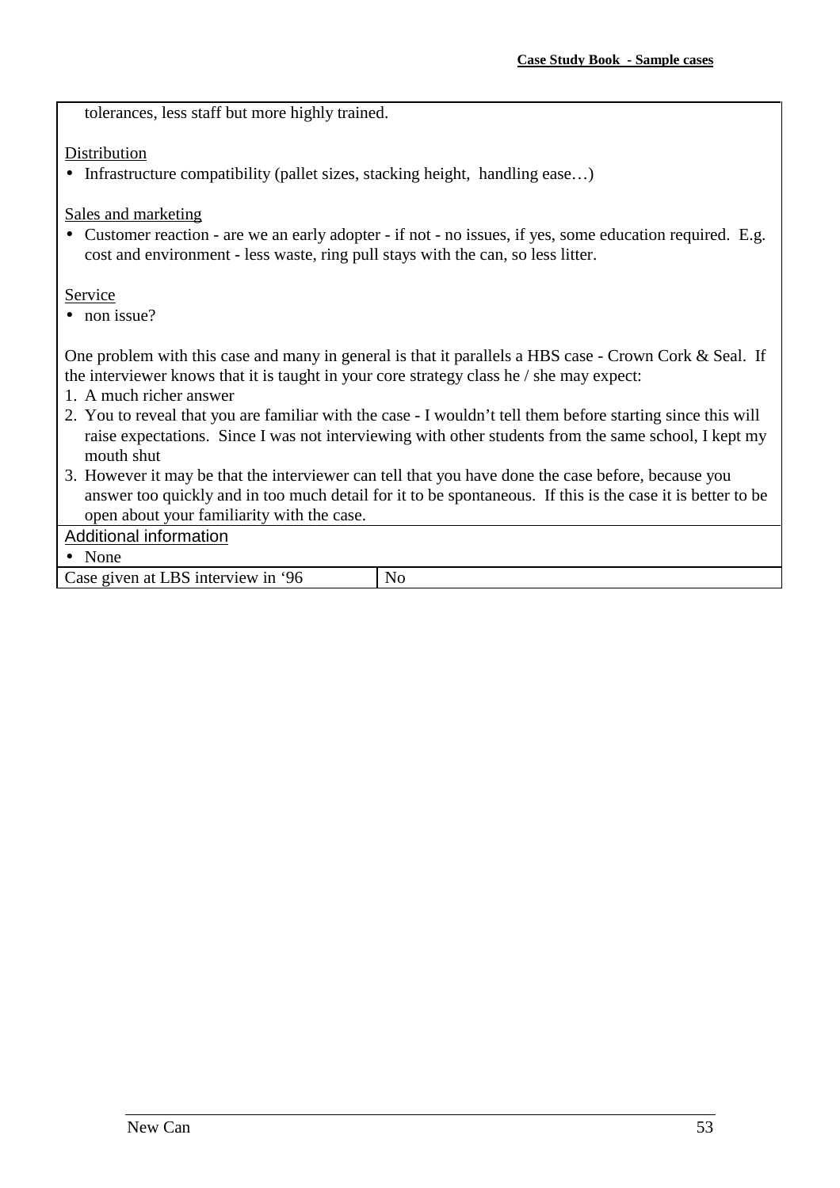tolerances, less staff but more highly trained.

Distribution

- Infrastructure compatibility (pallet sizes, stacking height, handling ease…)

Sales and marketing

- Customer reaction - are we an early adopter - if not - no issues, if yes, some education required. E.g. cost and environment - less waste, ring pull stays with the can, so less litter.

Service

- non issue?

One problem with this case and many in general is that it parallels a HBS case - Crown Cork & Seal. If the interviewer knows that it is taught in your core strategy class he / she may expect:

1. A much richer answer
2. You to reveal that you are familiar with the case - I wouldn't tell them before starting since this will raise expectations. Since I was not interviewing with other students from the same school, I kept my mouth shut
3. However it may be that the interviewer can tell that you have done the case before, because you answer too quickly and in too much detail for it to be spontaneous. If this is the case it is better to be open about your familiarity with the case.

Additional information

- None

| Case given at LBS interview in '96 | No |
|---|---|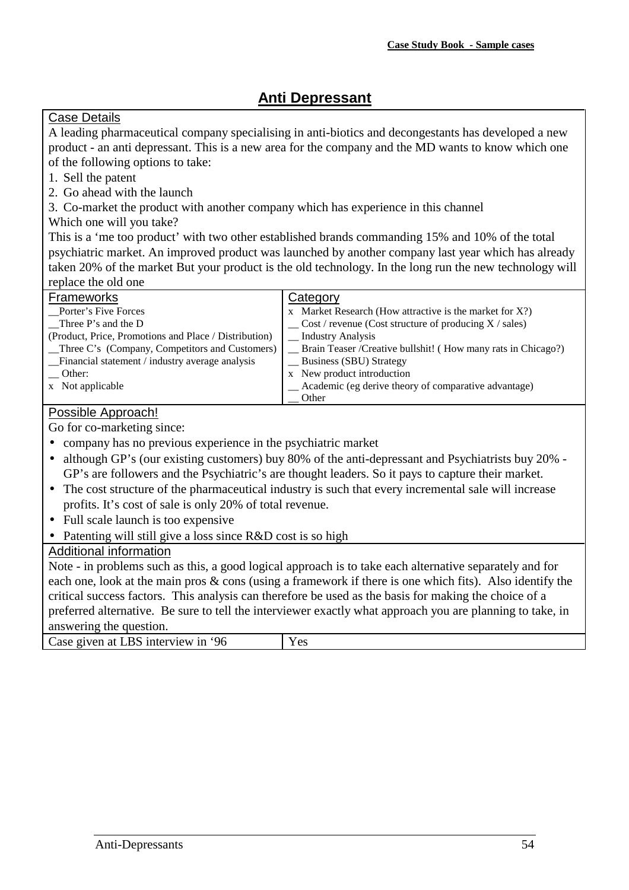# Anti Depressant

## Case Details

A leading pharmaceutical company specialising in anti-biotics and decongestants has developed a new product - an anti depressant. This is a new area for the company and the MD wants to know which one of the following options to take:

1. Sell the patent
2. Go ahead with the launch
3. Co-market the product with another company which has experience in this channel

Which one will you take?

This is a 'me too product' with two other established brands commanding 15% and 10% of the total psychiatric market. An improved product was launched by another company last year which has already taken 20% of the market But your product is the old technology. In the long run the new technology will replace the old one

| Frameworks | Category |
|---|---|
| __Porter's Five Forces | x Market Research (How attractive is the market for X?) |
| __Three P's and the D (Product, Price, Promotions and Place / Distribution) | __ Cost / revenue (Cost structure of producing X / sales) |
| __Three C's (Company, Competitors and Customers) | __ Industry Analysis |
| __Financial statement / industry average analysis | __ Brain Teaser /Creative bullshit! ( How many rats in Chicago?) |
| __ Other: | __ Business (SBU) Strategy |
| x Not applicable | x New product introduction |
| | __ Academic (eg derive theory of comparative advantage) |
| | __ Other |

## Possible Approach!

Go for co-marketing since:

- company has no previous experience in the psychiatric market
- although GP's (our existing customers) buy 80% of the anti-depressant and Psychiatrists buy 20% - GP's are followers and the Psychiatric's are thought leaders. So it pays to capture their market.
- The cost structure of the pharmaceutical industry is such that every incremental sale will increase profits. It's cost of sale is only 20% of total revenue.
- Full scale launch is too expensive
- Patenting will still give a loss since R&D cost is so high

## Additional information

Note - in problems such as this, a good logical approach is to take each alternative separately and for each one, look at the main pros & cons (using a framework if there is one which fits). Also identify the critical success factors. This analysis can therefore be used as the basis for making the choice of a preferred alternative. Be sure to tell the interviewer exactly what approach you are planning to take, in answering the question.

| Case given at LBS interview in '96 | Yes |
|---|---|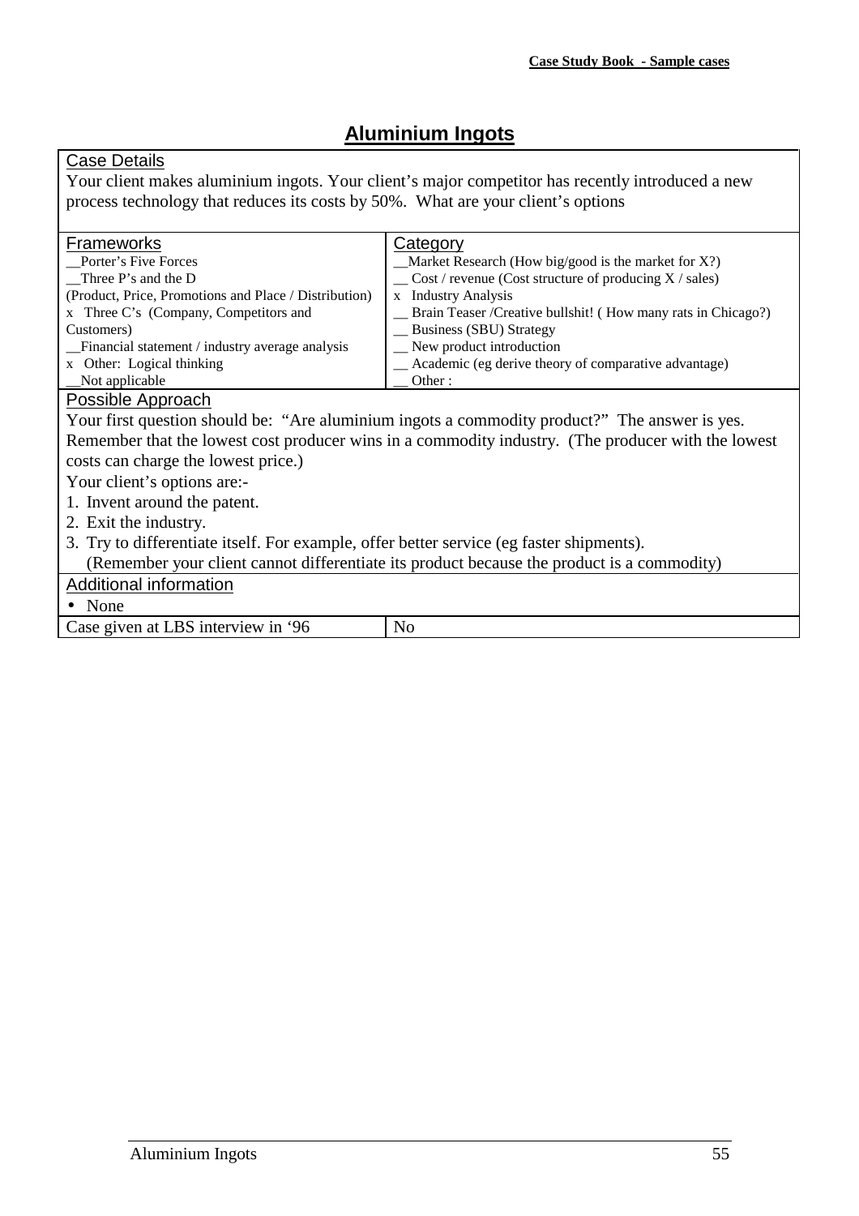# Aluminium Ingots

**Case Details**

Your client makes aluminium ingots. Your client's major competitor has recently introduced a new process technology that reduces its costs by 50%. What are your client's options

| Frameworks | Category |
|---|---|
| __Porter's Five Forces | __Market Research (How big/good is the market for X?) |
| __Three P's and the D (Product, Price, Promotions and Place / Distribution) | __ Cost / revenue (Cost structure of producing X / sales) |
| x Three C's (Company, Competitors and Customers) | x Industry Analysis |
| __Financial statement / industry average analysis | __ Brain Teaser /Creative bullshit! ( How many rats in Chicago?) |
| x Other: Logical thinking | __ Business (SBU) Strategy |
| __Not applicable | __ New product introduction |
| | __ Academic (eg derive theory of comparative advantage) |
| | __ Other : |

**Possible Approach**

Your first question should be: "Are aluminium ingots a commodity product?" The answer is yes. Remember that the lowest cost producer wins in a commodity industry. (The producer with the lowest costs can charge the lowest price.)

Your client's options are:-

1. Invent around the patent.
2. Exit the industry.
3. Try to differentiate itself. For example, offer better service (eg faster shipments).
   (Remember your client cannot differentiate its product because the product is a commodity)

**Additional information**

- None

| Case given at LBS interview in '96 | No |
|---|---|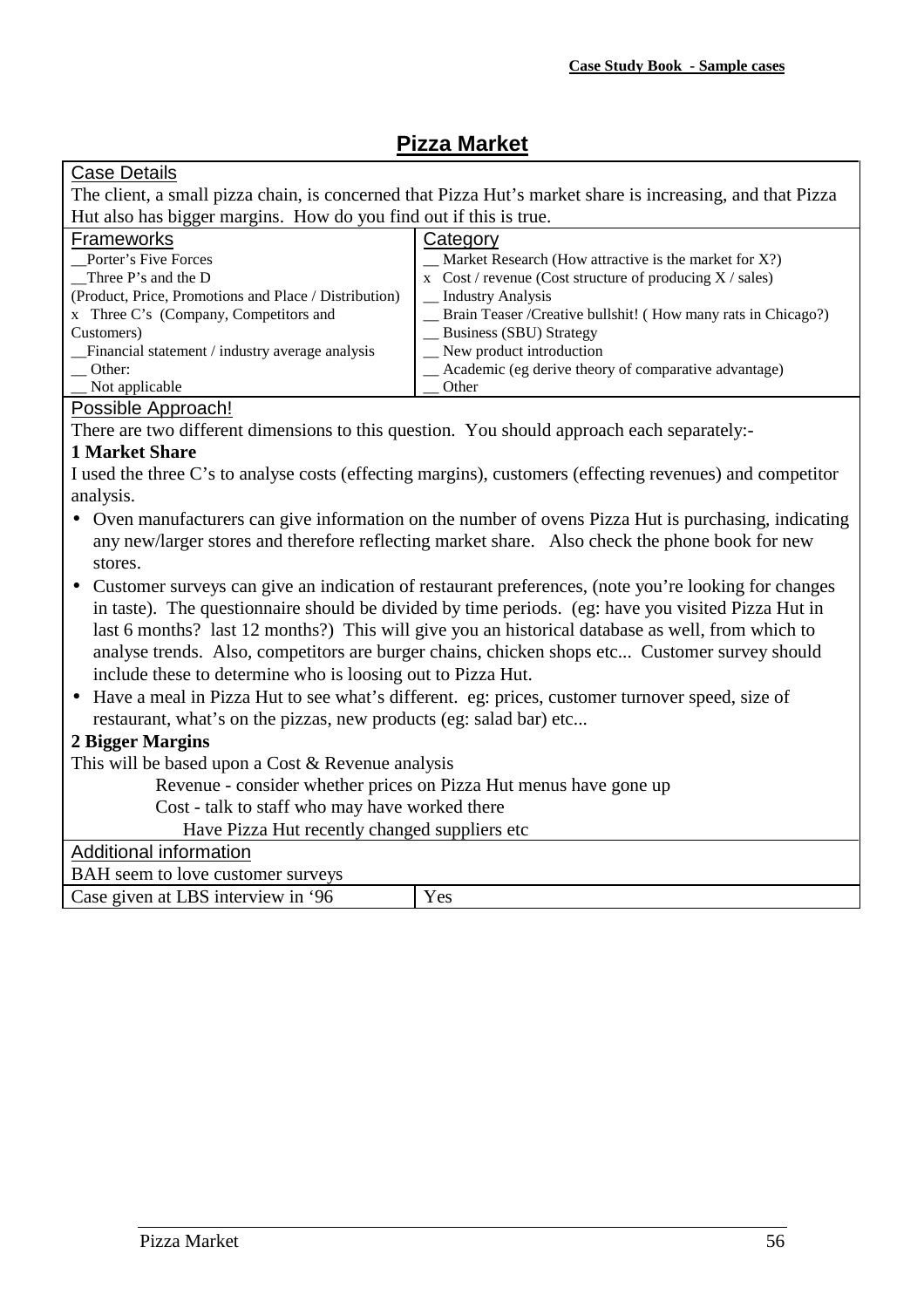## Pizza Market

**Case Details**

The client, a small pizza chain, is concerned that Pizza Hut's market share is increasing, and that Pizza Hut also has bigger margins. How do you find out if this is true.

| Frameworks | Category |
|---|---|
| __Porter's Five Forces | __ Market Research (How attractive is the market for X?) |
| __Three P's and the D (Product, Price, Promotions and Place / Distribution) | x Cost / revenue (Cost structure of producing X / sales) |
| x Three C's (Company, Competitors and Customers) | __ Industry Analysis |
| __Financial statement / industry average analysis | __ Brain Teaser /Creative bullshit! ( How many rats in Chicago?) |
| __ Other: | __ Business (SBU) Strategy |
| __ Not applicable | __ New product introduction |
| | __ Academic (eg derive theory of comparative advantage) |
| | __ Other |

**Possible Approach!**

There are two different dimensions to this question. You should approach each separately:-

**1 Market Share**

I used the three C's to analyse costs (effecting margins), customers (effecting revenues) and competitor analysis.

- Oven manufacturers can give information on the number of ovens Pizza Hut is purchasing, indicating any new/larger stores and therefore reflecting market share. Also check the phone book for new stores.
- Customer surveys can give an indication of restaurant preferences, (note you're looking for changes in taste). The questionnaire should be divided by time periods. (eg: have you visited Pizza Hut in last 6 months? last 12 months?) This will give you an historical database as well, from which to analyse trends. Also, competitors are burger chains, chicken shops etc... Customer survey should include these to determine who is loosing out to Pizza Hut.
- Have a meal in Pizza Hut to see what's different. eg: prices, customer turnover speed, size of restaurant, what's on the pizzas, new products (eg: salad bar) etc...

**2 Bigger Margins**

This will be based upon a Cost & Revenue analysis

Revenue - consider whether prices on Pizza Hut menus have gone up

Cost - talk to staff who may have worked there

Have Pizza Hut recently changed suppliers etc

**Additional information**

BAH seem to love customer surveys

| Case given at LBS interview in '96 | Yes |
|---|---|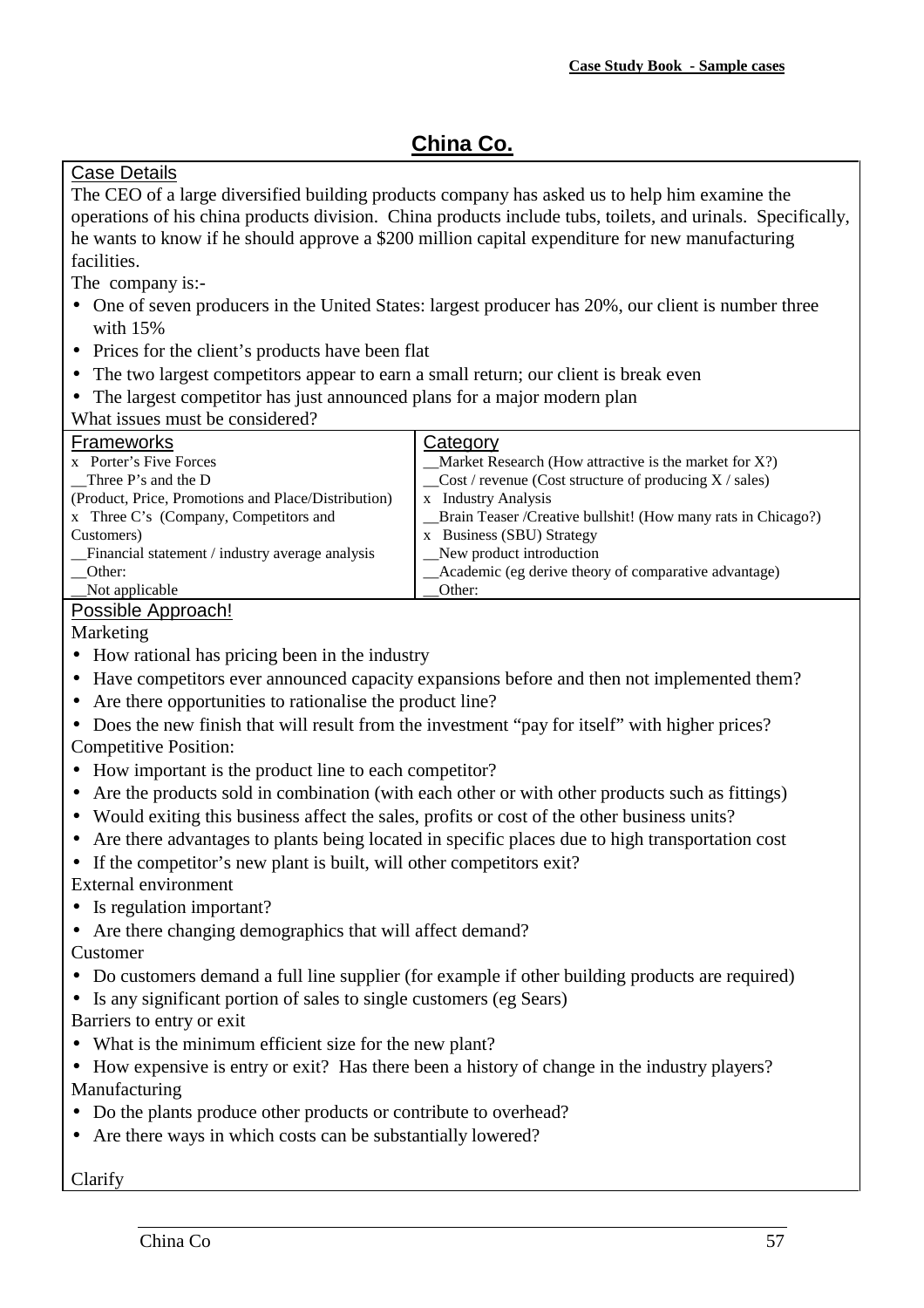# China Co.

**Case Details**

The CEO of a large diversified building products company has asked us to help him examine the operations of his china products division. China products include tubs, toilets, and urinals. Specifically, he wants to know if he should approve a $200 million capital expenditure for new manufacturing facilities.

The company is:-

- One of seven producers in the United States: largest producer has 20%, our client is number three with 15%
- Prices for the client's products have been flat
- The two largest competitors appear to earn a small return; our client is break even
- The largest competitor has just announced plans for a major modern plan

What issues must be considered?

| Frameworks | Category |
|---|---|
| x Porter's Five Forces | __Market Research (How attractive is the market for X?) |
| __Three P's and the D (Product, Price, Promotions and Place/Distribution) | __Cost / revenue (Cost structure of producing X / sales) |
| x Three C's (Company, Competitors and Customers) | x Industry Analysis |
| __Financial statement / industry average analysis | __Brain Teaser /Creative bullshit! (How many rats in Chicago?) |
| __Other: | x Business (SBU) Strategy |
| __Not applicable | __New product introduction |
| | __Academic (eg derive theory of comparative advantage) |
| | __Other: |

**Possible Approach!**

Marketing

- How rational has pricing been in the industry
- Have competitors ever announced capacity expansions before and then not implemented them?
- Are there opportunities to rationalise the product line?
- Does the new finish that will result from the investment "pay for itself" with higher prices?

Competitive Position:

- How important is the product line to each competitor?
- Are the products sold in combination (with each other or with other products such as fittings)
- Would exiting this business affect the sales, profits or cost of the other business units?
- Are there advantages to plants being located in specific places due to high transportation cost
- If the competitor's new plant is built, will other competitors exit?

External environment

- Is regulation important?
- Are there changing demographics that will affect demand?

Customer

- Do customers demand a full line supplier (for example if other building products are required)
- Is any significant portion of sales to single customers (eg Sears)

Barriers to entry or exit

- What is the minimum efficient size for the new plant?
- How expensive is entry or exit? Has there been a history of change in the industry players?

Manufacturing

- Do the plants produce other products or contribute to overhead?
- Are there ways in which costs can be substantially lowered?

Clarify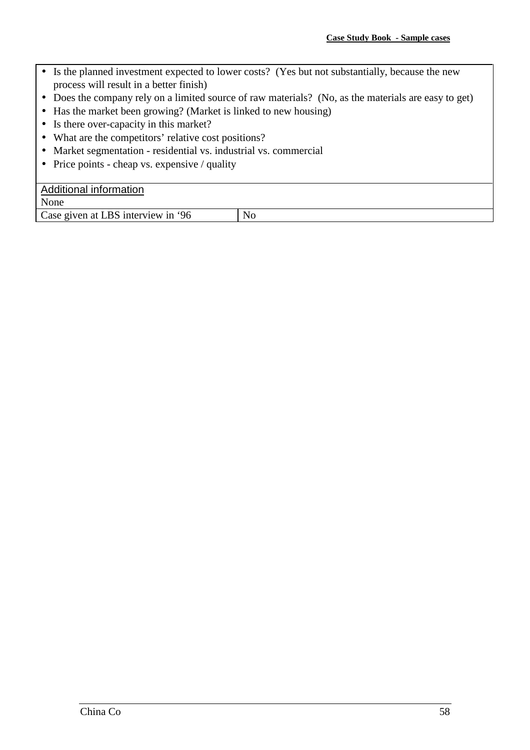- Is the planned investment expected to lower costs? (Yes but not substantially, because the new process will result in a better finish)
- Does the company rely on a limited source of raw materials? (No, as the materials are easy to get)
- Has the market been growing? (Market is linked to new housing)
- Is there over-capacity in this market?
- What are the competitors' relative cost positions?
- Market segmentation - residential vs. industrial vs. commercial
- Price points - cheap vs. expensive / quality

Additional information

None

| Case given at LBS interview in '96 | No |
| --- | --- |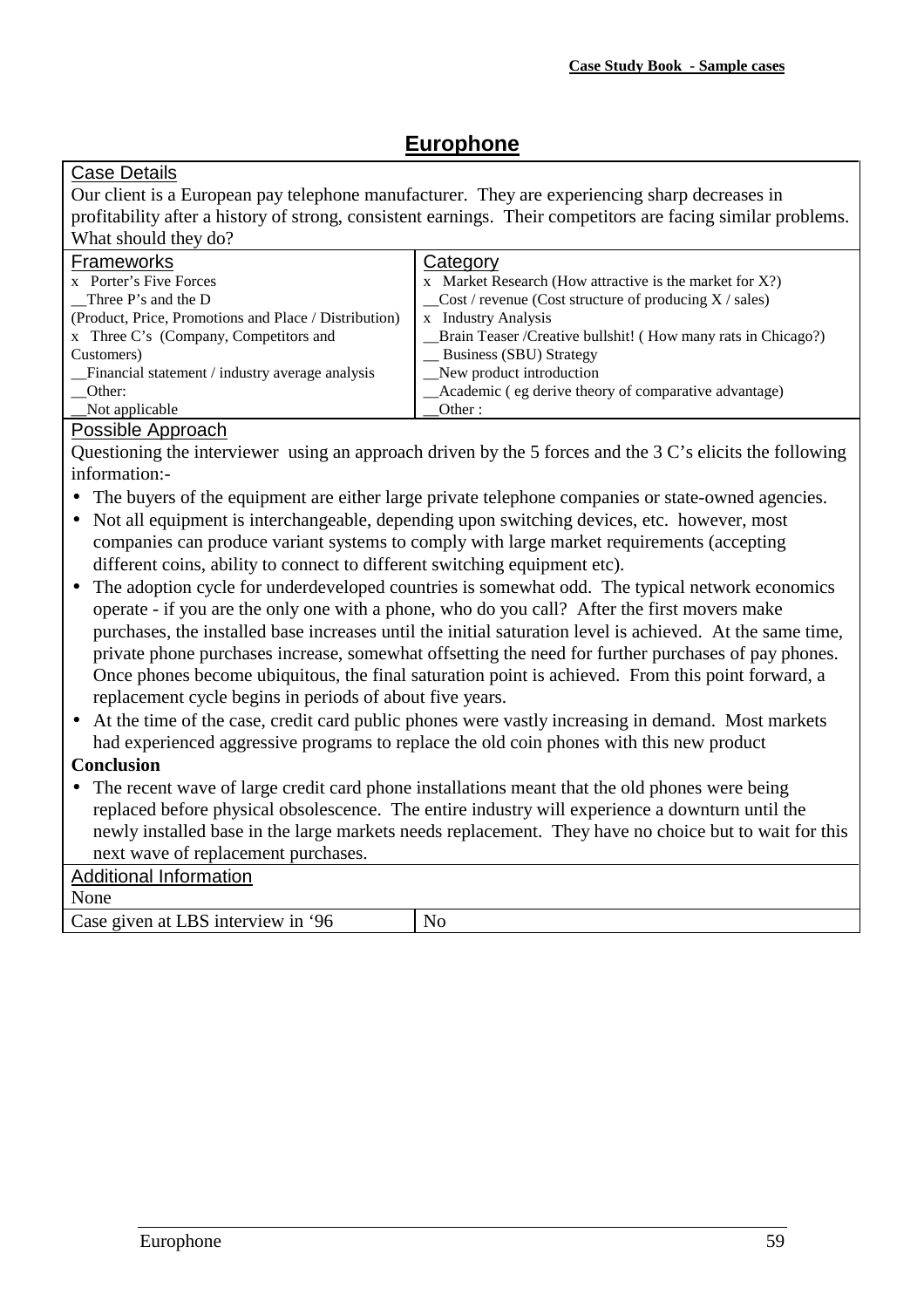# Europhone

**Case Details**

Our client is a European pay telephone manufacturer. They are experiencing sharp decreases in profitability after a history of strong, consistent earnings. Their competitors are facing similar problems. What should they do?

| Frameworks | Category |
|---|---|
| x Porter's Five Forces | x Market Research (How attractive is the market for X?) |
| __Three P's and the D (Product, Price, Promotions and Place / Distribution) | __Cost / revenue (Cost structure of producing X / sales) |
| x Three C's (Company, Competitors and Customers) | x Industry Analysis |
| __Financial statement / industry average analysis | __Brain Teaser /Creative bullshit! ( How many rats in Chicago?) |
| __Other: | __ Business (SBU) Strategy |
| __Not applicable | __New product introduction |
| | __Academic ( eg derive theory of comparative advantage) |
| | __Other : |

**Possible Approach**

Questioning the interviewer using an approach driven by the 5 forces and the 3 C's elicits the following information:-

- The buyers of the equipment are either large private telephone companies or state-owned agencies.
- Not all equipment is interchangeable, depending upon switching devices, etc. however, most companies can produce variant systems to comply with large market requirements (accepting different coins, ability to connect to different switching equipment etc).
- The adoption cycle for underdeveloped countries is somewhat odd. The typical network economics operate - if you are the only one with a phone, who do you call? After the first movers make purchases, the installed base increases until the initial saturation level is achieved. At the same time, private phone purchases increase, somewhat offsetting the need for further purchases of pay phones. Once phones become ubiquitous, the final saturation point is achieved. From this point forward, a replacement cycle begins in periods of about five years.
- At the time of the case, credit card public phones were vastly increasing in demand. Most markets had experienced aggressive programs to replace the old coin phones with this new product

**Conclusion**

- The recent wave of large credit card phone installations meant that the old phones were being replaced before physical obsolescence. The entire industry will experience a downturn until the newly installed base in the large markets needs replacement. They have no choice but to wait for this next wave of replacement purchases.

**Additional Information**

None

| Case given at LBS interview in '96 | No |
|---|---|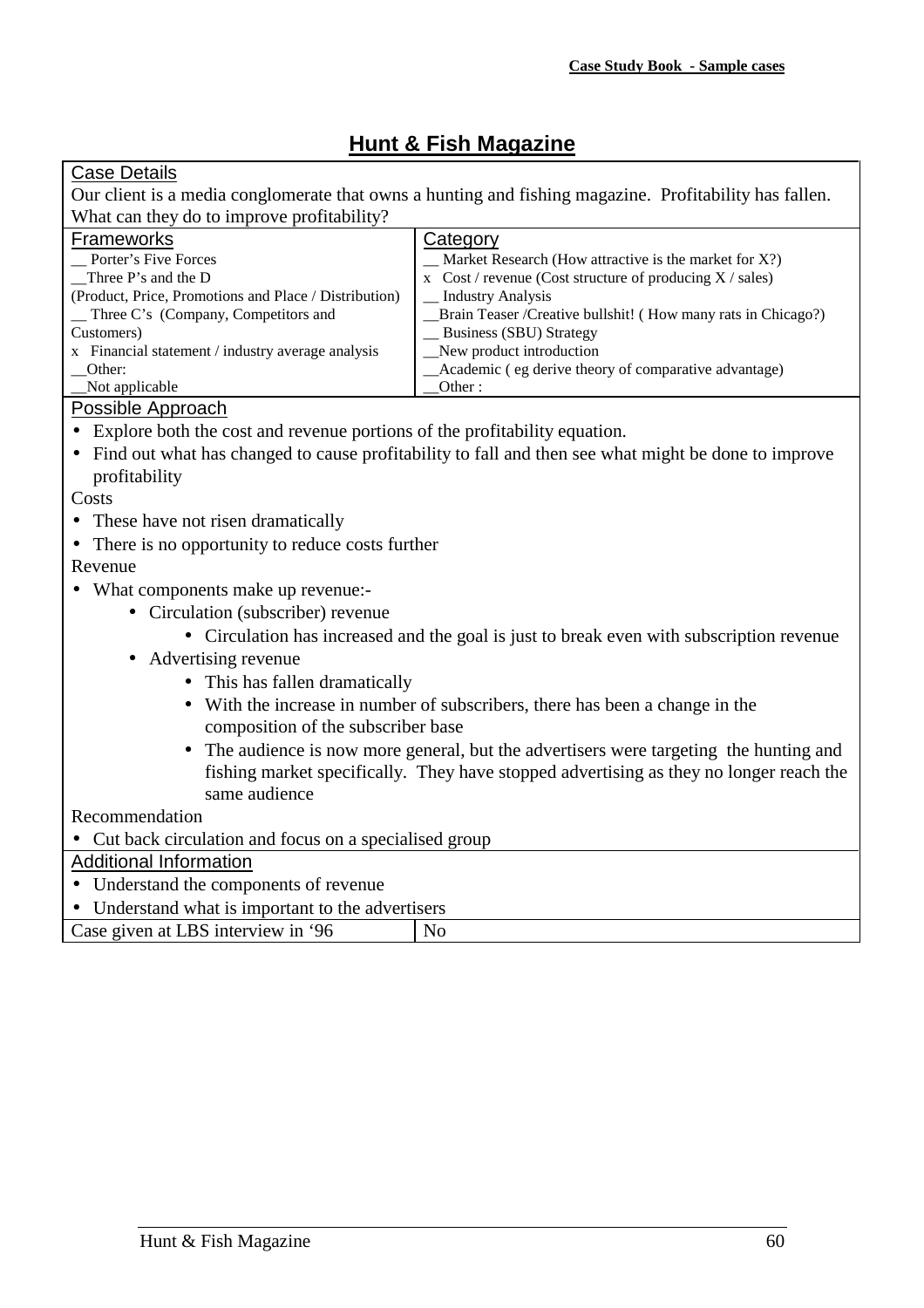# Hunt & Fish Magazine

**Case Details**

Our client is a media conglomerate that owns a hunting and fishing magazine. Profitability has fallen. What can they do to improve profitability?

| Frameworks | Category |
|---|---|
| __ Porter's Five Forces | __ Market Research (How attractive is the market for X?) |
| __Three P's and the D (Product, Price, Promotions and Place / Distribution) | x Cost / revenue (Cost structure of producing X / sales) |
| __ Three C's (Company, Competitors and Customers) | __ Industry Analysis |
| x Financial statement / industry average analysis | __Brain Teaser /Creative bullshit! ( How many rats in Chicago?) |
| __Other: | __ Business (SBU) Strategy |
| __Not applicable | __New product introduction |
| | __Academic ( eg derive theory of comparative advantage) |
| | __Other : |

**Possible Approach**

- Explore both the cost and revenue portions of the profitability equation.
- Find out what has changed to cause profitability to fall and then see what might be done to improve profitability

Costs

- These have not risen dramatically
- There is no opportunity to reduce costs further

Revenue

- What components make up revenue:-
    - Circulation (subscriber) revenue
        - Circulation has increased and the goal is just to break even with subscription revenue
    - Advertising revenue
        - This has fallen dramatically
        - With the increase in number of subscribers, there has been a change in the composition of the subscriber base
        - The audience is now more general, but the advertisers were targeting the hunting and fishing market specifically. They have stopped advertising as they no longer reach the same audience

Recommendation

- Cut back circulation and focus on a specialised group

**Additional Information**

- Understand the components of revenue
- Understand what is important to the advertisers

| Case given at LBS interview in '96 | No |
|---|---|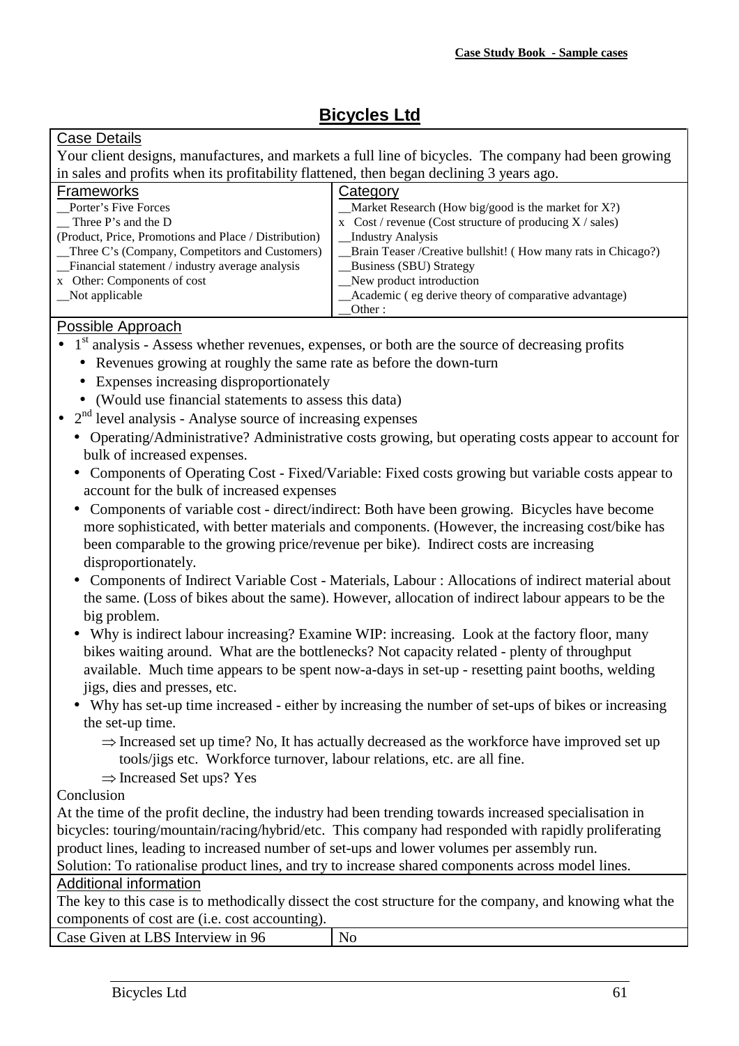# Bicycles Ltd

## Case Details

Your client designs, manufactures, and markets a full line of bicycles. The company had been growing in sales and profits when its profitability flattened, then began declining 3 years ago.

| Frameworks | Category |
|---|---|
| __Porter's Five Forces | __Market Research (How big/good is the market for X?) |
| __ Three P's and the D (Product, Price, Promotions and Place / Distribution) | x Cost / revenue (Cost structure of producing X / sales) |
| __Three C's (Company, Competitors and Customers) | __Industry Analysis |
| __Financial statement / industry average analysis | __Brain Teaser /Creative bullshit! ( How many rats in Chicago?) |
| x Other: Components of cost | __Business (SBU) Strategy |
| __Not applicable | __New product introduction |
| | __Academic ( eg derive theory of comparative advantage) |
| | __Other : |

## Possible Approach

- 1st analysis - Assess whether revenues, expenses, or both are the source of decreasing profits
  - Revenues growing at roughly the same rate as before the down-turn
  - Expenses increasing disproportionately
  - (Would use financial statements to assess this data)
- 2nd level analysis - Analyse source of increasing expenses
  - Operating/Administrative? Administrative costs growing, but operating costs appear to account for bulk of increased expenses.
  - Components of Operating Cost - Fixed/Variable: Fixed costs growing but variable costs appear to account for the bulk of increased expenses
  - Components of variable cost - direct/indirect: Both have been growing. Bicycles have become more sophisticated, with better materials and components. (However, the increasing cost/bike has been comparable to the growing price/revenue per bike). Indirect costs are increasing disproportionately.
  - Components of Indirect Variable Cost - Materials, Labour : Allocations of indirect material about the same. (Loss of bikes about the same). However, allocation of indirect labour appears to be the big problem.
  - Why is indirect labour increasing? Examine WIP: increasing. Look at the factory floor, many bikes waiting around. What are the bottlenecks? Not capacity related - plenty of throughput available. Much time appears to be spent now-a-days in set-up - resetting paint booths, welding jigs, dies and presses, etc.
  - Why has set-up time increased - either by increasing the number of set-ups of bikes or increasing the set-up time.
    - ⇒ Increased set up time? No, It has actually decreased as the workforce have improved set up tools/jigs etc. Workforce turnover, labour relations, etc. are all fine.
    - ⇒ Increased Set ups? Yes

Conclusion

At the time of the profit decline, the industry had been trending towards increased specialisation in bicycles: touring/mountain/racing/hybrid/etc. This company had responded with rapidly proliferating product lines, leading to increased number of set-ups and lower volumes per assembly run.

Solution: To rationalise product lines, and try to increase shared components across model lines.

## Additional information

The key to this case is to methodically dissect the cost structure for the company, and knowing what the components of cost are (i.e. cost accounting).

| Case Given at LBS Interview in 96 | No |
|---|---|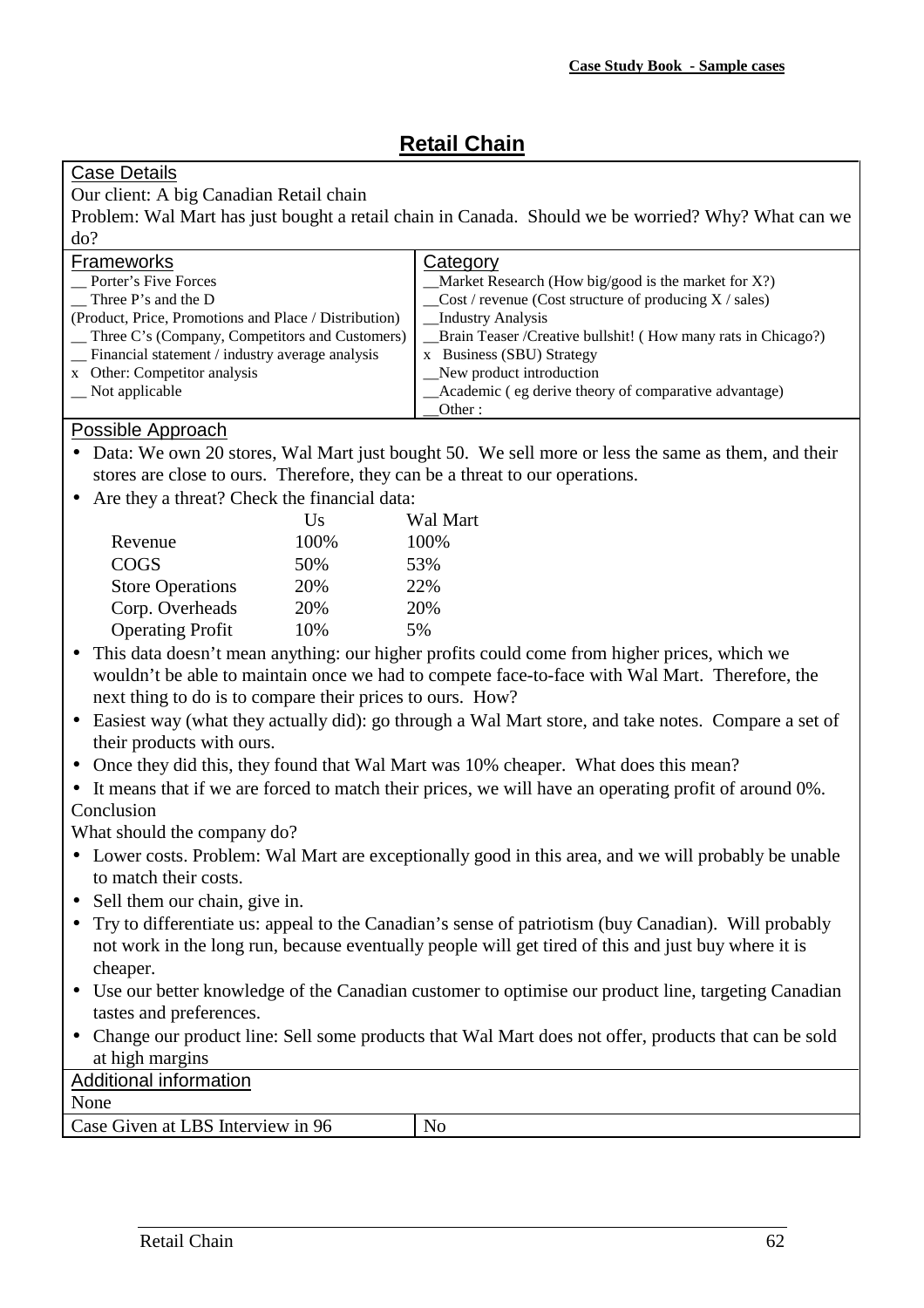# Retail Chain

## Case Details

Our client: A big Canadian Retail chain

Problem: Wal Mart has just bought a retail chain in Canada. Should we be worried? Why? What can we do?

| Frameworks | Category |
|---|---|
| __ Porter's Five Forces | __Market Research (How big/good is the market for X?) |
| __ Three P's and the D (Product, Price, Promotions and Place / Distribution) | __Cost / revenue (Cost structure of producing X / sales) |
| __ Three C's (Company, Competitors and Customers) | __Industry Analysis |
| __ Financial statement / industry average analysis | __Brain Teaser /Creative bullshit! ( How many rats in Chicago?) |
| x Other: Competitor analysis | x Business (SBU) Strategy |
| __ Not applicable | __New product introduction |
| | __Academic ( eg derive theory of comparative advantage) |
| | __Other : |

## Possible Approach

- Data: We own 20 stores, Wal Mart just bought 50. We sell more or less the same as them, and their stores are close to ours. Therefore, they can be a threat to our operations.
- Are they a threat? Check the financial data:

| | Us | Wal Mart |
|---|---|---|
| Revenue | 100% | 100% |
| COGS | 50% | 53% |
| Store Operations | 20% | 22% |
| Corp. Overheads | 20% | 20% |
| Operating Profit | 10% | 5% |

- This data doesn't mean anything: our higher profits could come from higher prices, which we wouldn't be able to maintain once we had to compete face-to-face with Wal Mart. Therefore, the next thing to do is to compare their prices to ours. How?
- Easiest way (what they actually did): go through a Wal Mart store, and take notes. Compare a set of their products with ours.
- Once they did this, they found that Wal Mart was 10% cheaper. What does this mean?
- It means that if we are forced to match their prices, we will have an operating profit of around 0%.

Conclusion

What should the company do?

- Lower costs. Problem: Wal Mart are exceptionally good in this area, and we will probably be unable to match their costs.
- Sell them our chain, give in.
- Try to differentiate us: appeal to the Canadian's sense of patriotism (buy Canadian). Will probably not work in the long run, because eventually people will get tired of this and just buy where it is cheaper.
- Use our better knowledge of the Canadian customer to optimise our product line, targeting Canadian tastes and preferences.
- Change our product line: Sell some products that Wal Mart does not offer, products that can be sold at high margins

## Additional information

None

| Case Given at LBS Interview in 96 | No |
|---|---|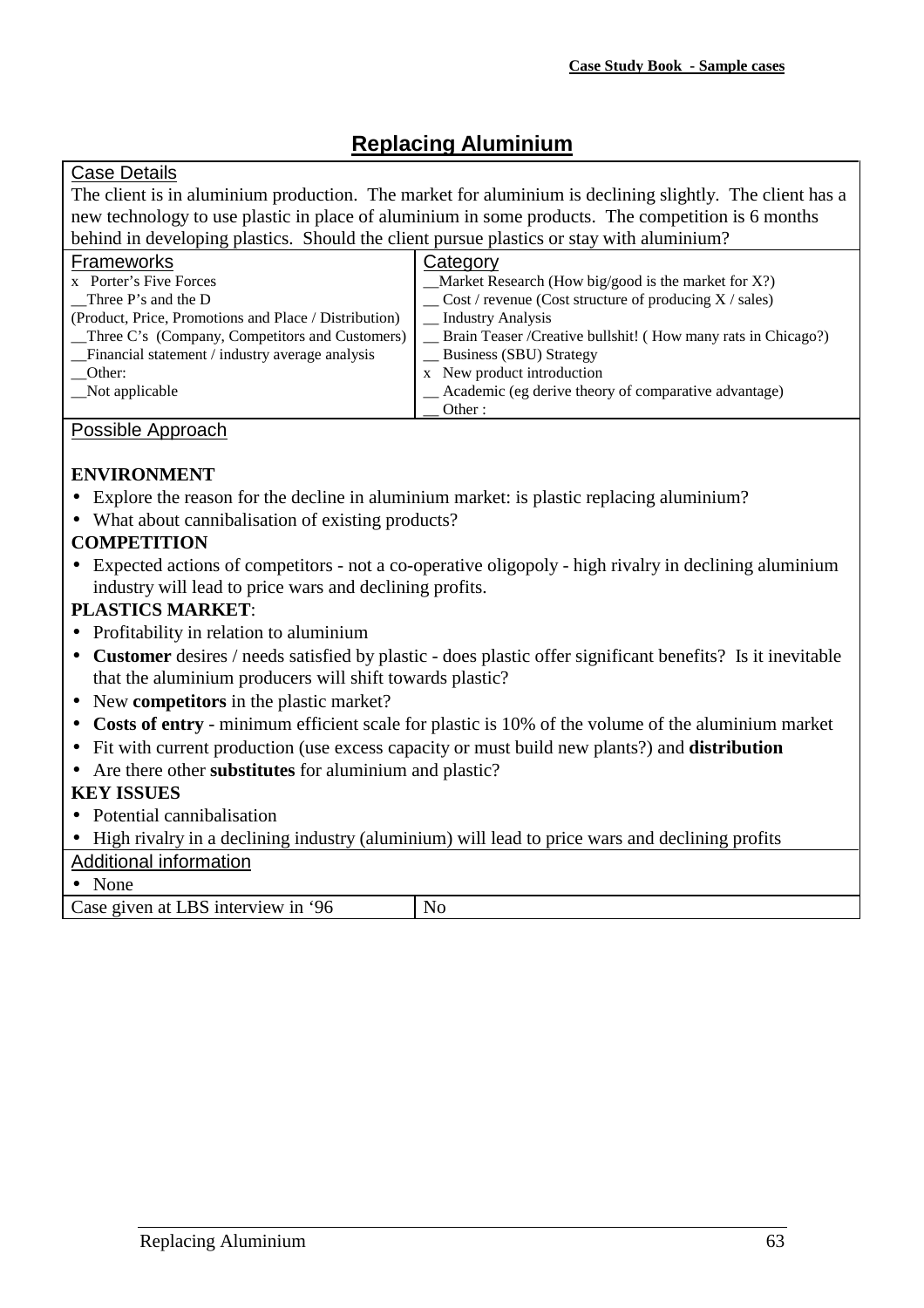# Replacing Aluminium

**Case Details**

The client is in aluminium production. The market for aluminium is declining slightly. The client has a new technology to use plastic in place of aluminium in some products. The competition is 6 months behind in developing plastics. Should the client pursue plastics or stay with aluminium?

| Frameworks | Category |
|---|---|
| x Porter's Five Forces | __Market Research (How big/good is the market for X?) |
| __Three P's and the D (Product, Price, Promotions and Place / Distribution) | __ Cost / revenue (Cost structure of producing X / sales) |
| __Three C's (Company, Competitors and Customers) | __ Industry Analysis |
| __Financial statement / industry average analysis | __ Brain Teaser /Creative bullshit! ( How many rats in Chicago?) |
| __Other: | __ Business (SBU) Strategy |
| __Not applicable | x New product introduction |
| | __ Academic (eg derive theory of comparative advantage) |
| | __ Other : |

**Possible Approach**

**ENVIRONMENT**

- Explore the reason for the decline in aluminium market: is plastic replacing aluminium?
- What about cannibalisation of existing products?

**COMPETITION**

- Expected actions of competitors - not a co-operative oligopoly - high rivalry in declining aluminium industry will lead to price wars and declining profits.

**PLASTICS MARKET**:

- Profitability in relation to aluminium
- **Customer** desires / needs satisfied by plastic - does plastic offer significant benefits? Is it inevitable that the aluminium producers will shift towards plastic?
- New **competitors** in the plastic market?
- **Costs of entry** - minimum efficient scale for plastic is 10% of the volume of the aluminium market
- Fit with current production (use excess capacity or must build new plants?) and **distribution**
- Are there other **substitutes** for aluminium and plastic?

**KEY ISSUES**

- Potential cannibalisation
- High rivalry in a declining industry (aluminium) will lead to price wars and declining profits

**Additional information**

- None

| Case given at LBS interview in '96 | No |
|---|---|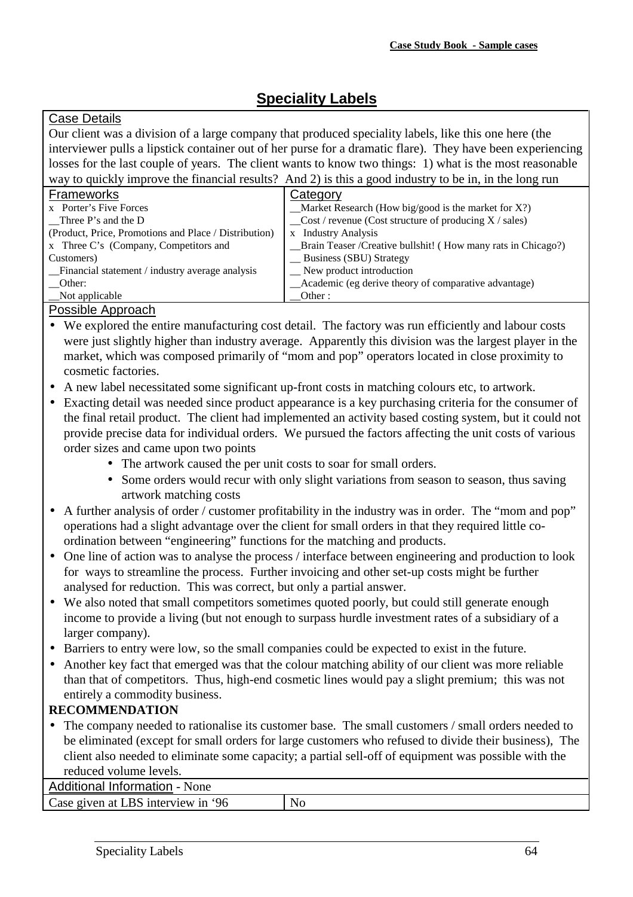# Speciality Labels

## Case Details

Our client was a division of a large company that produced speciality labels, like this one here (the interviewer pulls a lipstick container out of her purse for a dramatic flare). They have been experiencing losses for the last couple of years. The client wants to know two things: 1) what is the most reasonable way to quickly improve the financial results? And 2) is this a good industry to be in, in the long run

| Frameworks | Category |
|---|---|
| x Porter's Five Forces | __Market Research (How big/good is the market for X?) |
| __Three P's and the D (Product, Price, Promotions and Place / Distribution) | __Cost / revenue (Cost structure of producing X / sales) |
| x Three C's (Company, Competitors and Customers) | x Industry Analysis |
| __Financial statement / industry average analysis | __Brain Teaser /Creative bullshit! ( How many rats in Chicago?) |
| __Other: | __ Business (SBU) Strategy |
| __Not applicable | __ New product introduction |
| | __Academic (eg derive theory of comparative advantage) |
| | __Other : |

## Possible Approach

- We explored the entire manufacturing cost detail. The factory was run efficiently and labour costs were just slightly higher than industry average. Apparently this division was the largest player in the market, which was composed primarily of "mom and pop" operators located in close proximity to cosmetic factories.
- A new label necessitated some significant up-front costs in matching colours etc, to artwork.
- Exacting detail was needed since product appearance is a key purchasing criteria for the consumer of the final retail product. The client had implemented an activity based costing system, but it could not provide precise data for individual orders. We pursued the factors affecting the unit costs of various order sizes and came upon two points
  - The artwork caused the per unit costs to soar for small orders.
  - Some orders would recur with only slight variations from season to season, thus saving artwork matching costs
- A further analysis of order / customer profitability in the industry was in order. The "mom and pop" operations had a slight advantage over the client for small orders in that they required little co-ordination between "engineering" functions for the matching and products.
- One line of action was to analyse the process / interface between engineering and production to look for ways to streamline the process. Further invoicing and other set-up costs might be further analysed for reduction. This was correct, but only a partial answer.
- We also noted that small competitors sometimes quoted poorly, but could still generate enough income to provide a living (but not enough to surpass hurdle investment rates of a subsidiary of a larger company).
- Barriers to entry were low, so the small companies could be expected to exist in the future.
- Another key fact that emerged was that the colour matching ability of our client was more reliable than that of competitors. Thus, high-end cosmetic lines would pay a slight premium; this was not entirely a commodity business.

**RECOMMENDATION**

- The company needed to rationalise its customer base. The small customers / small orders needed to be eliminated (except for small orders for large customers who refused to divide their business), The client also needed to eliminate some capacity; a partial sell-off of equipment was possible with the reduced volume levels.

Additional Information - None

| Case given at LBS interview in '96 | No |
|---|---|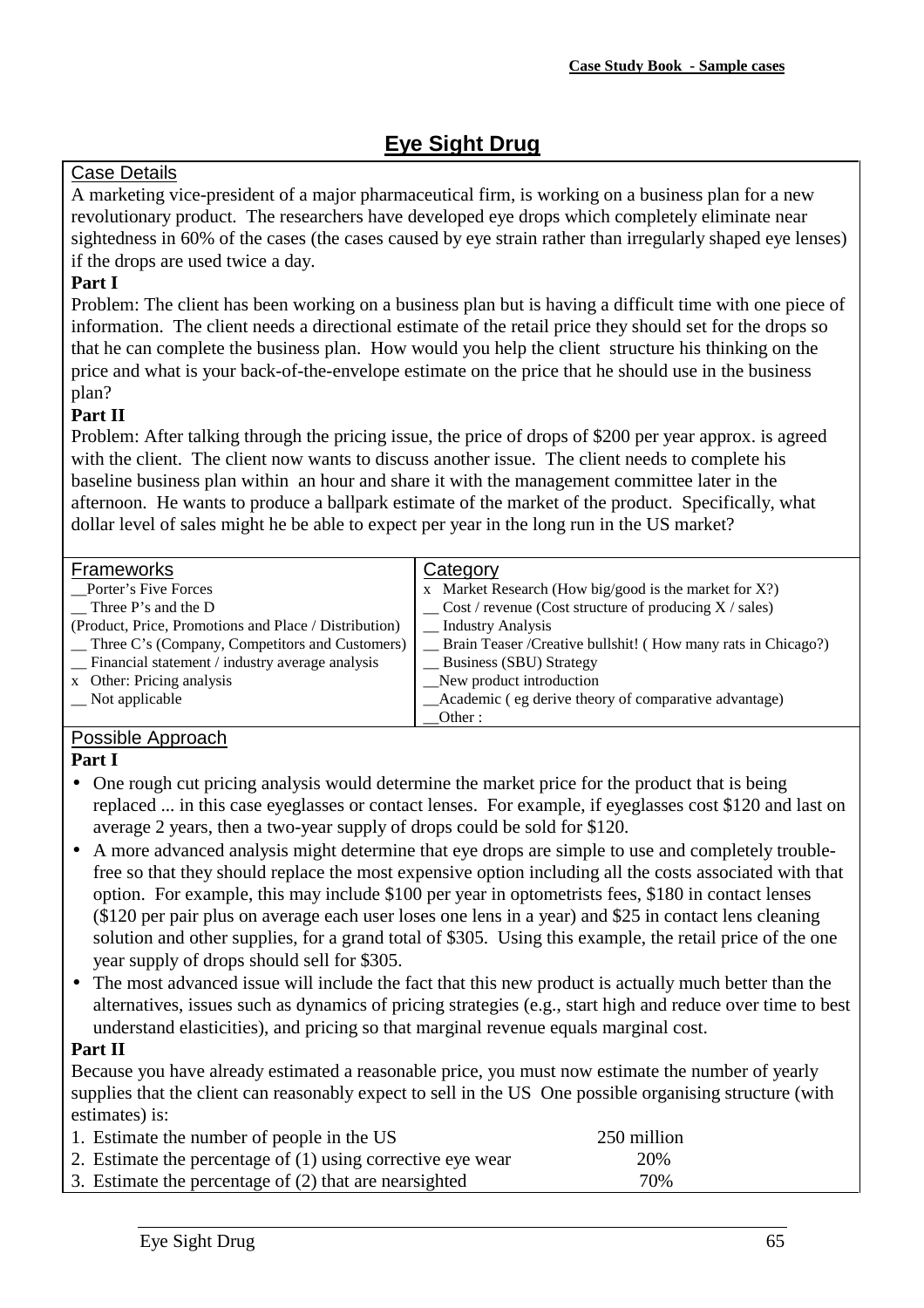# Eye Sight Drug

## Case Details

A marketing vice-president of a major pharmaceutical firm, is working on a business plan for a new revolutionary product. The researchers have developed eye drops which completely eliminate near sightedness in 60% of the cases (the cases caused by eye strain rather than irregularly shaped eye lenses) if the drops are used twice a day.

**Part I**

Problem: The client has been working on a business plan but is having a difficult time with one piece of information. The client needs a directional estimate of the retail price they should set for the drops so that he can complete the business plan. How would you help the client structure his thinking on the price and what is your back-of-the-envelope estimate on the price that he should use in the business plan?

**Part II**

Problem: After talking through the pricing issue, the price of drops of $200 per year approx. is agreed with the client. The client now wants to discuss another issue. The client needs to complete his baseline business plan within an hour and share it with the management committee later in the afternoon. He wants to produce a ballpark estimate of the market of the product. Specifically, what dollar level of sales might he be able to expect per year in the long run in the US market?

| Frameworks | Category |
|---|---|
| __Porter's Five Forces | x Market Research (How big/good is the market for X?) |
| __ Three P's and the D (Product, Price, Promotions and Place / Distribution) | __ Cost / revenue (Cost structure of producing X / sales) |
| __ Three C's (Company, Competitors and Customers) | __ Industry Analysis |
| __ Financial statement / industry average analysis | __ Brain Teaser /Creative bullshit! ( How many rats in Chicago?) |
| x Other: Pricing analysis | __ Business (SBU) Strategy |
| __ Not applicable | __New product introduction |
| | __Academic ( eg derive theory of comparative advantage) |
| | __Other : |

## Possible Approach

**Part I**

- One rough cut pricing analysis would determine the market price for the product that is being replaced ... in this case eyeglasses or contact lenses. For example, if eyeglasses cost $120 and last on average 2 years, then a two-year supply of drops could be sold for $120.
- A more advanced analysis might determine that eye drops are simple to use and completely trouble-free so that they should replace the most expensive option including all the costs associated with that option. For example, this may include $100 per year in optometrists fees, $180 in contact lenses ($120 per pair plus on average each user loses one lens in a year) and $25 in contact lens cleaning solution and other supplies, for a grand total of $305. Using this example, the retail price of the one year supply of drops should sell for $305.
- The most advanced issue will include the fact that this new product is actually much better than the alternatives, issues such as dynamics of pricing strategies (e.g., start high and reduce over time to best understand elasticities), and pricing so that marginal revenue equals marginal cost.

**Part II**

Because you have already estimated a reasonable price, you must now estimate the number of yearly supplies that the client can reasonably expect to sell in the US One possible organising structure (with estimates) is:

1. Estimate the number of people in the US — 250 million
2. Estimate the percentage of (1) using corrective eye wear — 20%
3. Estimate the percentage of (2) that are nearsighted — 70%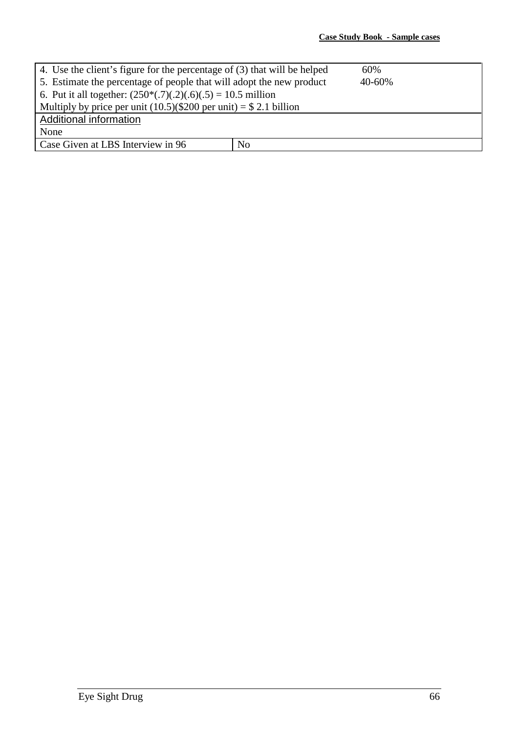| | | |
|---|---|---|
| 4. Use the client's figure for the percentage of (3) that will be helped | | 60% |
| 5. Estimate the percentage of people that will adopt the new product | | 40-60% |
| 6. Put it all together: (250*(.7)(.2)(.6)(.5) = 10.5 million | | |
| Multiply by price per unit (10.5)($200 per unit) = $ 2.1 billion | | |
| Additional information | | |
| None | | |
| Case Given at LBS Interview in 96 | No | |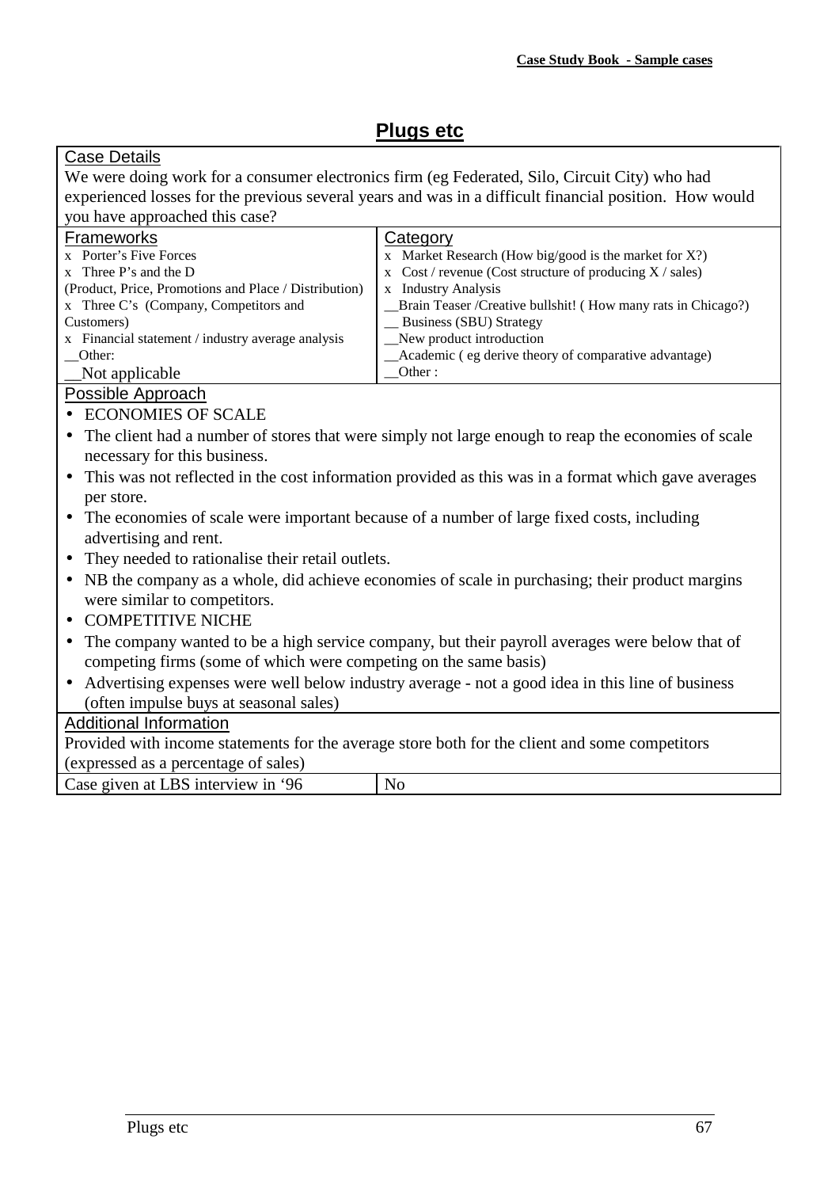# Plugs etc

**Case Details**

We were doing work for a consumer electronics firm (eg Federated, Silo, Circuit City) who had experienced losses for the previous several years and was in a difficult financial position. How would you have approached this case?

| Frameworks | Category |
|---|---|
| x Porter's Five Forces | x Market Research (How big/good is the market for X?) |
| x Three P's and the D (Product, Price, Promotions and Place / Distribution) | x Cost / revenue (Cost structure of producing X / sales) |
| x Three C's (Company, Competitors and Customers) | x Industry Analysis |
| x Financial statement / industry average analysis | __Brain Teaser /Creative bullshit! ( How many rats in Chicago?) |
| __Other: | __ Business (SBU) Strategy |
| __Not applicable | __New product introduction |
| | __Academic ( eg derive theory of comparative advantage) |
| | __Other : |

**Possible Approach**

- ECONOMIES OF SCALE
- The client had a number of stores that were simply not large enough to reap the economies of scale necessary for this business.
- This was not reflected in the cost information provided as this was in a format which gave averages per store.
- The economies of scale were important because of a number of large fixed costs, including advertising and rent.
- They needed to rationalise their retail outlets.
- NB the company as a whole, did achieve economies of scale in purchasing; their product margins were similar to competitors.
- COMPETITIVE NICHE
- The company wanted to be a high service company, but their payroll averages were below that of competing firms (some of which were competing on the same basis)
- Advertising expenses were well below industry average - not a good idea in this line of business (often impulse buys at seasonal sales)

**Additional Information**

Provided with income statements for the average store both for the client and some competitors (expressed as a percentage of sales)

| Case given at LBS interview in '96 | No |
|---|---|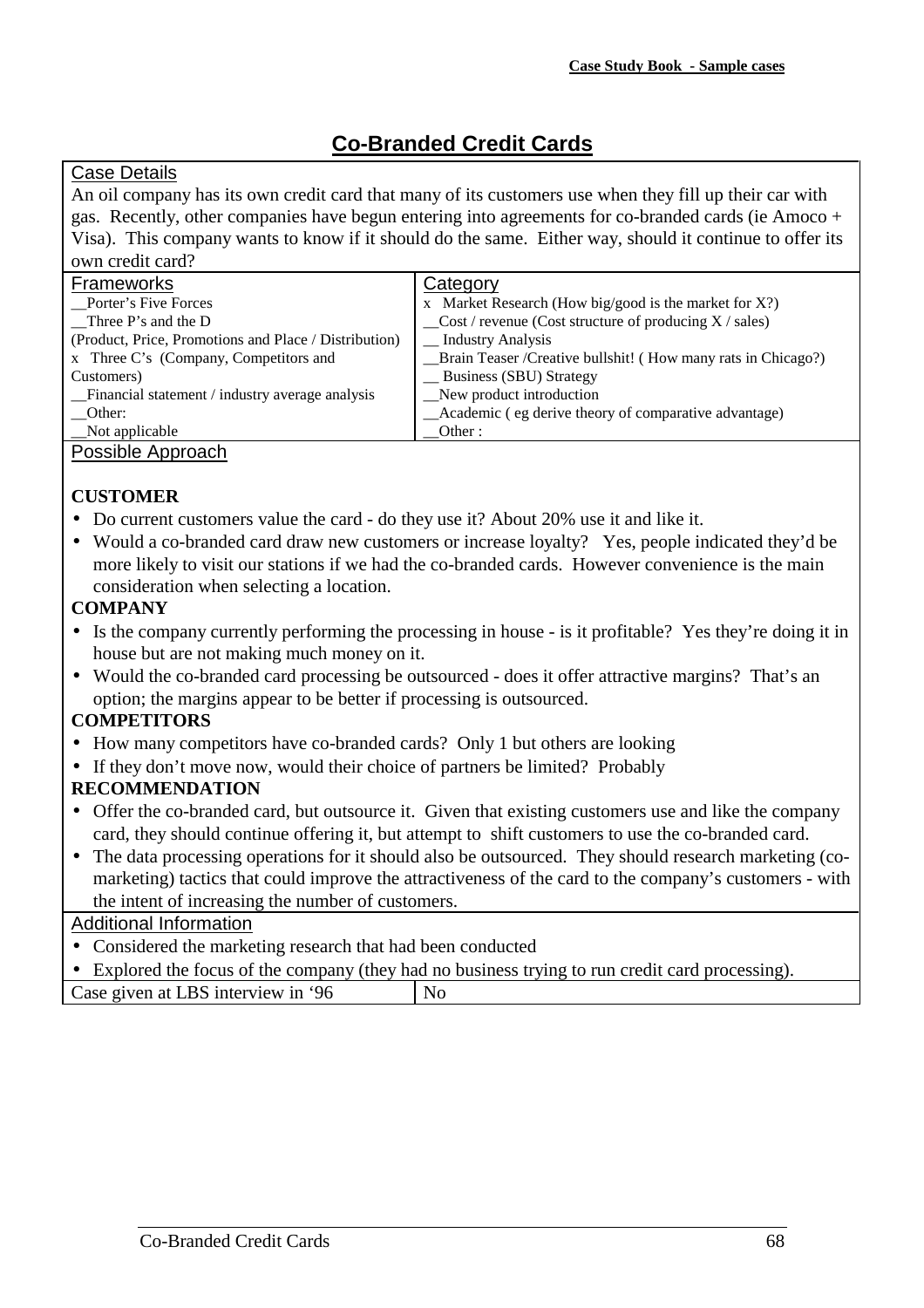# Co-Branded Credit Cards

## Case Details

An oil company has its own credit card that many of its customers use when they fill up their car with gas. Recently, other companies have begun entering into agreements for co-branded cards (ie Amoco + Visa). This company wants to know if it should do the same. Either way, should it continue to offer its own credit card?

| Frameworks | Category |
| --- | --- |
| __Porter's Five Forces | x Market Research (How big/good is the market for X?) |
| __Three P's and the D (Product, Price, Promotions and Place / Distribution) | __Cost / revenue (Cost structure of producing X / sales) |
| x Three C's (Company, Competitors and Customers) | __ Industry Analysis |
| __Financial statement / industry average analysis | __Brain Teaser /Creative bullshit! ( How many rats in Chicago?) |
| __Other: | __ Business (SBU) Strategy |
| __Not applicable | __New product introduction |
| | __Academic ( eg derive theory of comparative advantage) |
| | __Other : |

## Possible Approach

**CUSTOMER**

- Do current customers value the card - do they use it? About 20% use it and like it.
- Would a co-branded card draw new customers or increase loyalty? Yes, people indicated they'd be more likely to visit our stations if we had the co-branded cards. However convenience is the main consideration when selecting a location.

**COMPANY**

- Is the company currently performing the processing in house - is it profitable? Yes they're doing it in house but are not making much money on it.
- Would the co-branded card processing be outsourced - does it offer attractive margins? That's an option; the margins appear to be better if processing is outsourced.

**COMPETITORS**

- How many competitors have co-branded cards? Only 1 but others are looking
- If they don't move now, would their choice of partners be limited? Probably

**RECOMMENDATION**

- Offer the co-branded card, but outsource it. Given that existing customers use and like the company card, they should continue offering it, but attempt to shift customers to use the co-branded card.
- The data processing operations for it should also be outsourced. They should research marketing (co-marketing) tactics that could improve the attractiveness of the card to the company's customers - with the intent of increasing the number of customers.

## Additional Information

- Considered the marketing research that had been conducted
- Explored the focus of the company (they had no business trying to run credit card processing).

| Case given at LBS interview in '96 | No |
| --- | --- |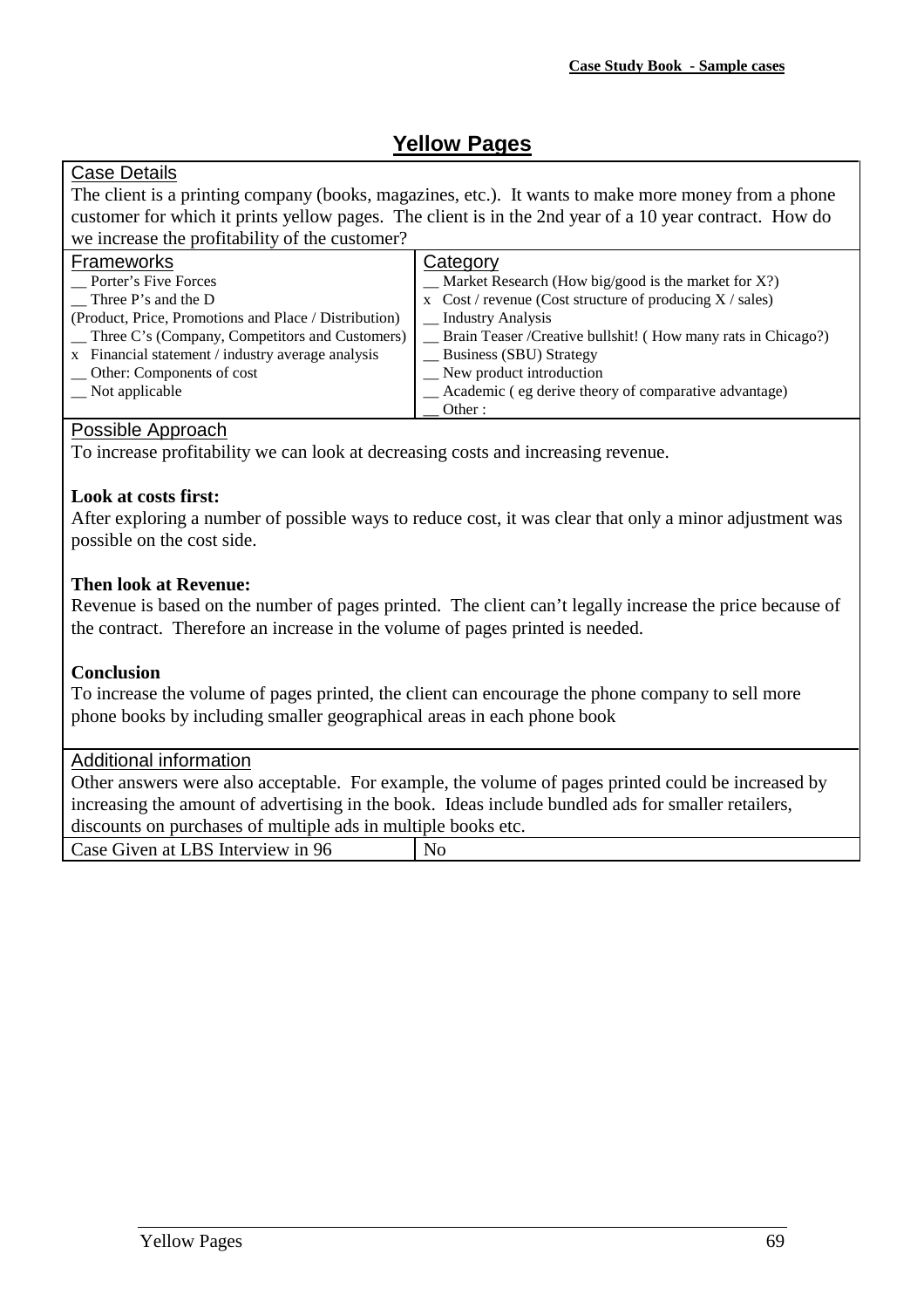# Yellow Pages

**Case Details**

The client is a printing company (books, magazines, etc.). It wants to make more money from a phone customer for which it prints yellow pages. The client is in the 2nd year of a 10 year contract. How do we increase the profitability of the customer?

| Frameworks | Category |
|---|---|
| __ Porter's Five Forces | __ Market Research (How big/good is the market for X?) |
| __ Three P's and the D (Product, Price, Promotions and Place / Distribution) | x Cost / revenue (Cost structure of producing X / sales) |
| __ Three C's (Company, Competitors and Customers) | __ Industry Analysis |
| x Financial statement / industry average analysis | __ Brain Teaser /Creative bullshit! ( How many rats in Chicago?) |
| __ Other: Components of cost | __ Business (SBU) Strategy |
| __ Not applicable | __ New product introduction |
| | __ Academic ( eg derive theory of comparative advantage) |
| | __ Other : |

**Possible Approach**

To increase profitability we can look at decreasing costs and increasing revenue.

**Look at costs first:**

After exploring a number of possible ways to reduce cost, it was clear that only a minor adjustment was possible on the cost side.

**Then look at Revenue:**

Revenue is based on the number of pages printed. The client can't legally increase the price because of the contract. Therefore an increase in the volume of pages printed is needed.

**Conclusion**

To increase the volume of pages printed, the client can encourage the phone company to sell more phone books by including smaller geographical areas in each phone book

**Additional information**

Other answers were also acceptable. For example, the volume of pages printed could be increased by increasing the amount of advertising in the book. Ideas include bundled ads for smaller retailers, discounts on purchases of multiple ads in multiple books etc.

| Case Given at LBS Interview in 96 | No |
|---|---|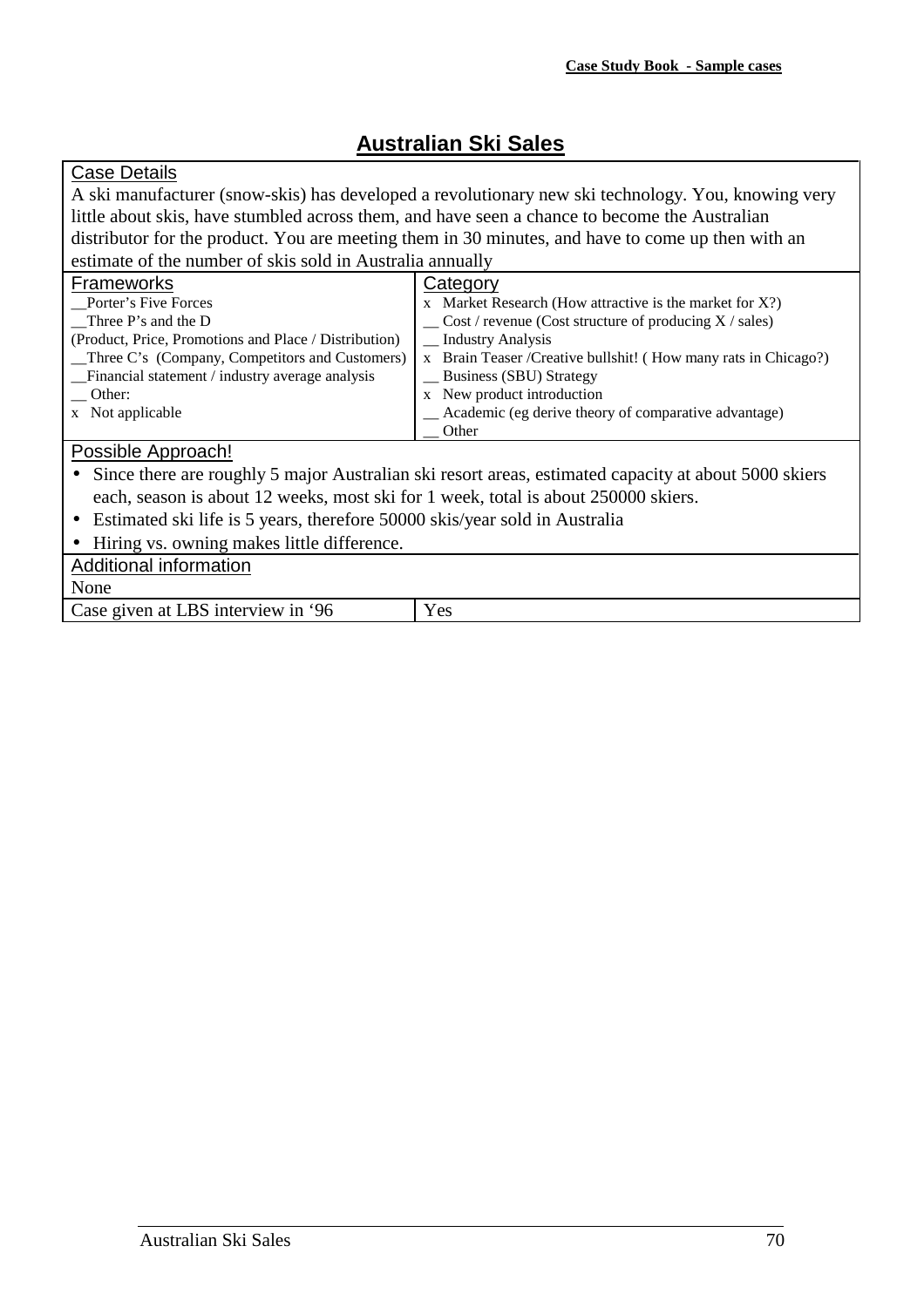# Australian Ski Sales

**Case Details**

A ski manufacturer (snow-skis) has developed a revolutionary new ski technology. You, knowing very little about skis, have stumbled across them, and have seen a chance to become the Australian distributor for the product. You are meeting them in 30 minutes, and have to come up then with an estimate of the number of skis sold in Australia annually

| Frameworks | Category |
|---|---|
| __Porter's Five Forces | x Market Research (How attractive is the market for X?) |
| __Three P's and the D (Product, Price, Promotions and Place / Distribution) | __ Cost / revenue (Cost structure of producing X / sales) |
| __Three C's (Company, Competitors and Customers) | __ Industry Analysis |
| __Financial statement / industry average analysis | x Brain Teaser /Creative bullshit! ( How many rats in Chicago?) |
| __ Other: | __ Business (SBU) Strategy |
| x Not applicable | x New product introduction |
| | __ Academic (eg derive theory of comparative advantage) |
| | __ Other |

**Possible Approach!**

- Since there are roughly 5 major Australian ski resort areas, estimated capacity at about 5000 skiers each, season is about 12 weeks, most ski for 1 week, total is about 250000 skiers.
- Estimated ski life is 5 years, therefore 50000 skis/year sold in Australia
- Hiring vs. owning makes little difference.

**Additional information**

None

| Case given at LBS interview in '96 | Yes |
|---|---|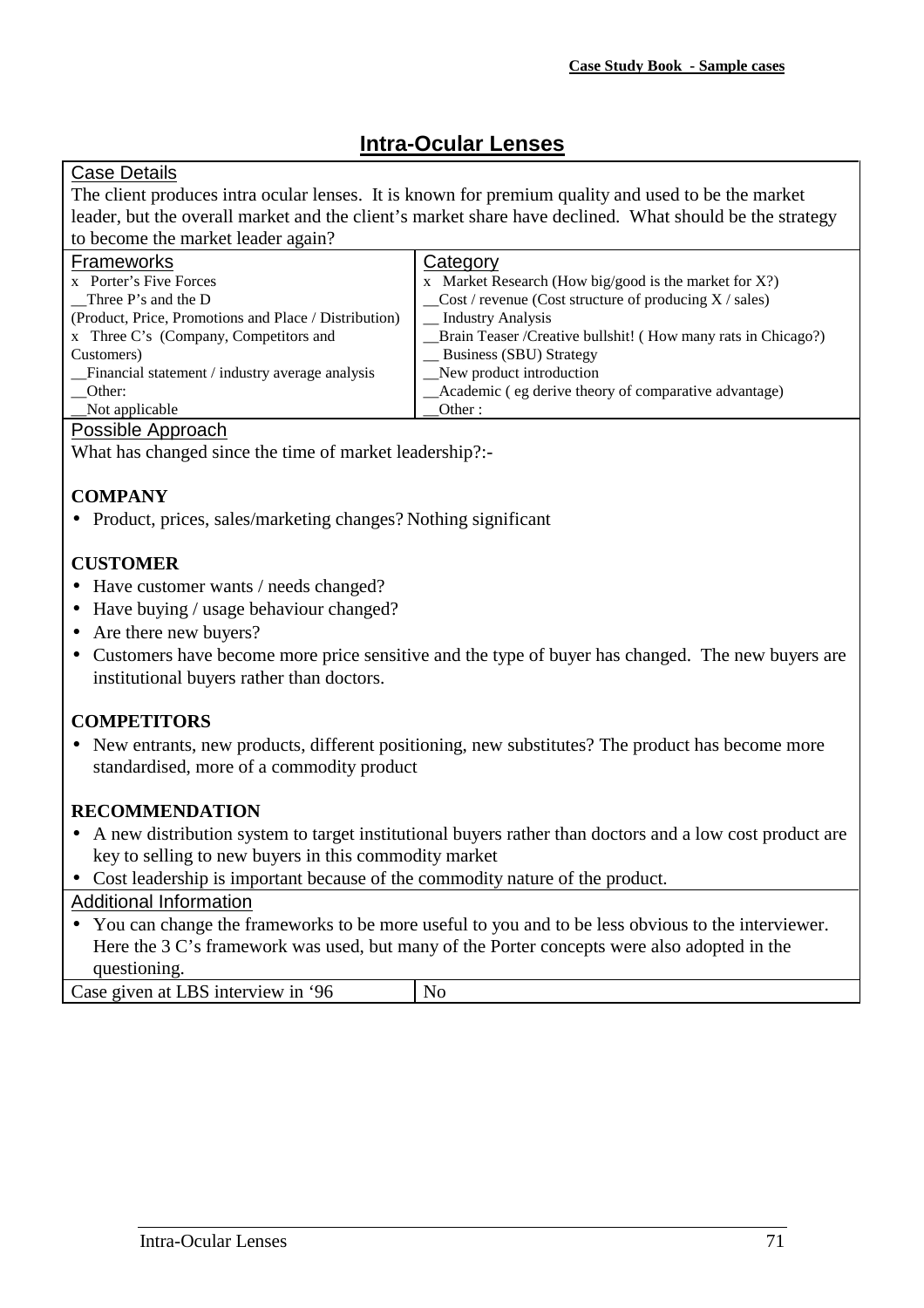# Intra-Ocular Lenses

**Case Details**

The client produces intra ocular lenses. It is known for premium quality and used to be the market leader, but the overall market and the client's market share have declined. What should be the strategy to become the market leader again?

| Frameworks | Category |
|---|---|
| x Porter's Five Forces | x Market Research (How big/good is the market for X?) |
| __Three P's and the D (Product, Price, Promotions and Place / Distribution) | __Cost / revenue (Cost structure of producing X / sales) |
| x Three C's (Company, Competitors and Customers) | __ Industry Analysis |
| __Financial statement / industry average analysis | __Brain Teaser /Creative bullshit! ( How many rats in Chicago?) |
| __Other: | __ Business (SBU) Strategy |
| __Not applicable | __New product introduction |
| | __Academic ( eg derive theory of comparative advantage) |
| | __Other : |

**Possible Approach**

What has changed since the time of market leadership?:-

**COMPANY**

- Product, prices, sales/marketing changes? Nothing significant

**CUSTOMER**

- Have customer wants / needs changed?
- Have buying / usage behaviour changed?
- Are there new buyers?
- Customers have become more price sensitive and the type of buyer has changed. The new buyers are institutional buyers rather than doctors.

**COMPETITORS**

- New entrants, new products, different positioning, new substitutes? The product has become more standardised, more of a commodity product

**RECOMMENDATION**

- A new distribution system to target institutional buyers rather than doctors and a low cost product are key to selling to new buyers in this commodity market
- Cost leadership is important because of the commodity nature of the product.

**Additional Information**

- You can change the frameworks to be more useful to you and to be less obvious to the interviewer. Here the 3 C's framework was used, but many of the Porter concepts were also adopted in the questioning.

| Case given at LBS interview in '96 | No |
|---|---|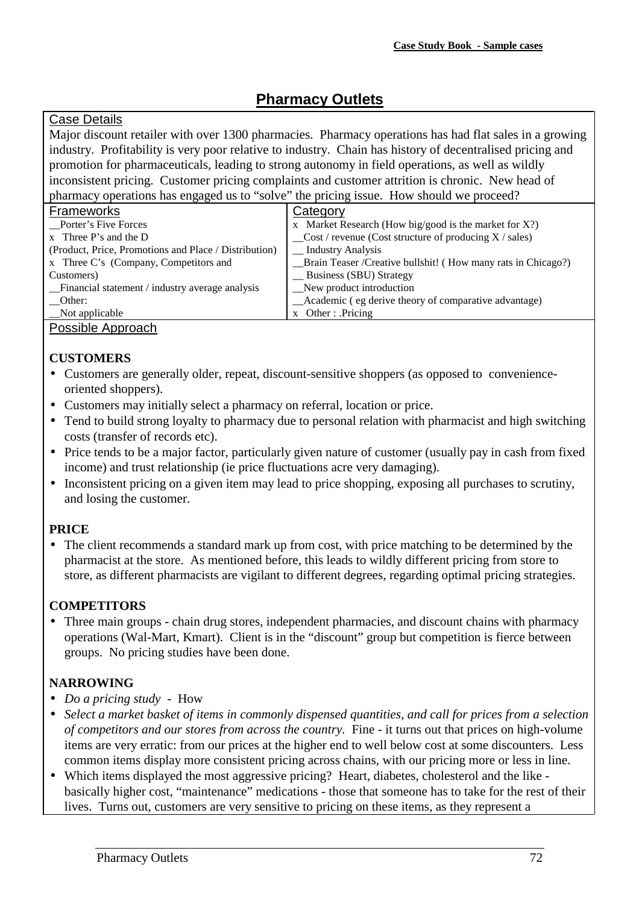# Pharmacy Outlets

## Case Details

Major discount retailer with over 1300 pharmacies. Pharmacy operations has had flat sales in a growing industry. Profitability is very poor relative to industry. Chain has history of decentralised pricing and promotion for pharmaceuticals, leading to strong autonomy in field operations, as well as wildly inconsistent pricing. Customer pricing complaints and customer attrition is chronic. New head of pharmacy operations has engaged us to "solve" the pricing issue. How should we proceed?

| Frameworks | Category |
|---|---|
| __Porter's Five Forces | x Market Research (How big/good is the market for X?) |
| x Three P's and the D (Product, Price, Promotions and Place / Distribution) | __Cost / revenue (Cost structure of producing X / sales) |
| x Three C's (Company, Competitors and Customers) | __ Industry Analysis |
| __Financial statement / industry average analysis | __Brain Teaser /Creative bullshit! ( How many rats in Chicago?) |
| __Other: | __ Business (SBU) Strategy |
| __Not applicable | __New product introduction |
| | __Academic ( eg derive theory of comparative advantage) |
| | x Other : .Pricing |

## Possible Approach

**CUSTOMERS**

- Customers are generally older, repeat, discount-sensitive shoppers (as opposed to convenience-oriented shoppers).
- Customers may initially select a pharmacy on referral, location or price.
- Tend to build strong loyalty to pharmacy due to personal relation with pharmacist and high switching costs (transfer of records etc).
- Price tends to be a major factor, particularly given nature of customer (usually pay in cash from fixed income) and trust relationship (ie price fluctuations acre very damaging).
- Inconsistent pricing on a given item may lead to price shopping, exposing all purchases to scrutiny, and losing the customer.

**PRICE**

- The client recommends a standard mark up from cost, with price matching to be determined by the pharmacist at the store. As mentioned before, this leads to wildly different pricing from store to store, as different pharmacists are vigilant to different degrees, regarding optimal pricing strategies.

**COMPETITORS**

- Three main groups - chain drug stores, independent pharmacies, and discount chains with pharmacy operations (Wal-Mart, Kmart). Client is in the "discount" group but competition is fierce between groups. No pricing studies have been done.

**NARROWING**

- *Do a pricing study* - How
- *Select a market basket of items in commonly dispensed quantities, and call for prices from a selection of competitors and our stores from across the country.* Fine - it turns out that prices on high-volume items are very erratic: from our prices at the higher end to well below cost at some discounters. Less common items display more consistent pricing across chains, with our pricing more or less in line.
- Which items displayed the most aggressive pricing? Heart, diabetes, cholesterol and the like - basically higher cost, "maintenance" medications - those that someone has to take for the rest of their lives. Turns out, customers are very sensitive to pricing on these items, as they represent a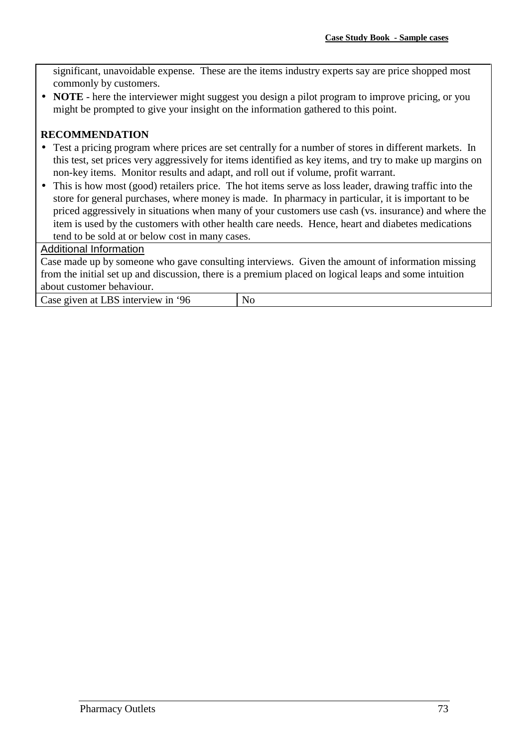significant, unavoidable expense. These are the items industry experts say are price shopped most commonly by customers.

- **NOTE** - here the interviewer might suggest you design a pilot program to improve pricing, or you might be prompted to give your insight on the information gathered to this point.

**RECOMMENDATION**

- Test a pricing program where prices are set centrally for a number of stores in different markets. In this test, set prices very aggressively for items identified as key items, and try to make up margins on non-key items. Monitor results and adapt, and roll out if volume, profit warrant.
- This is how most (good) retailers price. The hot items serve as loss leader, drawing traffic into the store for general purchases, where money is made. In pharmacy in particular, it is important to be priced aggressively in situations when many of your customers use cash (vs. insurance) and where the item is used by the customers with other health care needs. Hence, heart and diabetes medications tend to be sold at or below cost in many cases.

Additional Information

Case made up by someone who gave consulting interviews. Given the amount of information missing from the initial set up and discussion, there is a premium placed on logical leaps and some intuition about customer behaviour.

| Case given at LBS interview in '96 | No |
|---|---|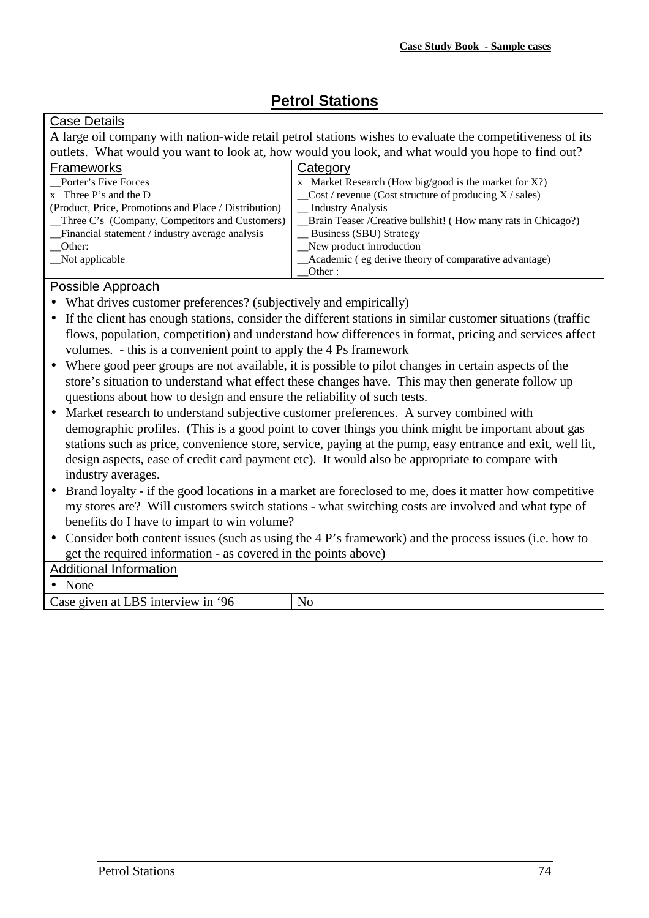# Petrol Stations

**Case Details**

A large oil company with nation-wide retail petrol stations wishes to evaluate the competitiveness of its outlets. What would you want to look at, how would you look, and what would you hope to find out?

| Frameworks | Category |
|---|---|
| __Porter's Five Forces | x Market Research (How big/good is the market for X?) |
| x Three P's and the D | __Cost / revenue (Cost structure of producing X / sales) |
| (Product, Price, Promotions and Place / Distribution) | __ Industry Analysis |
| __Three C's (Company, Competitors and Customers) | __Brain Teaser /Creative bullshit! ( How many rats in Chicago?) |
| __Financial statement / industry average analysis | __ Business (SBU) Strategy |
| __Other: | __New product introduction |
| __Not applicable | __Academic ( eg derive theory of comparative advantage) |
| | __Other : |

**Possible Approach**

- What drives customer preferences? (subjectively and empirically)
- If the client has enough stations, consider the different stations in similar customer situations (traffic flows, population, competition) and understand how differences in format, pricing and services affect volumes. - this is a convenient point to apply the 4 Ps framework
- Where good peer groups are not available, it is possible to pilot changes in certain aspects of the store's situation to understand what effect these changes have. This may then generate follow up questions about how to design and ensure the reliability of such tests.
- Market research to understand subjective customer preferences. A survey combined with demographic profiles. (This is a good point to cover things you think might be important about gas stations such as price, convenience store, service, paying at the pump, easy entrance and exit, well lit, design aspects, ease of credit card payment etc). It would also be appropriate to compare with industry averages.
- Brand loyalty - if the good locations in a market are foreclosed to me, does it matter how competitive my stores are? Will customers switch stations - what switching costs are involved and what type of benefits do I have to impart to win volume?
- Consider both content issues (such as using the 4 P's framework) and the process issues (i.e. how to get the required information - as covered in the points above)

**Additional Information**

- None

| Case given at LBS interview in '96 | No |
|---|---|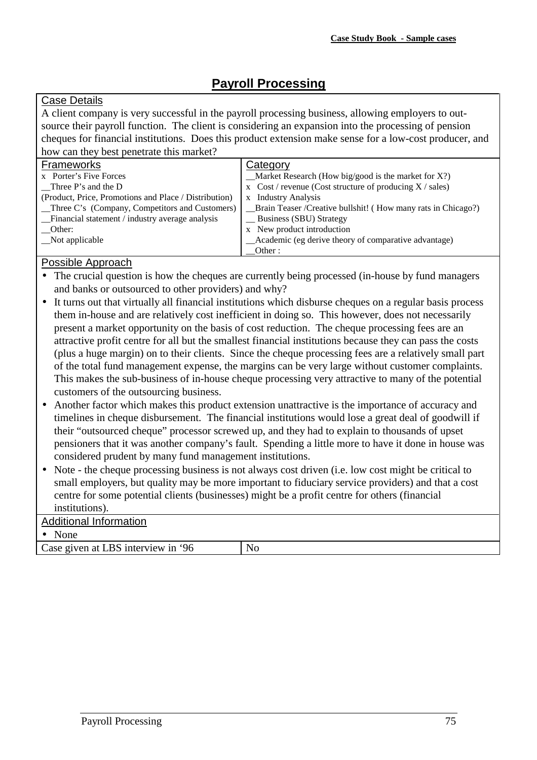# Payroll Processing

## Case Details

A client company is very successful in the payroll processing business, allowing employers to out-source their payroll function. The client is considering an expansion into the processing of pension cheques for financial institutions. Does this product extension make sense for a low-cost producer, and how can they best penetrate this market?

| Frameworks | Category |
|---|---|
| x Porter's Five Forces | __Market Research (How big/good is the market for X?) |
| __Three P's and the D | x Cost / revenue (Cost structure of producing X / sales) |
| (Product, Price, Promotions and Place / Distribution) | x Industry Analysis |
| __Three C's (Company, Competitors and Customers) | __Brain Teaser /Creative bullshit! ( How many rats in Chicago?) |
| __Financial statement / industry average analysis | __ Business (SBU) Strategy |
| __Other: | x New product introduction |
| __Not applicable | __Academic (eg derive theory of comparative advantage) |
| | __Other : |

## Possible Approach

- The crucial question is how the cheques are currently being processed (in-house by fund managers and banks or outsourced to other providers) and why?
- It turns out that virtually all financial institutions which disburse cheques on a regular basis process them in-house and are relatively cost inefficient in doing so. This however, does not necessarily present a market opportunity on the basis of cost reduction. The cheque processing fees are an attractive profit centre for all but the smallest financial institutions because they can pass the costs (plus a huge margin) on to their clients. Since the cheque processing fees are a relatively small part of the total fund management expense, the margins can be very large without customer complaints. This makes the sub-business of in-house cheque processing very attractive to many of the potential customers of the outsourcing business.
- Another factor which makes this product extension unattractive is the importance of accuracy and timelines in cheque disbursement. The financial institutions would lose a great deal of goodwill if their "outsourced cheque" processor screwed up, and they had to explain to thousands of upset pensioners that it was another company's fault. Spending a little more to have it done in house was considered prudent by many fund management institutions.
- Note - the cheque processing business is not always cost driven (i.e. low cost might be critical to small employers, but quality may be more important to fiduciary service providers) and that a cost centre for some potential clients (businesses) might be a profit centre for others (financial institutions).

## Additional Information

- None

| Case given at LBS interview in '96 | No |
|---|---|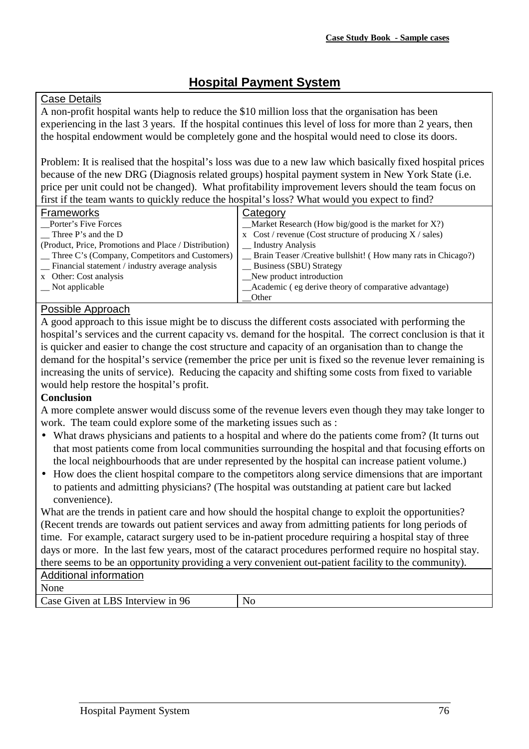# Hospital Payment System

## Case Details

A non-profit hospital wants help to reduce the $10 million loss that the organisation has been experiencing in the last 3 years. If the hospital continues this level of loss for more than 2 years, then the hospital endowment would be completely gone and the hospital would need to close its doors.

Problem: It is realised that the hospital's loss was due to a new law which basically fixed hospital prices because of the new DRG (Diagnosis related groups) hospital payment system in New York State (i.e. price per unit could not be changed). What profitability improvement levers should the team focus on first if the team wants to quickly reduce the hospital's loss? What would you expect to find?

| Frameworks | Category |
|---|---|
| __Porter's Five Forces | __Market Research (How big/good is the market for X?) |
| __ Three P's and the D (Product, Price, Promotions and Place / Distribution) | x Cost / revenue (Cost structure of producing X / sales) |
| __ Three C's (Company, Competitors and Customers) | __ Industry Analysis |
| __ Financial statement / industry average analysis | __ Brain Teaser /Creative bullshit! ( How many rats in Chicago?) |
| x Other: Cost analysis | __ Business (SBU) Strategy |
| __ Not applicable | __New product introduction |
| | __Academic ( eg derive theory of comparative advantage) |
| | __Other |

## Possible Approach

A good approach to this issue might be to discuss the different costs associated with performing the hospital's services and the current capacity vs. demand for the hospital. The correct conclusion is that it is quicker and easier to change the cost structure and capacity of an organisation than to change the demand for the hospital's service (remember the price per unit is fixed so the revenue lever remaining is increasing the units of service). Reducing the capacity and shifting some costs from fixed to variable would help restore the hospital's profit.

**Conclusion**

A more complete answer would discuss some of the revenue levers even though they may take longer to work. The team could explore some of the marketing issues such as :

- What draws physicians and patients to a hospital and where do the patients come from? (It turns out that most patients come from local communities surrounding the hospital and that focusing efforts on the local neighbourhoods that are under represented by the hospital can increase patient volume.)
- How does the client hospital compare to the competitors along service dimensions that are important to patients and admitting physicians? (The hospital was outstanding at patient care but lacked convenience).

What are the trends in patient care and how should the hospital change to exploit the opportunities? (Recent trends are towards out patient services and away from admitting patients for long periods of time. For example, cataract surgery used to be in-patient procedure requiring a hospital stay of three days or more. In the last few years, most of the cataract procedures performed require no hospital stay. there seems to be an opportunity providing a very convenient out-patient facility to the community).

## Additional information

None

| Case Given at LBS Interview in 96 | No |
|---|---|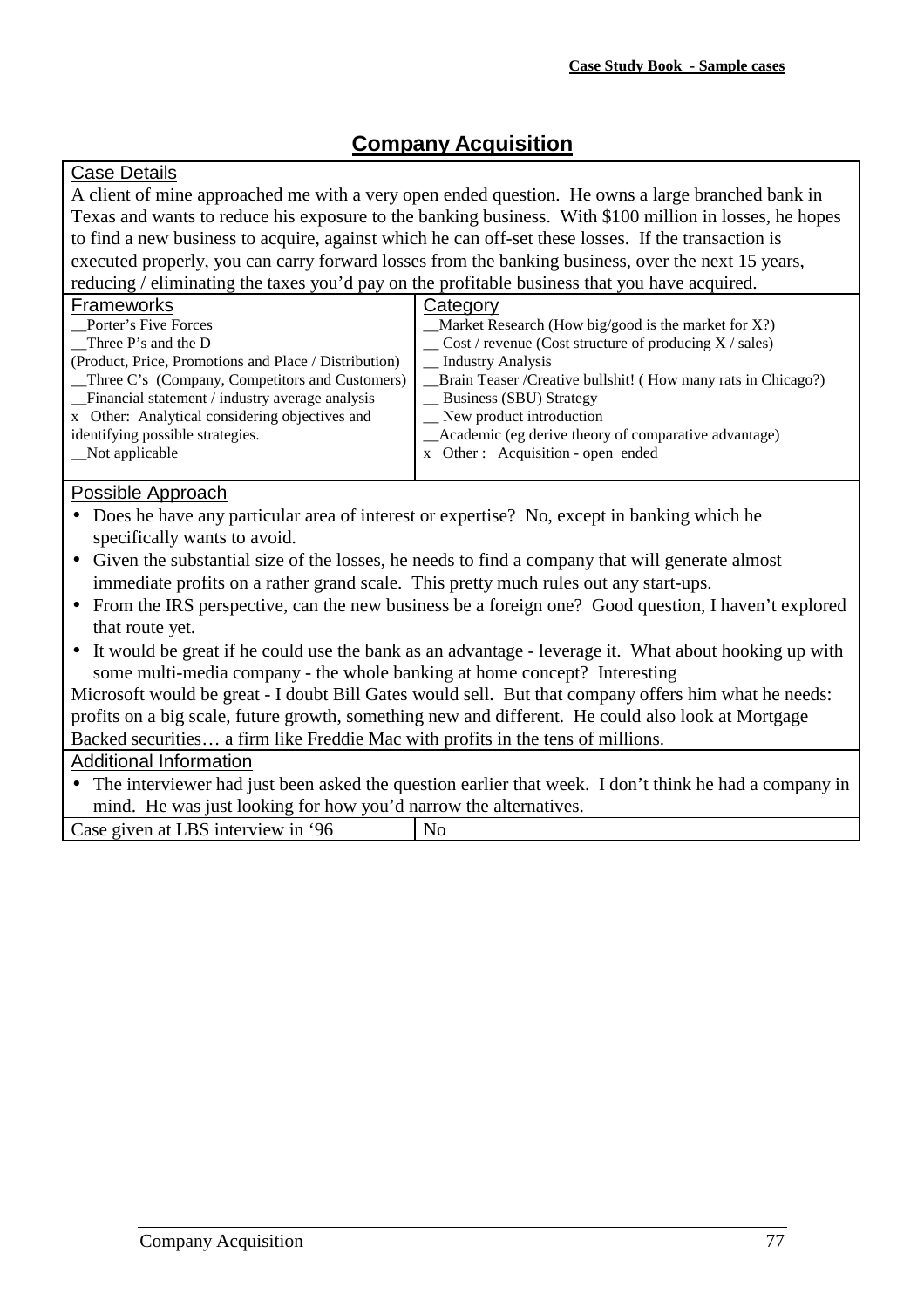# Company Acquisition

**Case Details**

A client of mine approached me with a very open ended question. He owns a large branched bank in Texas and wants to reduce his exposure to the banking business. With $100 million in losses, he hopes to find a new business to acquire, against which he can off-set these losses. If the transaction is executed properly, you can carry forward losses from the banking business, over the next 15 years, reducing / eliminating the taxes you'd pay on the profitable business that you have acquired.

| Frameworks | Category |
|---|---|
| __Porter's Five Forces<br>__Three P's and the D<br>(Product, Price, Promotions and Place / Distribution)<br>__Three C's (Company, Competitors and Customers)<br>__Financial statement / industry average analysis<br>x Other: Analytical considering objectives and identifying possible strategies.<br>__Not applicable | __Market Research (How big/good is the market for X?)<br>__ Cost / revenue (Cost structure of producing X / sales)<br>__ Industry Analysis<br>__Brain Teaser /Creative bullshit! ( How many rats in Chicago?)<br>__ Business (SBU) Strategy<br>__ New product introduction<br>__Academic (eg derive theory of comparative advantage)<br>x Other : Acquisition - open ended |

**Possible Approach**

- Does he have any particular area of interest or expertise? No, except in banking which he specifically wants to avoid.
- Given the substantial size of the losses, he needs to find a company that will generate almost immediate profits on a rather grand scale. This pretty much rules out any start-ups.
- From the IRS perspective, can the new business be a foreign one? Good question, I haven't explored that route yet.
- It would be great if he could use the bank as an advantage - leverage it. What about hooking up with some multi-media company - the whole banking at home concept? Interesting

Microsoft would be great - I doubt Bill Gates would sell. But that company offers him what he needs: profits on a big scale, future growth, something new and different. He could also look at Mortgage Backed securities… a firm like Freddie Mac with profits in the tens of millions.

**Additional Information**

- The interviewer had just been asked the question earlier that week. I don't think he had a company in mind. He was just looking for how you'd narrow the alternatives.

| Case given at LBS interview in '96 | No |
|---|---|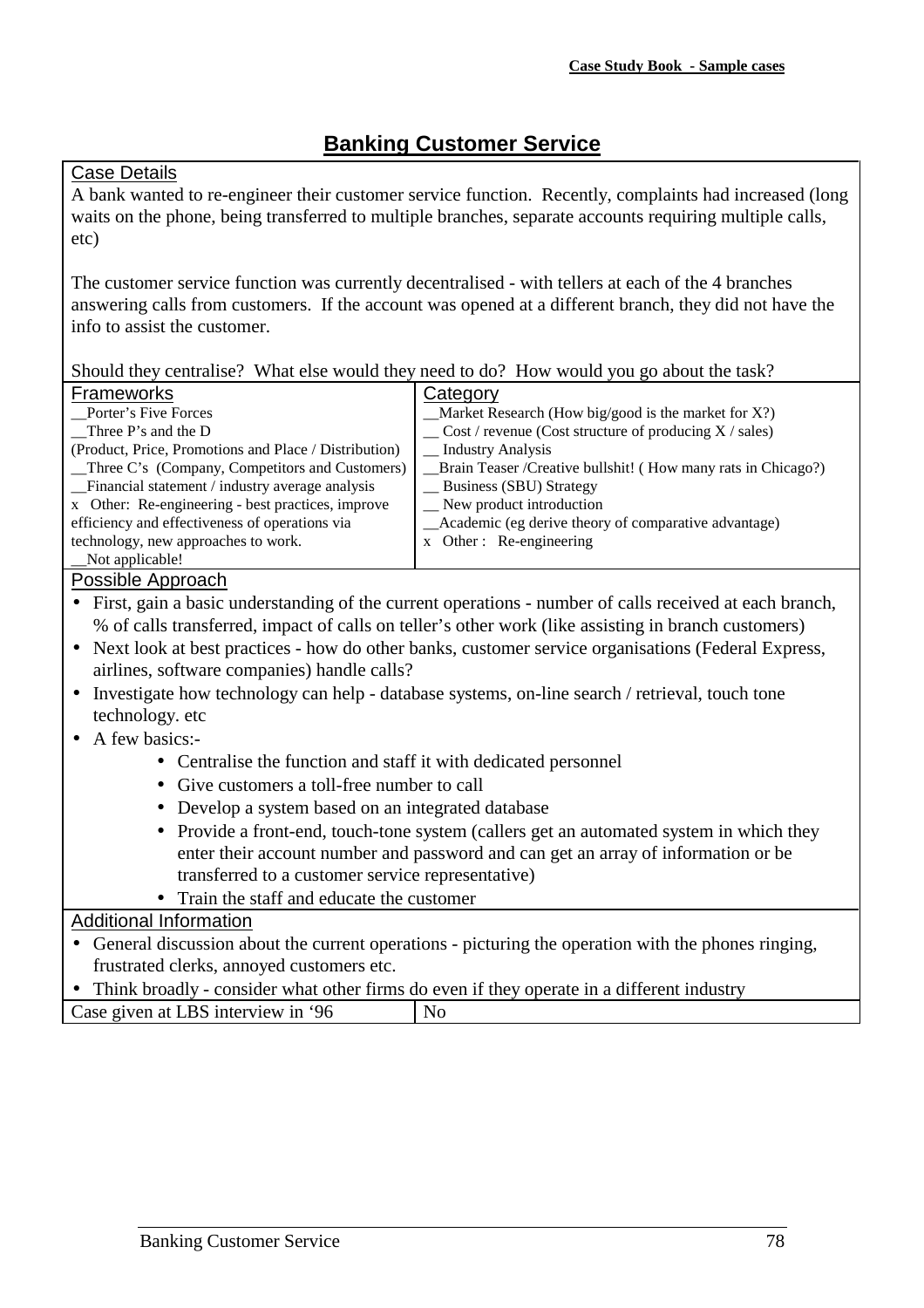# Banking Customer Service

**Case Details**

A bank wanted to re-engineer their customer service function. Recently, complaints had increased (long waits on the phone, being transferred to multiple branches, separate accounts requiring multiple calls, etc)

The customer service function was currently decentralised - with tellers at each of the 4 branches answering calls from customers. If the account was opened at a different branch, they did not have the info to assist the customer.

Should they centralise? What else would they need to do? How would you go about the task?

| Frameworks | Category |
|---|---|
| __Porter's Five Forces | __Market Research (How big/good is the market for X?) |
| __Three P's and the D (Product, Price, Promotions and Place / Distribution) | __ Cost / revenue (Cost structure of producing X / sales) |
| __Three C's (Company, Competitors and Customers) | __ Industry Analysis |
| __Financial statement / industry average analysis | __Brain Teaser /Creative bullshit! ( How many rats in Chicago?) |
| x Other: Re-engineering - best practices, improve efficiency and effectiveness of operations via technology, new approaches to work. | __ Business (SBU) Strategy |
| __Not applicable! | __ New product introduction |
| | __Academic (eg derive theory of comparative advantage) |
| | x Other : Re-engineering |

**Possible Approach**

- First, gain a basic understanding of the current operations - number of calls received at each branch, % of calls transferred, impact of calls on teller's other work (like assisting in branch customers)
- Next look at best practices - how do other banks, customer service organisations (Federal Express, airlines, software companies) handle calls?
- Investigate how technology can help - database systems, on-line search / retrieval, touch tone technology. etc
- A few basics:-
  - Centralise the function and staff it with dedicated personnel
  - Give customers a toll-free number to call
  - Develop a system based on an integrated database
  - Provide a front-end, touch-tone system (callers get an automated system in which they enter their account number and password and can get an array of information or be transferred to a customer service representative)
  - Train the staff and educate the customer

**Additional Information**

- General discussion about the current operations - picturing the operation with the phones ringing, frustrated clerks, annoyed customers etc.
- Think broadly - consider what other firms do even if they operate in a different industry

| Case given at LBS interview in '96 | No |
|---|---|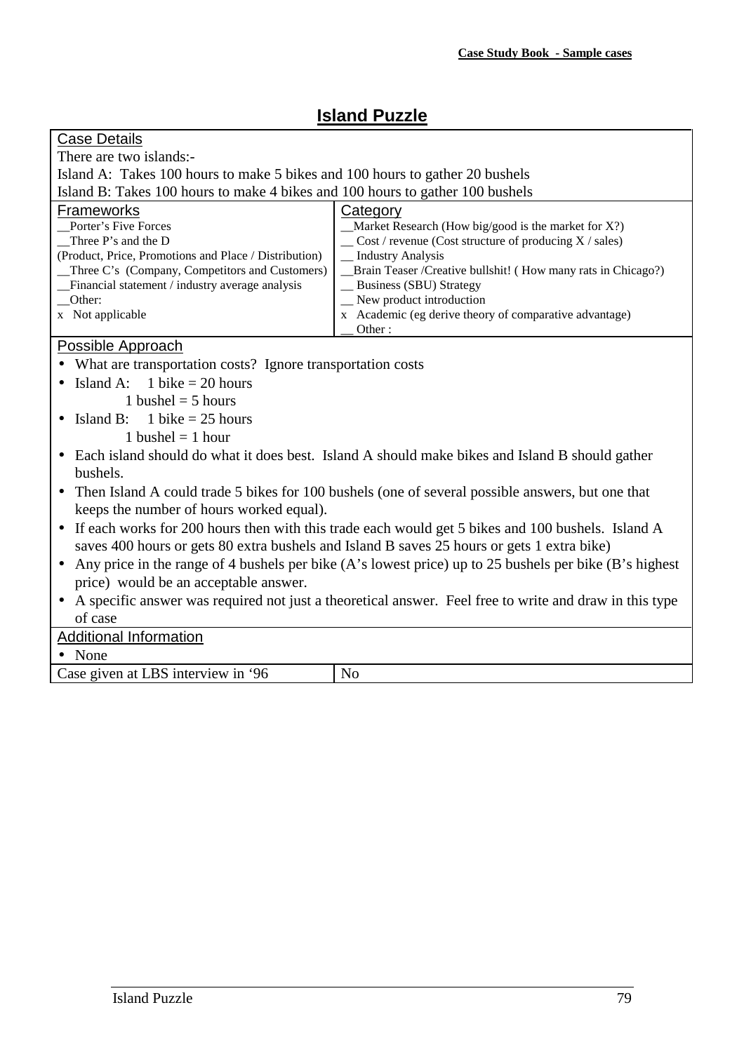# Island Puzzle

## Case Details

There are two islands:-

Island A: Takes 100 hours to make 5 bikes and 100 hours to gather 20 bushels

Island B: Takes 100 hours to make 4 bikes and 100 hours to gather 100 bushels

| Frameworks | Category |
|---|---|
| __Porter's Five Forces | __Market Research (How big/good is the market for X?) |
| __Three P's and the D (Product, Price, Promotions and Place / Distribution) | __ Cost / revenue (Cost structure of producing X / sales) |
| __Three C's (Company, Competitors and Customers) | __ Industry Analysis |
| __Financial statement / industry average analysis | __Brain Teaser /Creative bullshit! ( How many rats in Chicago?) |
| __Other: | __ Business (SBU) Strategy |
| x Not applicable | __ New product introduction |
| | x Academic (eg derive theory of comparative advantage) |
| | __ Other : |

## Possible Approach

- What are transportation costs? Ignore transportation costs
- Island A: 1 bike = 20 hours
  1 bushel = 5 hours
- Island B: 1 bike = 25 hours
  1 bushel = 1 hour
- Each island should do what it does best. Island A should make bikes and Island B should gather bushels.
- Then Island A could trade 5 bikes for 100 bushels (one of several possible answers, but one that keeps the number of hours worked equal).
- If each works for 200 hours then with this trade each would get 5 bikes and 100 bushels. Island A saves 400 hours or gets 80 extra bushels and Island B saves 25 hours or gets 1 extra bike)
- Any price in the range of 4 bushels per bike (A's lowest price) up to 25 bushels per bike (B's highest price) would be an acceptable answer.
- A specific answer was required not just a theoretical answer. Feel free to write and draw in this type of case

## Additional Information

- None

| Case given at LBS interview in '96 | No |
|---|---|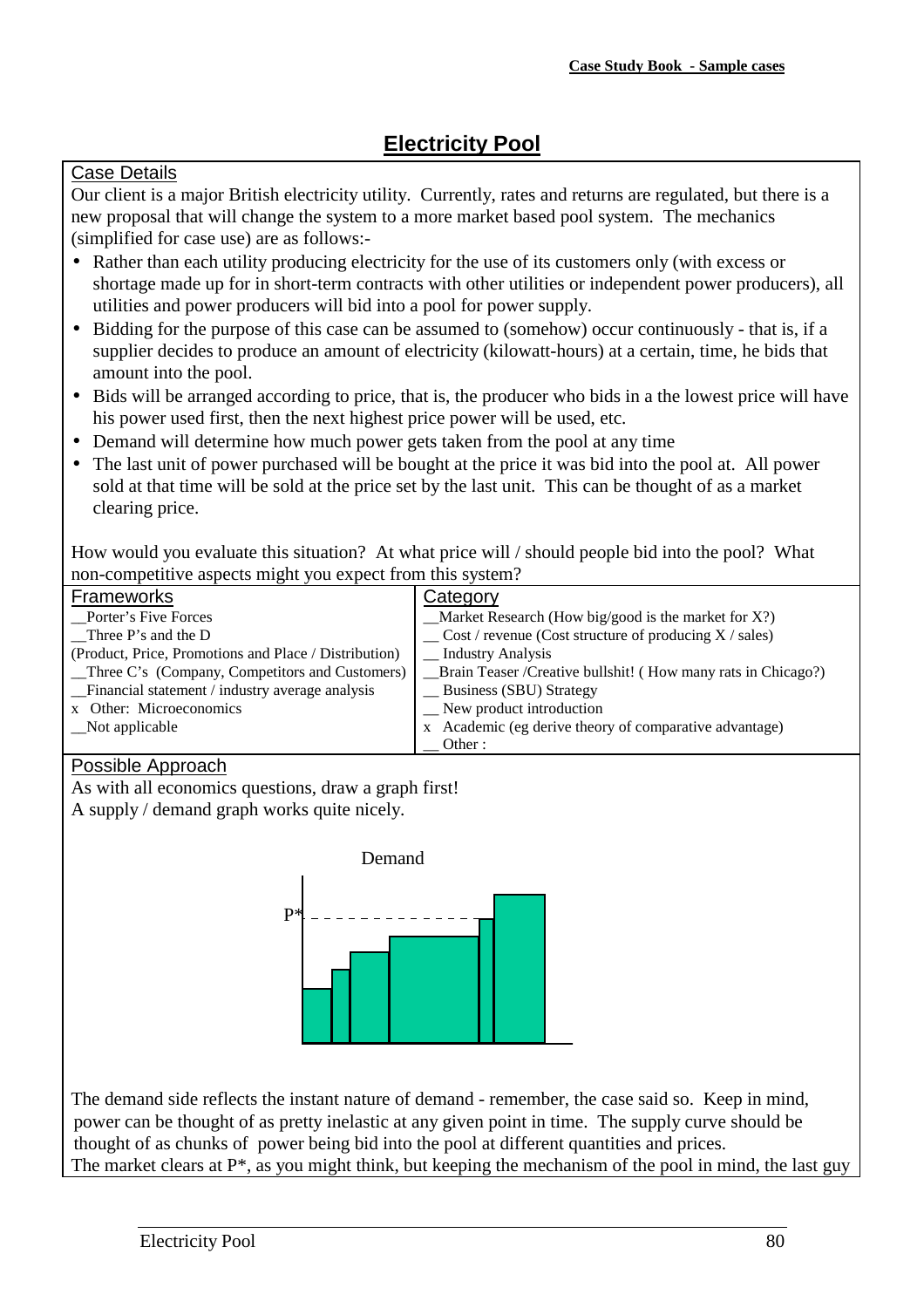# Electricity Pool

## Case Details

Our client is a major British electricity utility. Currently, rates and returns are regulated, but there is a new proposal that will change the system to a more market based pool system. The mechanics (simplified for case use) are as follows:-

- Rather than each utility producing electricity for the use of its customers only (with excess or shortage made up for in short-term contracts with other utilities or independent power producers), all utilities and power producers will bid into a pool for power supply.
- Bidding for the purpose of this case can be assumed to (somehow) occur continuously - that is, if a supplier decides to produce an amount of electricity (kilowatt-hours) at a certain, time, he bids that amount into the pool.
- Bids will be arranged according to price, that is, the producer who bids in a the lowest price will have his power used first, then the next highest price power will be used, etc.
- Demand will determine how much power gets taken from the pool at any time
- The last unit of power purchased will be bought at the price it was bid into the pool at. All power sold at that time will be sold at the price set by the last unit. This can be thought of as a market clearing price.

How would you evaluate this situation? At what price will / should people bid into the pool? What non-competitive aspects might you expect from this system?

| Frameworks | Category |
|---|---|
| __Porter's Five Forces | __Market Research (How big/good is the market for X?) |
| __Three P's and the D (Product, Price, Promotions and Place / Distribution) | __ Cost / revenue (Cost structure of producing X / sales) |
| __Three C's (Company, Competitors and Customers) | __ Industry Analysis |
| __Financial statement / industry average analysis | __Brain Teaser /Creative bullshit! ( How many rats in Chicago?) |
| x Other: Microeconomics | __ Business (SBU) Strategy |
| __Not applicable | __ New product introduction |
| | x Academic (eg derive theory of comparative advantage) |
| | __ Other : |

## Possible Approach

As with all economics questions, draw a graph first!
A supply / demand graph works quite nicely.

Demand

P*

The demand side reflects the instant nature of demand - remember, the case said so. Keep in mind, power can be thought of as pretty inelastic at any given point in time. The supply curve should be thought of as chunks of power being bid into the pool at different quantities and prices.
The market clears at P*, as you might think, but keeping the mechanism of the pool in mind, the last guy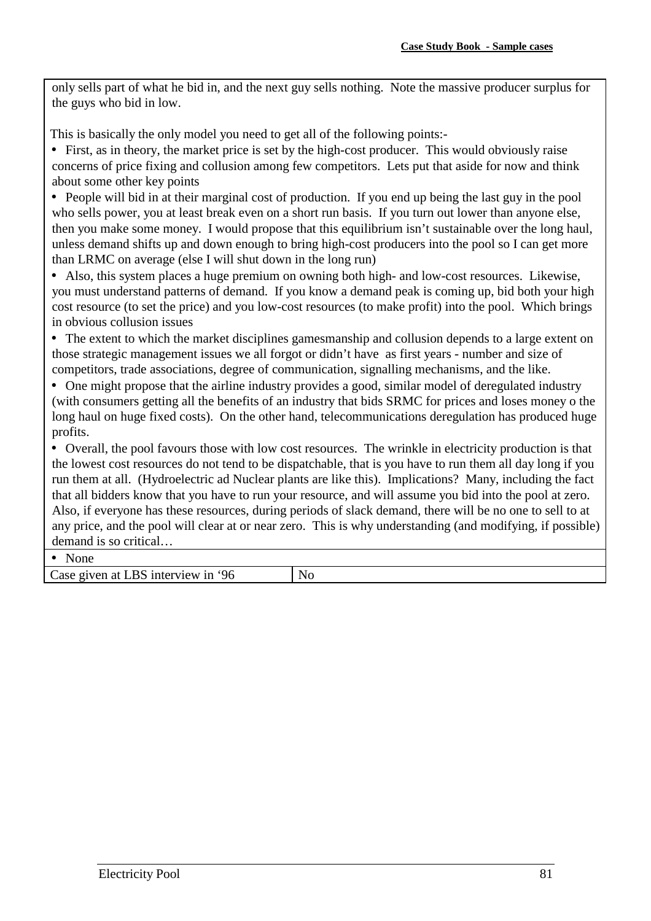only sells part of what he bid in, and the next guy sells nothing. Note the massive producer surplus for the guys who bid in low.

This is basically the only model you need to get all of the following points:-

- First, as in theory, the market price is set by the high-cost producer. This would obviously raise concerns of price fixing and collusion among few competitors. Lets put that aside for now and think about some other key points
- People will bid in at their marginal cost of production. If you end up being the last guy in the pool who sells power, you at least break even on a short run basis. If you turn out lower than anyone else, then you make some money. I would propose that this equilibrium isn't sustainable over the long haul, unless demand shifts up and down enough to bring high-cost producers into the pool so I can get more than LRMC on average (else I will shut down in the long run)
- Also, this system places a huge premium on owning both high- and low-cost resources. Likewise, you must understand patterns of demand. If you know a demand peak is coming up, bid both your high cost resource (to set the price) and you low-cost resources (to make profit) into the pool. Which brings in obvious collusion issues
- The extent to which the market disciplines gamesmanship and collusion depends to a large extent on those strategic management issues we all forgot or didn't have as first years - number and size of competitors, trade associations, degree of communication, signalling mechanisms, and the like.
- One might propose that the airline industry provides a good, similar model of deregulated industry (with consumers getting all the benefits of an industry that bids SRMC for prices and loses money o the long haul on huge fixed costs). On the other hand, telecommunications deregulation has produced huge profits.
- Overall, the pool favours those with low cost resources. The wrinkle in electricity production is that the lowest cost resources do not tend to be dispatchable, that is you have to run them all day long if you run them at all. (Hydroelectric ad Nuclear plants are like this). Implications? Many, including the fact that all bidders know that you have to run your resource, and will assume you bid into the pool at zero. Also, if everyone has these resources, during periods of slack demand, there will be no one to sell to at any price, and the pool will clear at or near zero. This is why understanding (and modifying, if possible) demand is so critical…

- None

| Case given at LBS interview in '96 | No |
|---|---|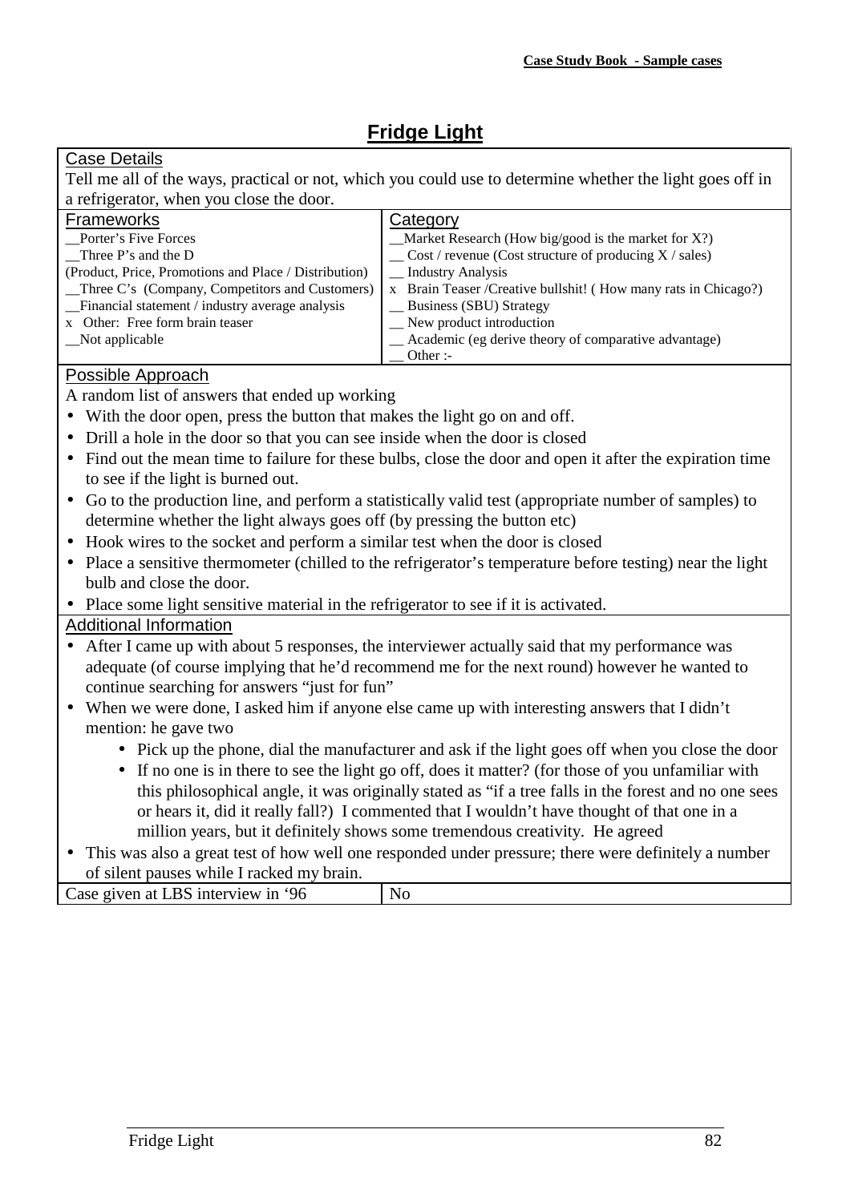# Fridge Light

## Case Details

Tell me all of the ways, practical or not, which you could use to determine whether the light goes off in a refrigerator, when you close the door.

| Frameworks | Category |
|---|---|
| __Porter's Five Forces<br>__Three P's and the D<br>(Product, Price, Promotions and Place / Distribution)<br>__Three C's (Company, Competitors and Customers)<br>__Financial statement / industry average analysis<br>x Other: Free form brain teaser<br>__Not applicable | __Market Research (How big/good is the market for X?)<br>__ Cost / revenue (Cost structure of producing X / sales)<br>__ Industry Analysis<br>x Brain Teaser /Creative bullshit! ( How many rats in Chicago?)<br>__ Business (SBU) Strategy<br>__ New product introduction<br>__ Academic (eg derive theory of comparative advantage)<br>__ Other :- |

## Possible Approach

A random list of answers that ended up working

- With the door open, press the button that makes the light go on and off.
- Drill a hole in the door so that you can see inside when the door is closed
- Find out the mean time to failure for these bulbs, close the door and open it after the expiration time to see if the light is burned out.
- Go to the production line, and perform a statistically valid test (appropriate number of samples) to determine whether the light always goes off (by pressing the button etc)
- Hook wires to the socket and perform a similar test when the door is closed
- Place a sensitive thermometer (chilled to the refrigerator's temperature before testing) near the light bulb and close the door.
- Place some light sensitive material in the refrigerator to see if it is activated.

## Additional Information

- After I came up with about 5 responses, the interviewer actually said that my performance was adequate (of course implying that he'd recommend me for the next round) however he wanted to continue searching for answers "just for fun"
- When we were done, I asked him if anyone else came up with interesting answers that I didn't mention: he gave two
  - Pick up the phone, dial the manufacturer and ask if the light goes off when you close the door
  - If no one is in there to see the light go off, does it matter? (for those of you unfamiliar with this philosophical angle, it was originally stated as "if a tree falls in the forest and no one sees or hears it, did it really fall?) I commented that I wouldn't have thought of that one in a million years, but it definitely shows some tremendous creativity. He agreed
- This was also a great test of how well one responded under pressure; there were definitely a number of silent pauses while I racked my brain.

| Case given at LBS interview in '96 | No |
|---|---|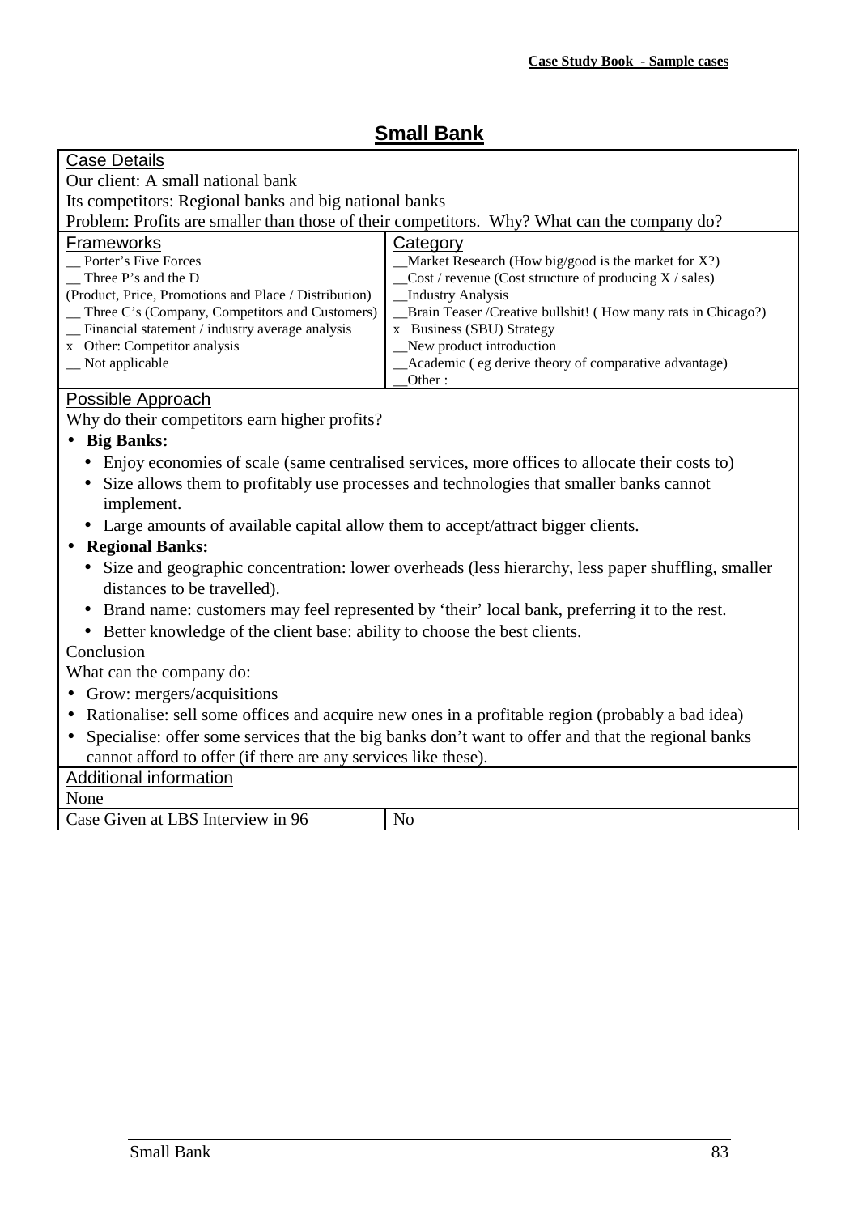## Small Bank

**Case Details**

Our client: A small national bank

Its competitors: Regional banks and big national banks

Problem: Profits are smaller than those of their competitors. Why? What can the company do?

| Frameworks | Category |
|---|---|
| __ Porter's Five Forces | __Market Research (How big/good is the market for X?) |
| __ Three P's and the D | __Cost / revenue (Cost structure of producing X / sales) |
| (Product, Price, Promotions and Place / Distribution) | __Industry Analysis |
| __ Three C's (Company, Competitors and Customers) | __Brain Teaser /Creative bullshit! ( How many rats in Chicago?) |
| __ Financial statement / industry average analysis | x Business (SBU) Strategy |
| x Other: Competitor analysis | __New product introduction |
| __ Not applicable | __Academic ( eg derive theory of comparative advantage) |
| | __Other : |

**Possible Approach**

Why do their competitors earn higher profits?

- **Big Banks:**
  - Enjoy economies of scale (same centralised services, more offices to allocate their costs to)
  - Size allows them to profitably use processes and technologies that smaller banks cannot implement.
  - Large amounts of available capital allow them to accept/attract bigger clients.
- **Regional Banks:**
  - Size and geographic concentration: lower overheads (less hierarchy, less paper shuffling, smaller distances to be travelled).
  - Brand name: customers may feel represented by 'their' local bank, preferring it to the rest.
  - Better knowledge of the client base: ability to choose the best clients.

Conclusion

What can the company do:

- Grow: mergers/acquisitions
- Rationalise: sell some offices and acquire new ones in a profitable region (probably a bad idea)
- Specialise: offer some services that the big banks don't want to offer and that the regional banks cannot afford to offer (if there are any services like these).

**Additional information**

None

| Case Given at LBS Interview in 96 | No |
|---|---|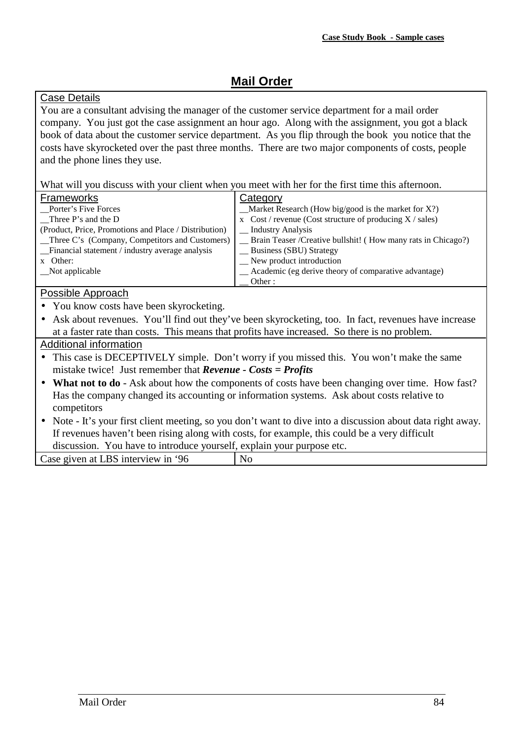# Mail Order

## Case Details

You are a consultant advising the manager of the customer service department for a mail order company. You just got the case assignment an hour ago. Along with the assignment, you got a black book of data about the customer service department. As you flip through the book you notice that the costs have skyrocketed over the past three months. There are two major components of costs, people and the phone lines they use.

What will you discuss with your client when you meet with her for the first time this afternoon.

| Frameworks | Category |
|---|---|
| __Porter's Five Forces | __Market Research (How big/good is the market for X?) |
| __Three P's and the D (Product, Price, Promotions and Place / Distribution) | x Cost / revenue (Cost structure of producing X / sales) |
| __Three C's (Company, Competitors and Customers) | __ Industry Analysis |
| __Financial statement / industry average analysis | __ Brain Teaser /Creative bullshit! ( How many rats in Chicago?) |
| x Other: | __ Business (SBU) Strategy |
| __Not applicable | __ New product introduction |
| | __ Academic (eg derive theory of comparative advantage) |
| | __ Other : |

## Possible Approach

- You know costs have been skyrocketing.
- Ask about revenues. You'll find out they've been skyrocketing, too. In fact, revenues have increase at a faster rate than costs. This means that profits have increased. So there is no problem.

## Additional information

- This case is DECEPTIVELY simple. Don't worry if you missed this. You won't make the same mistake twice! Just remember that ***Revenue - Costs = Profits***
- **What not to do** - Ask about how the components of costs have been changing over time. How fast? Has the company changed its accounting or information systems. Ask about costs relative to competitors
- Note - It's your first client meeting, so you don't want to dive into a discussion about data right away. If revenues haven't been rising along with costs, for example, this could be a very difficult discussion. You have to introduce yourself, explain your purpose etc.

| Case given at LBS interview in '96 | No |
|---|---|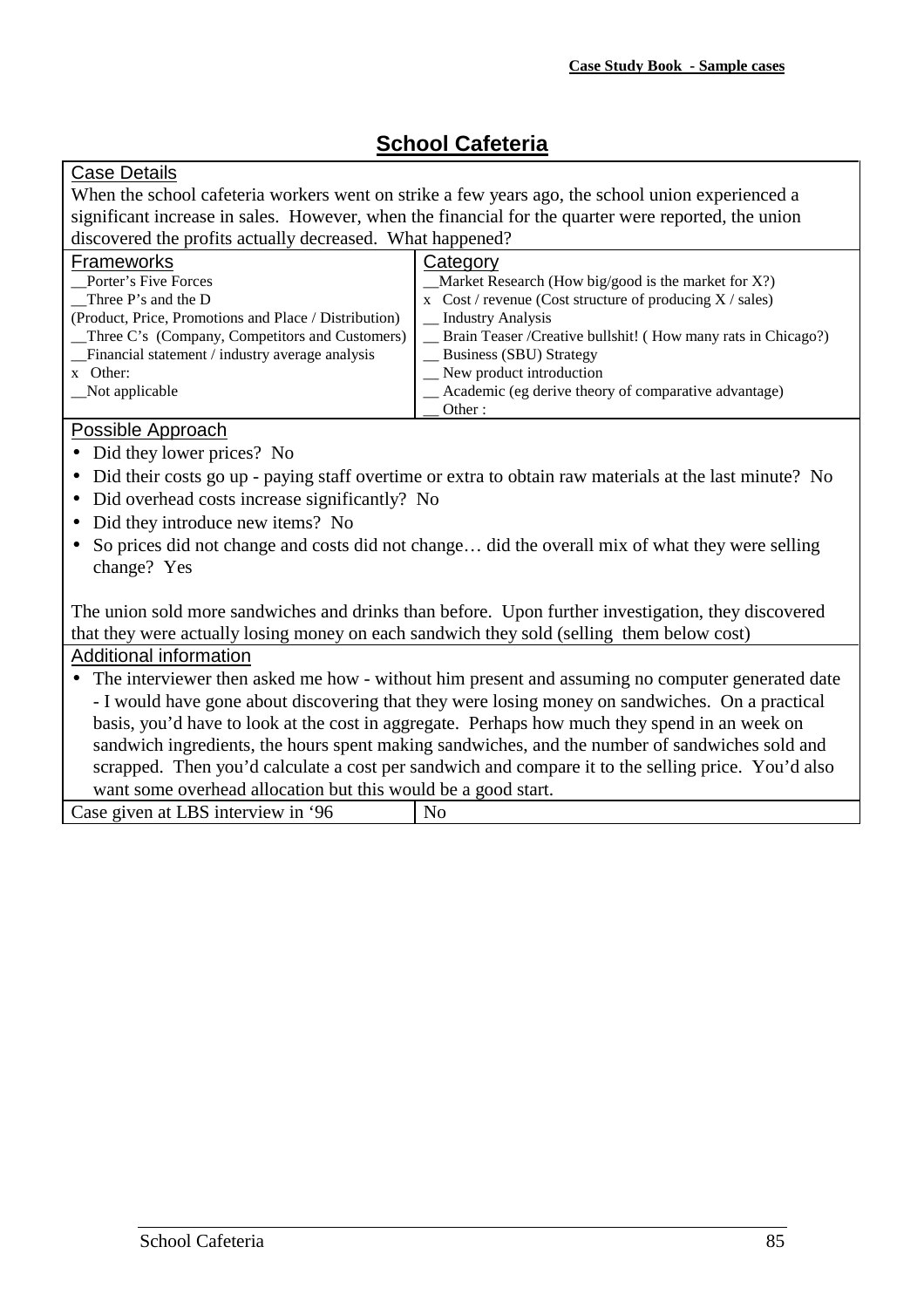# School Cafeteria

## Case Details

When the school cafeteria workers went on strike a few years ago, the school union experienced a significant increase in sales. However, when the financial for the quarter were reported, the union discovered the profits actually decreased. What happened?

| Frameworks | Category |
|---|---|
| __Porter's Five Forces<br>__Three P's and the D<br>(Product, Price, Promotions and Place / Distribution)<br>__Three C's (Company, Competitors and Customers)<br>__Financial statement / industry average analysis<br>x Other:<br>__Not applicable | __Market Research (How big/good is the market for X?)<br>x Cost / revenue (Cost structure of producing X / sales)<br>__ Industry Analysis<br>__ Brain Teaser /Creative bullshit! ( How many rats in Chicago?)<br>__ Business (SBU) Strategy<br>__ New product introduction<br>__ Academic (eg derive theory of comparative advantage)<br>__ Other : |

## Possible Approach

- Did they lower prices? No
- Did their costs go up - paying staff overtime or extra to obtain raw materials at the last minute? No
- Did overhead costs increase significantly? No
- Did they introduce new items? No
- So prices did not change and costs did not change… did the overall mix of what they were selling change? Yes

The union sold more sandwiches and drinks than before. Upon further investigation, they discovered that they were actually losing money on each sandwich they sold (selling them below cost)

## Additional information

- The interviewer then asked me how - without him present and assuming no computer generated date - I would have gone about discovering that they were losing money on sandwiches. On a practical basis, you'd have to look at the cost in aggregate. Perhaps how much they spend in an week on sandwich ingredients, the hours spent making sandwiches, and the number of sandwiches sold and scrapped. Then you'd calculate a cost per sandwich and compare it to the selling price. You'd also want some overhead allocation but this would be a good start.

| Case given at LBS interview in '96 | No |
|---|---|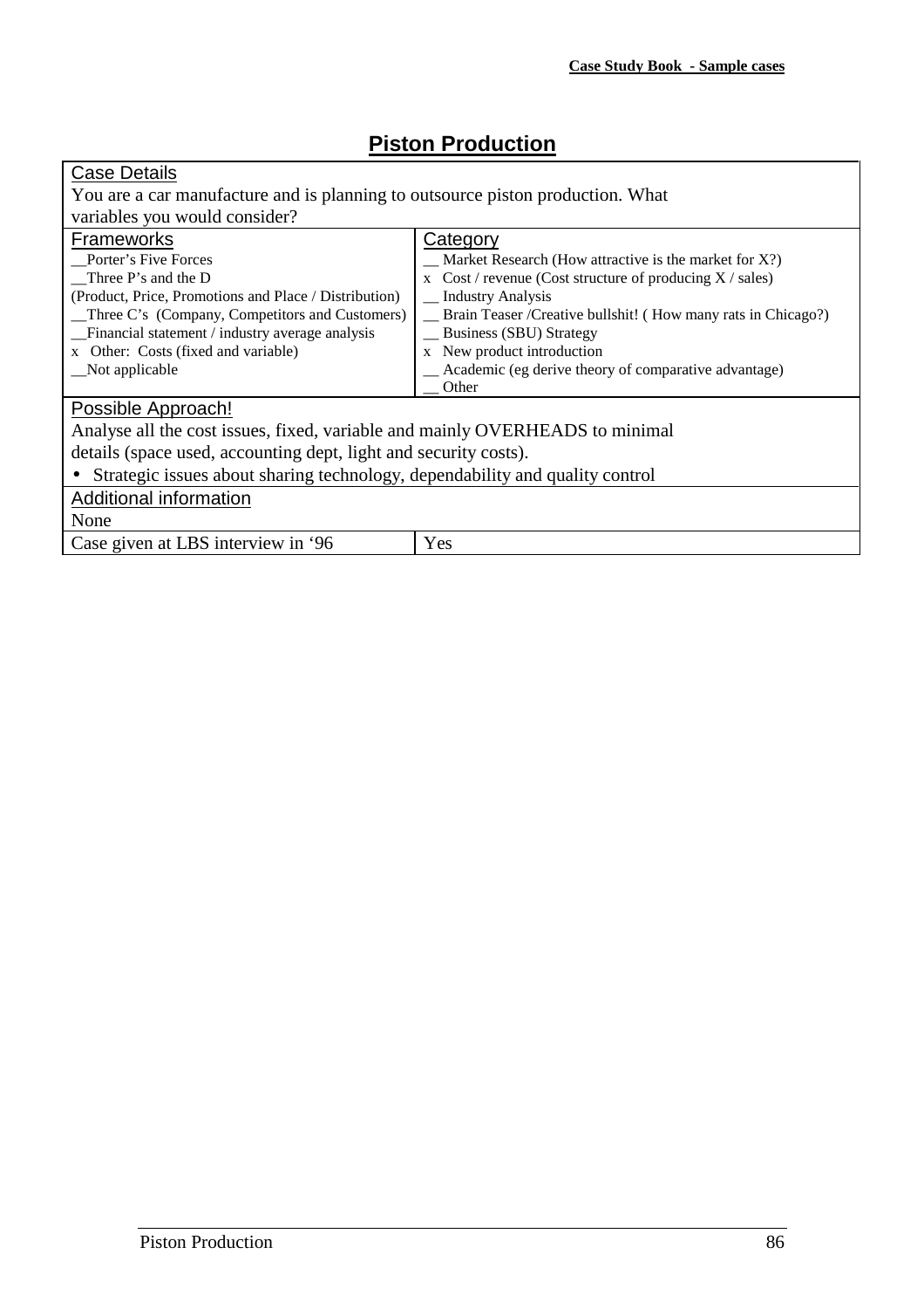# Piston Production

**Case Details**

You are a car manufacture and is planning to outsource piston production. What variables you would consider?

| Frameworks | Category |
|---|---|
| __Porter's Five Forces | __ Market Research (How attractive is the market for X?) |
| __Three P's and the D | x Cost / revenue (Cost structure of producing X / sales) |
| (Product, Price, Promotions and Place / Distribution) | __ Industry Analysis |
| __Three C's (Company, Competitors and Customers) | __ Brain Teaser /Creative bullshit! ( How many rats in Chicago?) |
| __Financial statement / industry average analysis | __ Business (SBU) Strategy |
| x Other: Costs (fixed and variable) | x New product introduction |
| __Not applicable | __ Academic (eg derive theory of comparative advantage) |
| | __ Other |

**Possible Approach!**

Analyse all the cost issues, fixed, variable and mainly OVERHEADS to minimal details (space used, accounting dept, light and security costs).

- Strategic issues about sharing technology, dependability and quality control

**Additional information**

None

| Case given at LBS interview in '96 | Yes |
|---|---|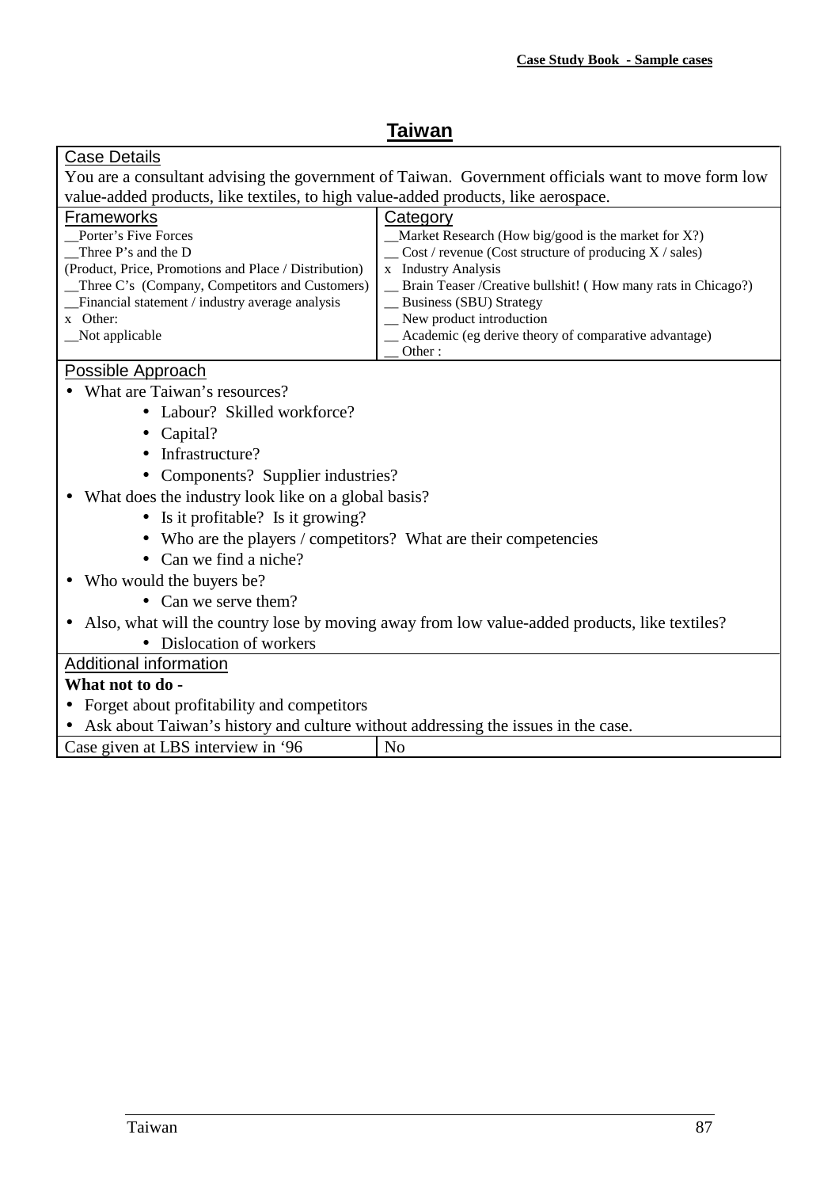# Taiwan

**Case Details**

You are a consultant advising the government of Taiwan. Government officials want to move form low value-added products, like textiles, to high value-added products, like aerospace.

| Frameworks | Category |
|---|---|
| __Porter's Five Forces | __Market Research (How big/good is the market for X?) |
| __Three P's and the D (Product, Price, Promotions and Place / Distribution) | __ Cost / revenue (Cost structure of producing X / sales) |
| __Three C's (Company, Competitors and Customers) | x Industry Analysis |
| __Financial statement / industry average analysis | __ Brain Teaser /Creative bullshit! ( How many rats in Chicago?) |
| x Other: | __ Business (SBU) Strategy |
| __Not applicable | __ New product introduction |
| | __ Academic (eg derive theory of comparative advantage) |
| | __ Other : |

**Possible Approach**

- What are Taiwan's resources?
  - Labour? Skilled workforce?
  - Capital?
  - Infrastructure?
  - Components? Supplier industries?
- What does the industry look like on a global basis?
  - Is it profitable? Is it growing?
  - Who are the players / competitors? What are their competencies
  - Can we find a niche?
- Who would the buyers be?
  - Can we serve them?
- Also, what will the country lose by moving away from low value-added products, like textiles?
  - Dislocation of workers

**Additional information**

**What not to do -**

- Forget about profitability and competitors
- Ask about Taiwan's history and culture without addressing the issues in the case.

| Case given at LBS interview in '96 | No |
|---|---|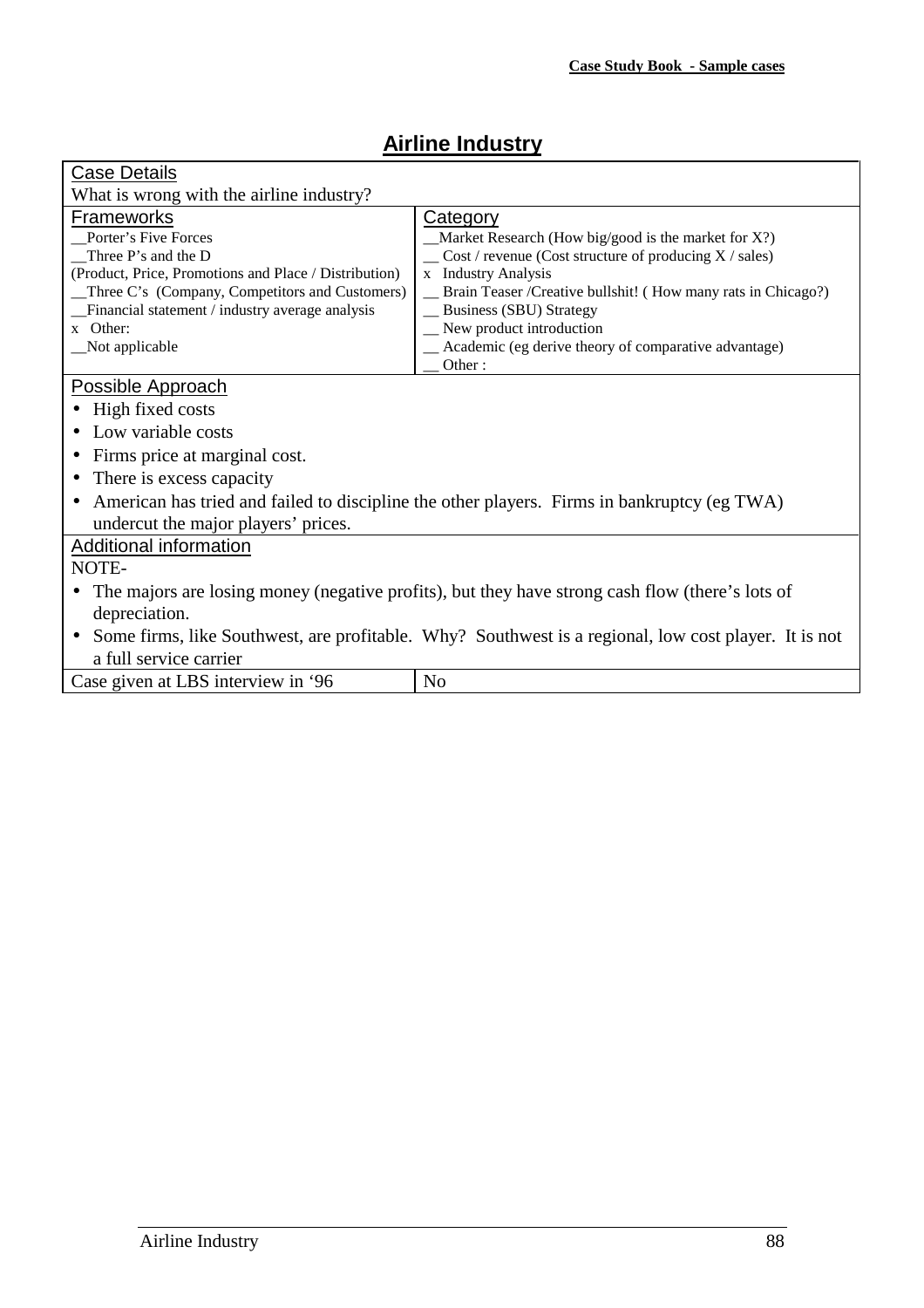## Airline Industry

| Case Details | |
|---|---|
| What is wrong with the airline industry? | |
| **Frameworks**<br>__Porter's Five Forces<br>__Three P's and the D<br>(Product, Price, Promotions and Place / Distribution)<br>__Three C's (Company, Competitors and Customers)<br>__Financial statement / industry average analysis<br>x Other:<br>__Not applicable | **Category**<br>__Market Research (How big/good is the market for X?)<br>__ Cost / revenue (Cost structure of producing X / sales)<br>x Industry Analysis<br>__ Brain Teaser /Creative bullshit! ( How many rats in Chicago?)<br>__ Business (SBU) Strategy<br>__ New product introduction<br>__ Academic (eg derive theory of comparative advantage)<br>__ Other : |
| **Possible Approach**<br>• High fixed costs<br>• Low variable costs<br>• Firms price at marginal cost.<br>• There is excess capacity<br>• American has tried and failed to discipline the other players. Firms in bankruptcy (eg TWA) undercut the major players' prices. | |
| **Additional information**<br>NOTE-<br>• The majors are losing money (negative profits), but they have strong cash flow (there's lots of depreciation.<br>• Some firms, like Southwest, are profitable. Why? Southwest is a regional, low cost player. It is not a full service carrier | |
| Case given at LBS interview in '96 | No |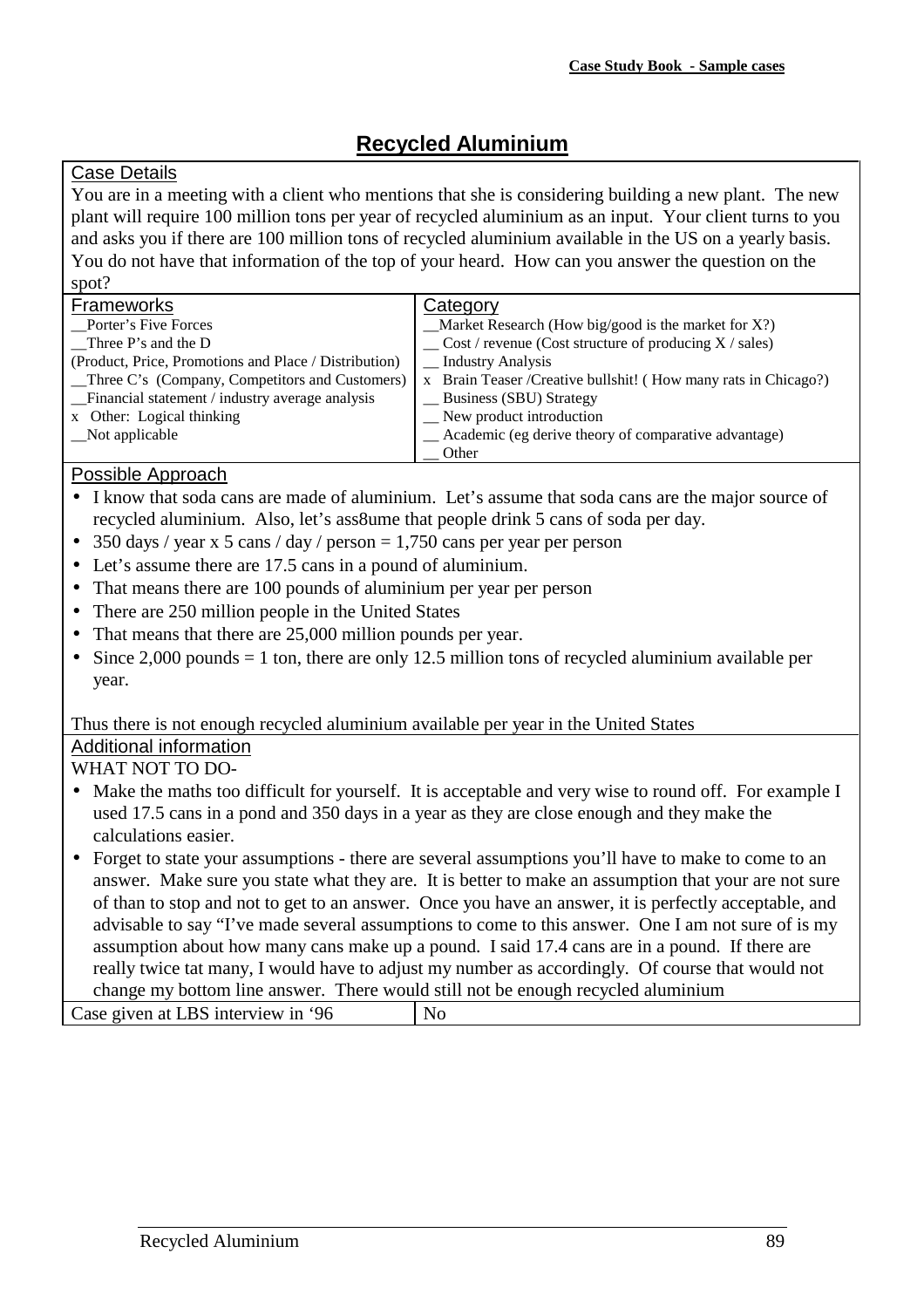# Recycled Aluminium

## Case Details

You are in a meeting with a client who mentions that she is considering building a new plant. The new plant will require 100 million tons per year of recycled aluminium as an input. Your client turns to you and asks you if there are 100 million tons of recycled aluminium available in the US on a yearly basis. You do not have that information of the top of your heard. How can you answer the question on the spot?

| Frameworks | Category |
|---|---|
| __Porter's Five Forces | __Market Research (How big/good is the market for X?) |
| __Three P's and the D (Product, Price, Promotions and Place / Distribution) | __ Cost / revenue (Cost structure of producing X / sales) |
| __Three C's (Company, Competitors and Customers) | __ Industry Analysis |
| __Financial statement / industry average analysis | x Brain Teaser /Creative bullshit! ( How many rats in Chicago?) |
| x Other: Logical thinking | __ Business (SBU) Strategy |
| __Not applicable | __ New product introduction |
| | __ Academic (eg derive theory of comparative advantage) |
| | __ Other |

## Possible Approach

- I know that soda cans are made of aluminium. Let's assume that soda cans are the major source of recycled aluminium. Also, let's ass8ume that people drink 5 cans of soda per day.
- 350 days / year x 5 cans / day / person = 1,750 cans per year per person
- Let's assume there are 17.5 cans in a pound of aluminium.
- That means there are 100 pounds of aluminium per year per person
- There are 250 million people in the United States
- That means that there are 25,000 million pounds per year.
- Since 2,000 pounds = 1 ton, there are only 12.5 million tons of recycled aluminium available per year.

Thus there is not enough recycled aluminium available per year in the United States

## Additional information

WHAT NOT TO DO-

- Make the maths too difficult for yourself. It is acceptable and very wise to round off. For example I used 17.5 cans in a pond and 350 days in a year as they are close enough and they make the calculations easier.
- Forget to state your assumptions - there are several assumptions you'll have to make to come to an answer. Make sure you state what they are. It is better to make an assumption that your are not sure of than to stop and not to get to an answer. Once you have an answer, it is perfectly acceptable, and advisable to say "I've made several assumptions to come to this answer. One I am not sure of is my assumption about how many cans make up a pound. I said 17.4 cans are in a pound. If there are really twice tat many, I would have to adjust my number as accordingly. Of course that would not change my bottom line answer. There would still not be enough recycled aluminium

| Case given at LBS interview in '96 | No |
|---|---|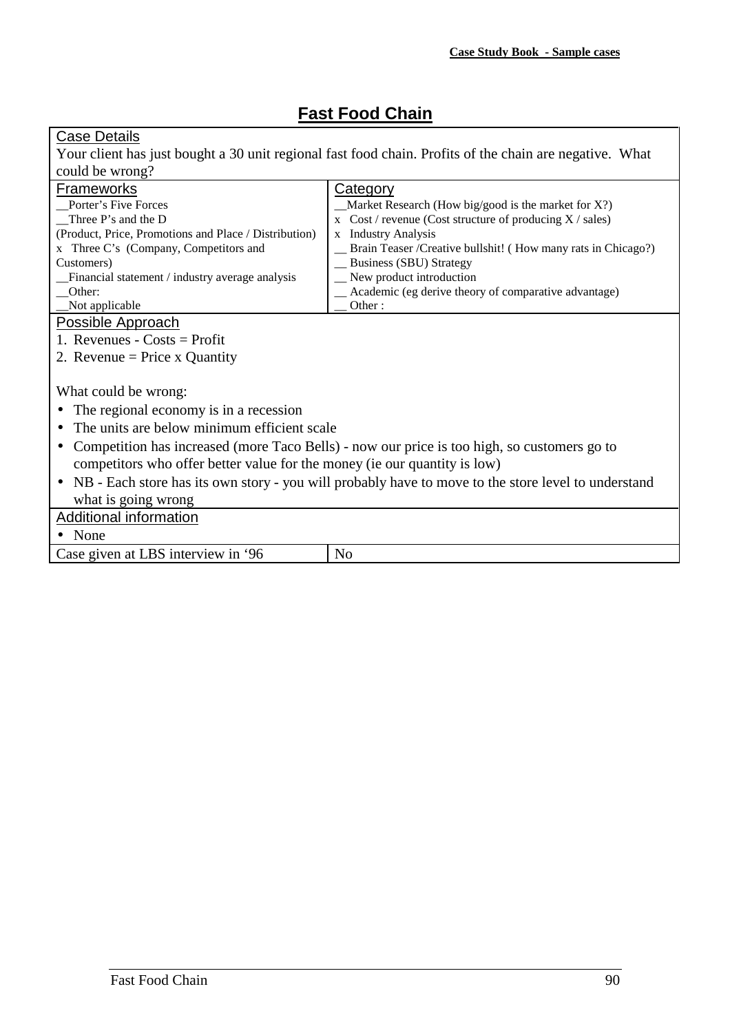# Fast Food Chain

**Case Details**

Your client has just bought a 30 unit regional fast food chain. Profits of the chain are negative. What could be wrong?

| Frameworks | Category |
|---|---|
| __Porter's Five Forces | __Market Research (How big/good is the market for X?) |
| __Three P's and the D (Product, Price, Promotions and Place / Distribution) | x Cost / revenue (Cost structure of producing X / sales) |
| x Three C's (Company, Competitors and Customers) | x Industry Analysis |
| __Financial statement / industry average analysis | __ Brain Teaser /Creative bullshit! ( How many rats in Chicago?) |
| __Other: | __ Business (SBU) Strategy |
| __Not applicable | __ New product introduction |
| | __ Academic (eg derive theory of comparative advantage) |
| | __ Other : |

**Possible Approach**

1. Revenues - Costs = Profit
2. Revenue = Price x Quantity

What could be wrong:

- The regional economy is in a recession
- The units are below minimum efficient scale
- Competition has increased (more Taco Bells) - now our price is too high, so customers go to competitors who offer better value for the money (ie our quantity is low)
- NB - Each store has its own story - you will probably have to move to the store level to understand what is going wrong

**Additional information**

- None

| Case given at LBS interview in '96 | No |
|---|---|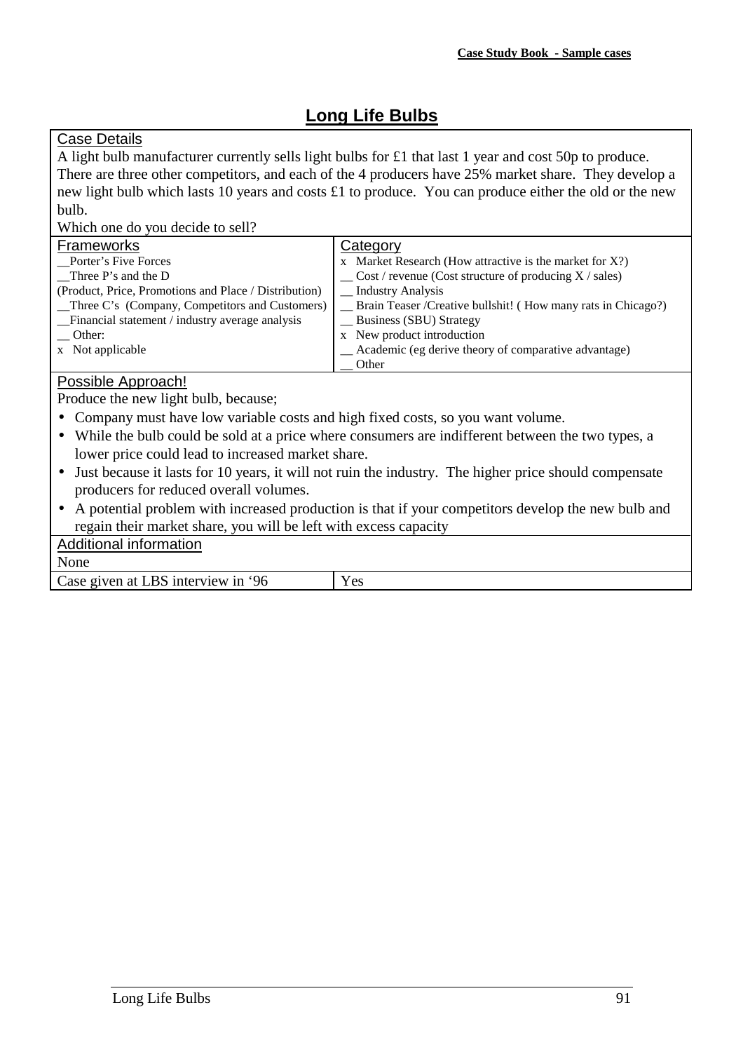# Long Life Bulbs

**Case Details**

A light bulb manufacturer currently sells light bulbs for £1 that last 1 year and cost 50p to produce. There are three other competitors, and each of the 4 producers have 25% market share. They develop a new light bulb which lasts 10 years and costs £1 to produce. You can produce either the old or the new bulb.

Which one do you decide to sell?

| Frameworks | Category |
|---|---|
| __Porter's Five Forces | x Market Research (How attractive is the market for X?) |
| __Three P's and the D (Product, Price, Promotions and Place / Distribution) | __ Cost / revenue (Cost structure of producing X / sales) |
| __Three C's (Company, Competitors and Customers) | __ Industry Analysis |
| __Financial statement / industry average analysis | __ Brain Teaser /Creative bullshit! ( How many rats in Chicago?) |
| __ Other: | __ Business (SBU) Strategy |
| x Not applicable | x New product introduction |
| | __ Academic (eg derive theory of comparative advantage) |
| | __ Other |

**Possible Approach!**

Produce the new light bulb, because;

- Company must have low variable costs and high fixed costs, so you want volume.
- While the bulb could be sold at a price where consumers are indifferent between the two types, a lower price could lead to increased market share.
- Just because it lasts for 10 years, it will not ruin the industry. The higher price should compensate producers for reduced overall volumes.
- A potential problem with increased production is that if your competitors develop the new bulb and regain their market share, you will be left with excess capacity

**Additional information**

None

| Case given at LBS interview in '96 | Yes |
|---|---|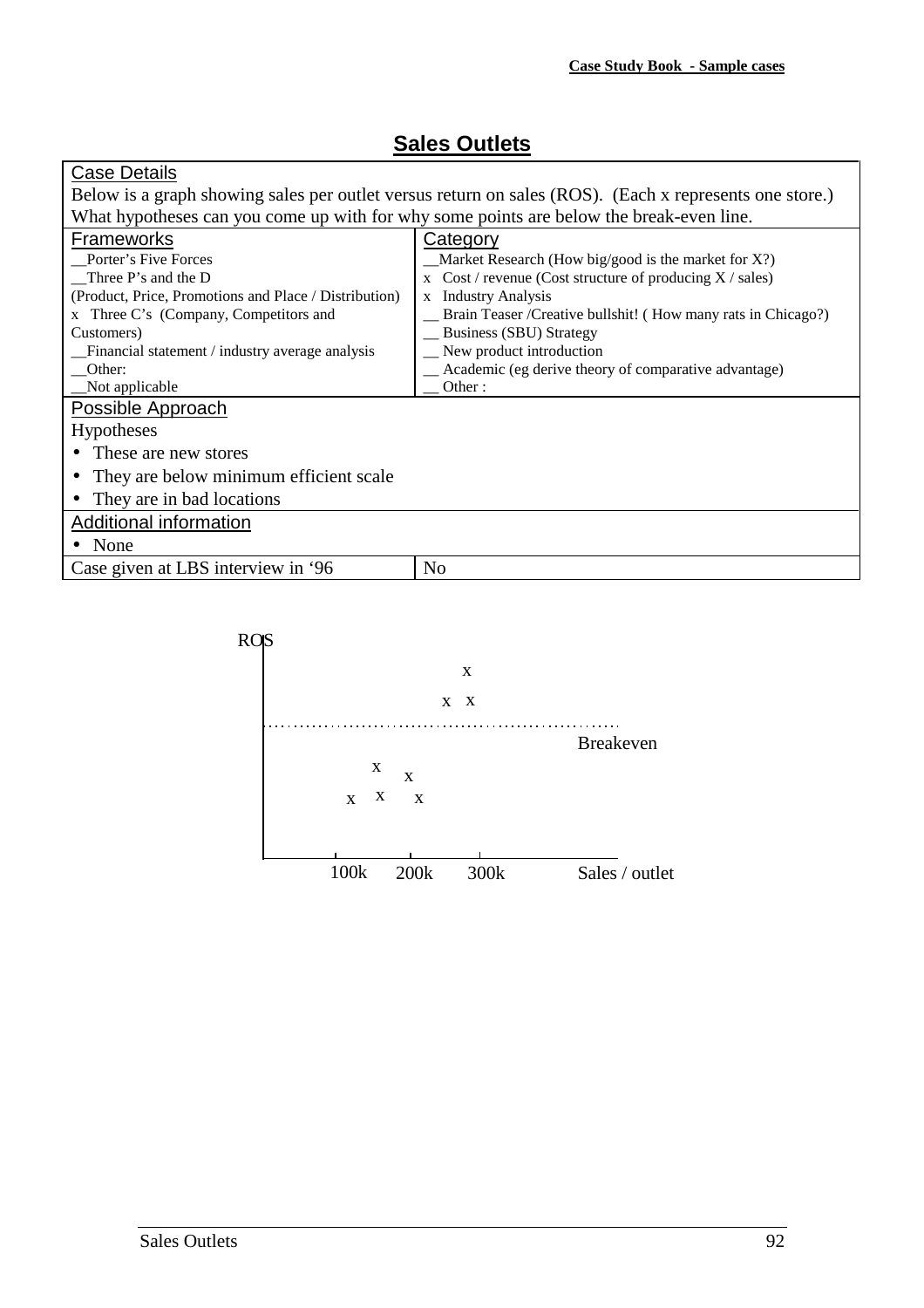# Sales Outlets

| Case Details | |
|---|---|
| Below is a graph showing sales per outlet versus return on sales (ROS). (Each x represents one store.) What hypotheses can you come up with for why some points are below the break-even line. | |
| **Frameworks** | **Category** |
| __Porter's Five Forces<br>__Three P's and the D<br>(Product, Price, Promotions and Place / Distribution)<br>x Three C's (Company, Competitors and Customers)<br>__Financial statement / industry average analysis<br>__Other:<br>__Not applicable | __Market Research (How big/good is the market for X?)<br>x Cost / revenue (Cost structure of producing X / sales)<br>x Industry Analysis<br>__ Brain Teaser /Creative bullshit! ( How many rats in Chicago?)<br>__ Business (SBU) Strategy<br>__ New product introduction<br>__ Academic (eg derive theory of comparative advantage)<br>__ Other : |
| **Possible Approach**<br>Hypotheses<br>• These are new stores<br>• They are below minimum efficient scale<br>• They are in bad locations | |
| **Additional information**<br>• None | |
| Case given at LBS interview in '96 | No |

ROS

Breakeven

100k 200k 300k Sales / outlet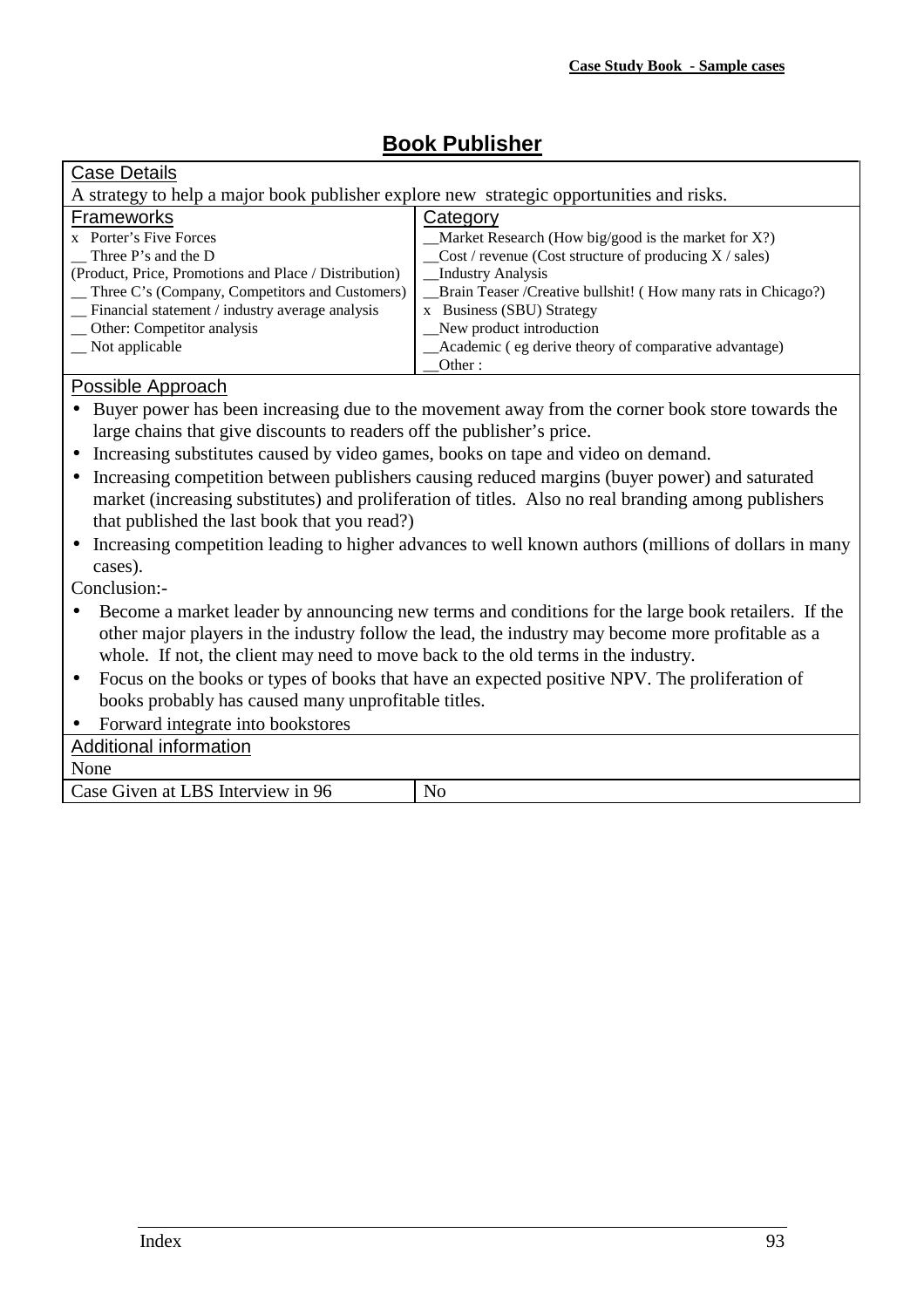## Book Publisher

**Case Details**

A strategy to help a major book publisher explore new strategic opportunities and risks.

| Frameworks | Category |
| --- | --- |
| x Porter's Five Forces | __Market Research (How big/good is the market for X?) |
| __ Three P's and the D (Product, Price, Promotions and Place / Distribution) | __Cost / revenue (Cost structure of producing X / sales) |
| __ Three C's (Company, Competitors and Customers) | __Industry Analysis |
| __ Financial statement / industry average analysis | __Brain Teaser /Creative bullshit! ( How many rats in Chicago?) |
| __ Other: Competitor analysis | x Business (SBU) Strategy |
| __ Not applicable | __New product introduction |
| | __Academic ( eg derive theory of comparative advantage) |
| | __Other : |

**Possible Approach**

- Buyer power has been increasing due to the movement away from the corner book store towards the large chains that give discounts to readers off the publisher's price.
- Increasing substitutes caused by video games, books on tape and video on demand.
- Increasing competition between publishers causing reduced margins (buyer power) and saturated market (increasing substitutes) and proliferation of titles. Also no real branding among publishers that published the last book that you read?)
- Increasing competition leading to higher advances to well known authors (millions of dollars in many cases).

Conclusion:-

- Become a market leader by announcing new terms and conditions for the large book retailers. If the other major players in the industry follow the lead, the industry may become more profitable as a whole. If not, the client may need to move back to the old terms in the industry.
- Focus on the books or types of books that have an expected positive NPV. The proliferation of books probably has caused many unprofitable titles.
- Forward integrate into bookstores

**Additional information**

None

| Case Given at LBS Interview in 96 | No |
| --- | --- |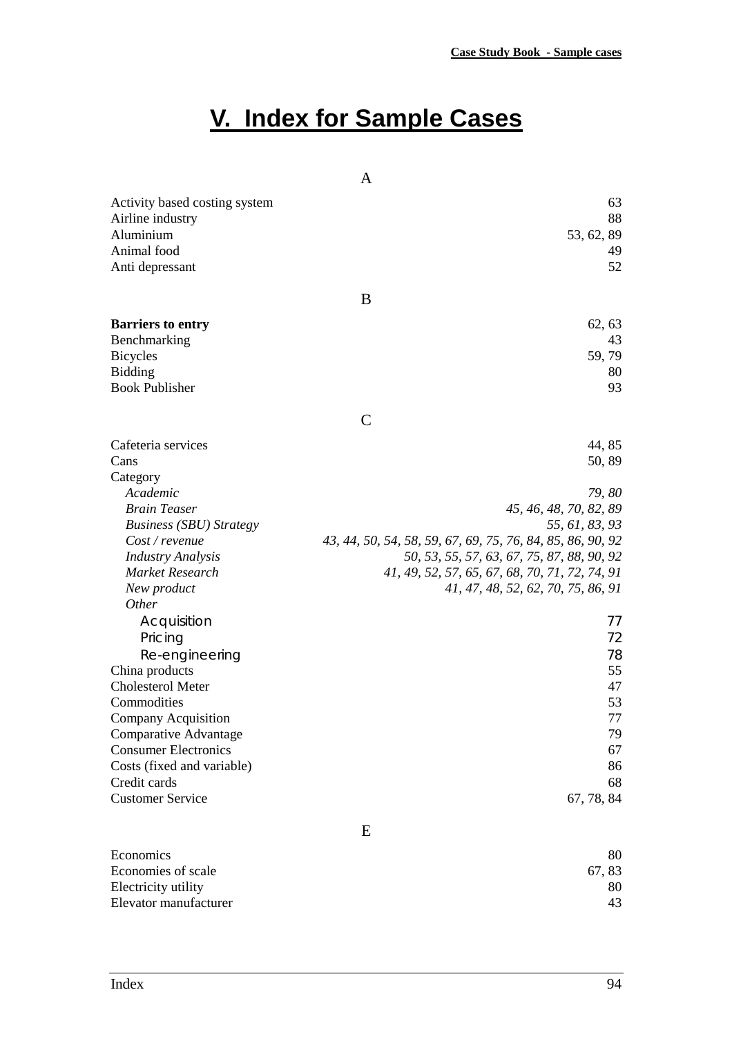# V. Index for Sample Cases

A

| | |
|---|---|
| Activity based costing system | 63 |
| Airline industry | 88 |
| Aluminium | 53, 62, 89 |
| Animal food | 49 |
| Anti depressant | 52 |

B

| | |
|---|---|
| **Barriers to entry** | 62, 63 |
| Benchmarking | 43 |
| Bicycles | 59, 79 |
| Bidding | 80 |
| Book Publisher | 93 |

C

| | |
|---|---|
| Cafeteria services | 44, 85 |
| Cans | 50, 89 |
| Category | |
| *Academic* | *79, 80* |
| *Brain Teaser* | *45, 46, 48, 70, 82, 89* |
| *Business (SBU) Strategy* | *55, 61, 83, 93* |
| *Cost / revenue* | *43, 44, 50, 54, 58, 59, 67, 69, 75, 76, 84, 85, 86, 90, 92* |
| *Industry Analysis* | *50, 53, 55, 57, 63, 67, 75, 87, 88, 90, 92* |
| *Market Research* | *41, 49, 52, 57, 65, 67, 68, 70, 71, 72, 74, 91* |
| *New product* | *41, 47, 48, 52, 62, 70, 75, 86, 91* |
| *Other* | |
| Acquisition | 77 |
| Pricing | 72 |
| Re-engineering | 78 |
| China products | 55 |
| Cholesterol Meter | 47 |
| Commodities | 53 |
| Company Acquisition | 77 |
| Comparative Advantage | 79 |
| Consumer Electronics | 67 |
| Costs (fixed and variable) | 86 |
| Credit cards | 68 |
| Customer Service | 67, 78, 84 |

E

| | |
|---|---|
| Economics | 80 |
| Economies of scale | 67, 83 |
| Electricity utility | 80 |
| Elevator manufacturer | 43 |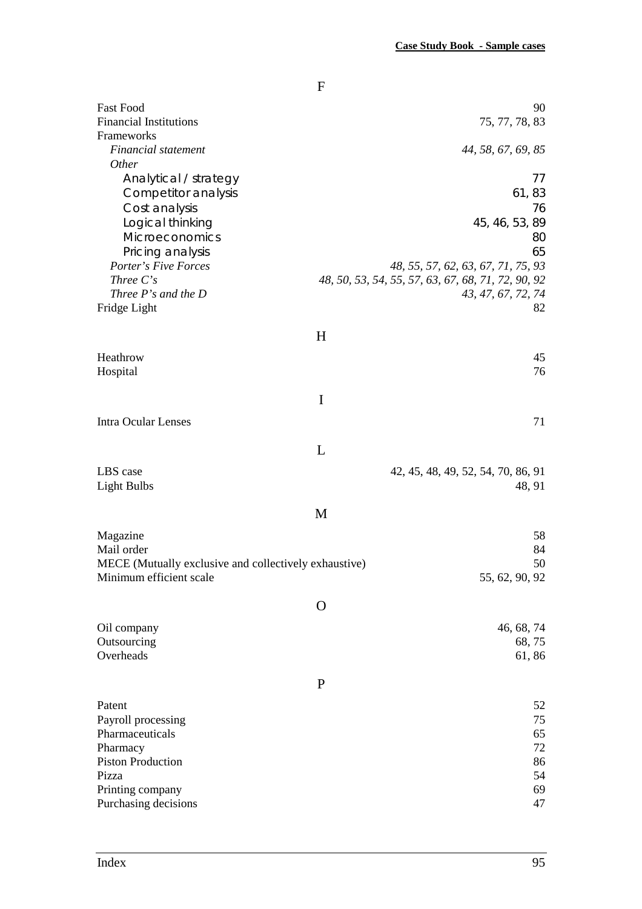## F

| | |
|---|---|
| Fast Food | 90 |
| Financial Institutions | 75, 77, 78, 83 |
| Frameworks | |
| *Financial statement* | *44, 58, 67, 69, 85* |
| *Other* | |
| Analytical / strategy | 77 |
| Competitor analysis | 61, 83 |
| Cost analysis | 76 |
| Logical thinking | 45, 46, 53, 89 |
| Microeconomics | 80 |
| Pricing analysis | 65 |
| *Porter's Five Forces* | *48, 55, 57, 62, 63, 67, 71, 75, 93* |
| *Three C's* | *48, 50, 53, 54, 55, 57, 63, 67, 68, 71, 72, 90, 92* |
| *Three P's and the D* | *43, 47, 67, 72, 74* |
| Fridge Light | 82 |

## H

| | |
|---|---|
| Heathrow | 45 |
| Hospital | 76 |

## I

| | |
|---|---|
| Intra Ocular Lenses | 71 |

## L

| | |
|---|---|
| LBS case | 42, 45, 48, 49, 52, 54, 70, 86, 91 |
| Light Bulbs | 48, 91 |

## M

| | |
|---|---|
| Magazine | 58 |
| Mail order | 84 |
| MECE (Mutually exclusive and collectively exhaustive) | 50 |
| Minimum efficient scale | 55, 62, 90, 92 |

## O

| | |
|---|---|
| Oil company | 46, 68, 74 |
| Outsourcing | 68, 75 |
| Overheads | 61, 86 |

## P

| | |
|---|---|
| Patent | 52 |
| Payroll processing | 75 |
| Pharmaceuticals | 65 |
| Pharmacy | 72 |
| Piston Production | 86 |
| Pizza | 54 |
| Printing company | 69 |
| Purchasing decisions | 47 |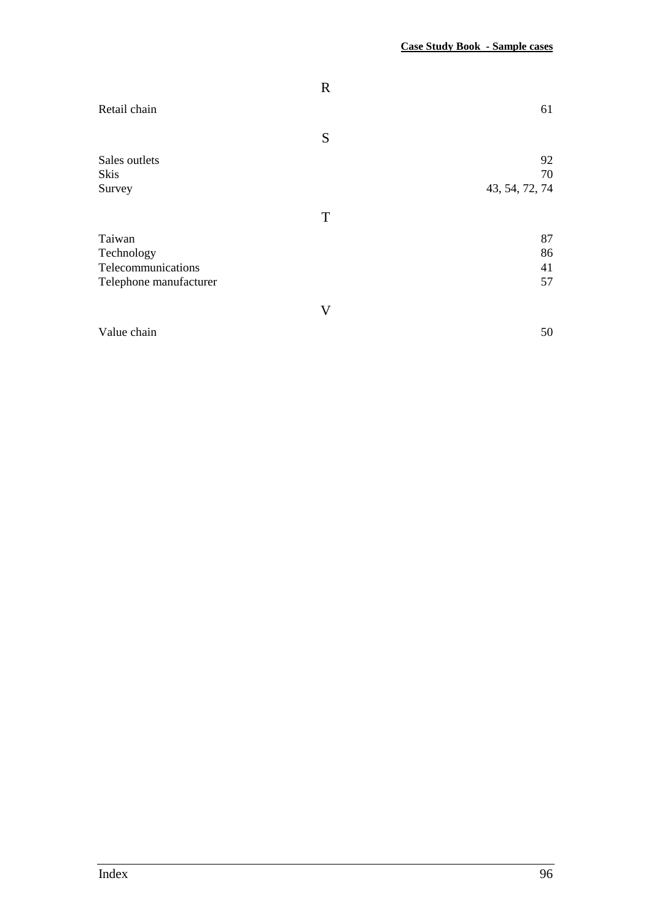## R

| | |
|---|---|
| Retail chain | 61 |

## S

| | |
|---|---|
| Sales outlets | 92 |
| Skis | 70 |
| Survey | 43, 54, 72, 74 |

## T

| | |
|---|---|
| Taiwan | 87 |
| Technology | 86 |
| Telecommunications | 41 |
| Telephone manufacturer | 57 |

## V

| | |
|---|---|
| Value chain | 50 |